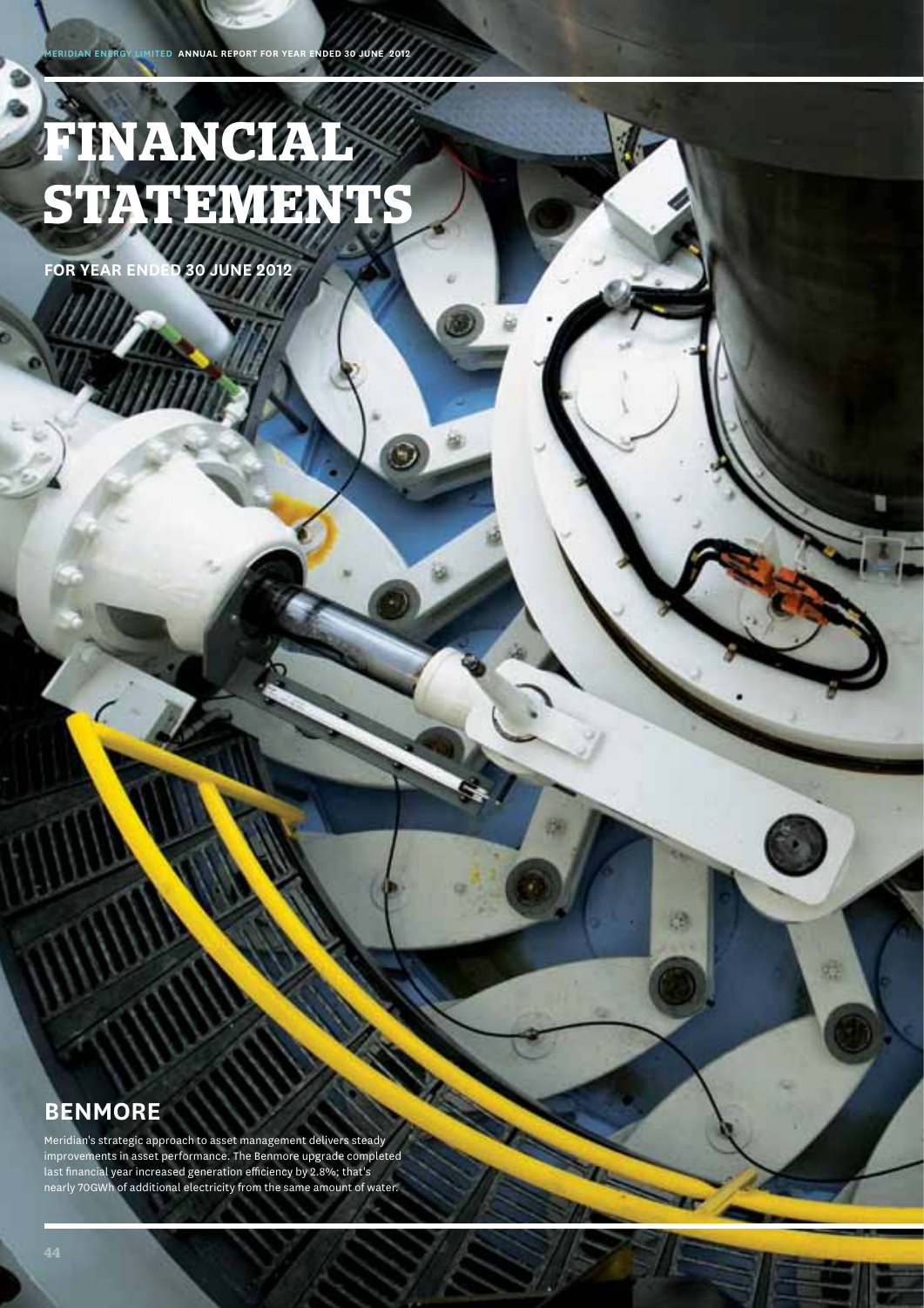# FINANCIAL STATEMENTS

**FOR YEAR ENDED 30 JUNE 2012**

## BENMORE

Meridian's strategic approach to asset management delivers steady improvements in asset performance. The Benmore upgrade completed last financial year increased generation efficiency by 2.8%; that's nearly 70GWh of additional electricity from the same amount of water.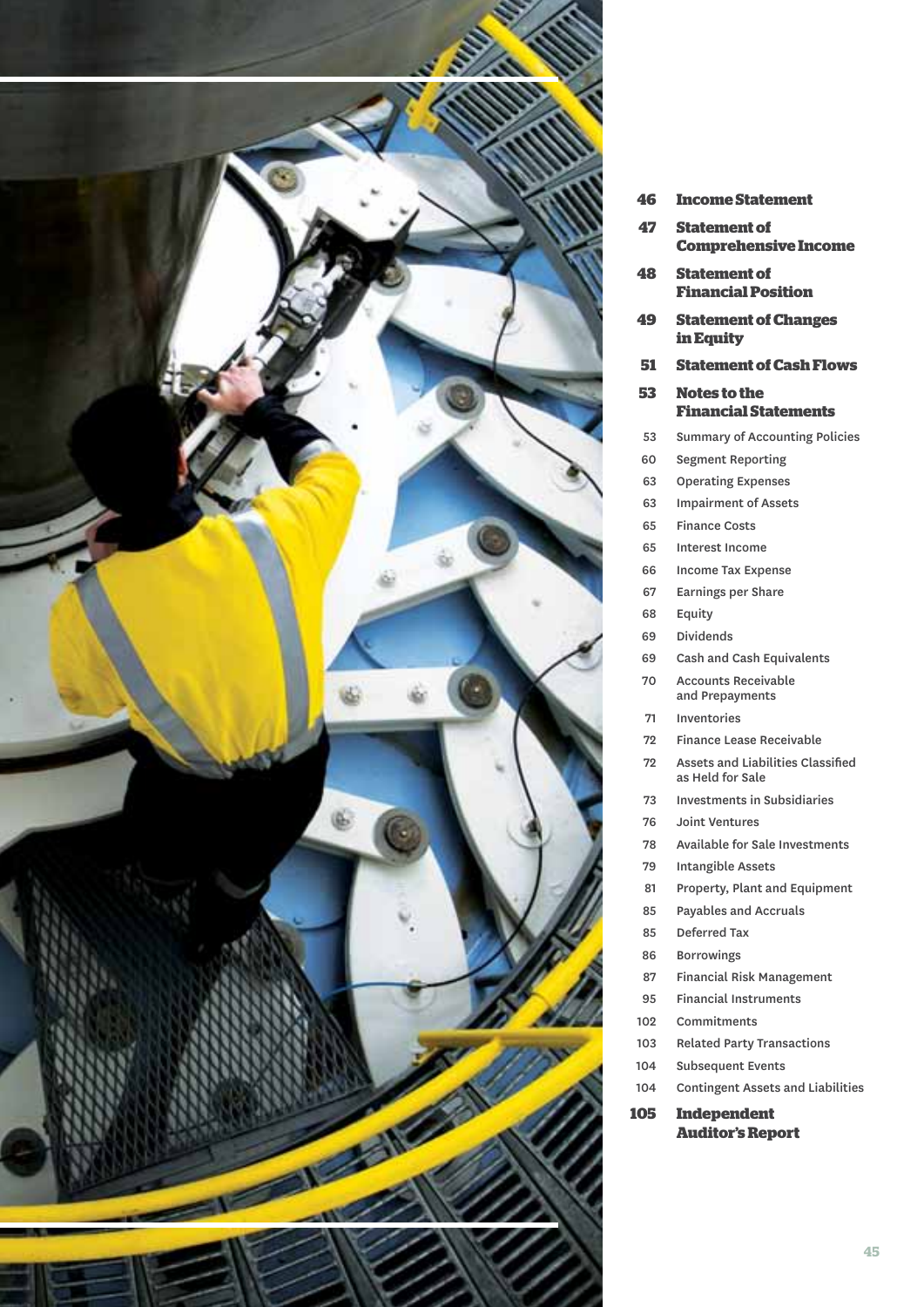| | |
|---|---|
| 46 | **Income Statement** |
| 47 | **Statement of Comprehensive Income** |
| 48 | **Statement of Financial Position** |
| 49 | **Statement of Changes in Equity** |
| 51 | **Statement of Cash Flows** |
| 53 | **Notes to the Financial Statements** |
| 53 | Summary of Accounting Policies |
| 60 | Segment Reporting |
| 63 | Operating Expenses |
| 63 | Impairment of Assets |
| 65 | Finance Costs |
| 65 | Interest Income |
| 66 | Income Tax Expense |
| 67 | Earnings per Share |
| 68 | Equity |
| 69 | Dividends |
| 69 | Cash and Cash Equivalents |
| 70 | Accounts Receivable and Prepayments |
| 71 | Inventories |
| 72 | Finance Lease Receivable |
| 72 | Assets and Liabilities Classified as Held for Sale |
| 73 | Investments in Subsidiaries |
| 76 | Joint Ventures |
| 78 | Available for Sale Investments |
| 79 | Intangible Assets |
| 81 | Property, Plant and Equipment |
| 85 | Payables and Accruals |
| 85 | Deferred Tax |
| 86 | Borrowings |
| 87 | Financial Risk Management |
| 95 | Financial Instruments |
| 102 | Commitments |
| 103 | Related Party Transactions |
| 104 | Subsequent Events |
| 104 | Contingent Assets and Liabilities |
| 105 | **Independent Auditor's Report** |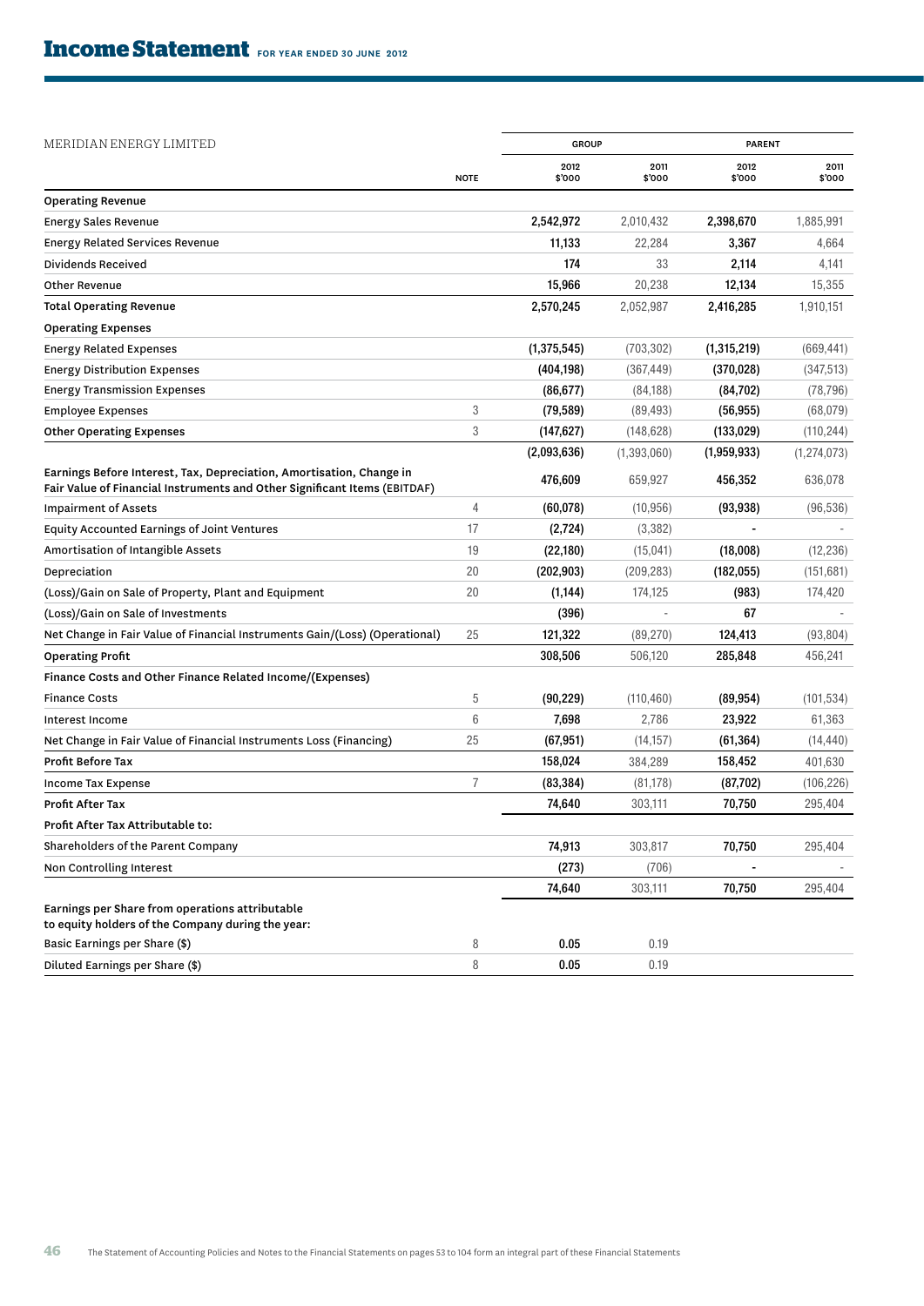# Income Statement FOR YEAR ENDED 30 JUNE 2012

| MERIDIAN ENERGY LIMITED | | GROUP | | PARENT | |
|---|---|---|---|---|---|
| | NOTE | 2012 $'000 | 2011 $'000 | 2012 $'000 | 2011 $'000 |
| **Operating Revenue** | | | | | |
| Energy Sales Revenue | | **2,542,972** | 2,010,432 | **2,398,670** | 1,885,991 |
| Energy Related Services Revenue | | **11,133** | 22,284 | **3,367** | 4,664 |
| Dividends Received | | **174** | 33 | **2,114** | 4,141 |
| Other Revenue | | **15,966** | 20,238 | **12,134** | 15,355 |
| **Total Operating Revenue** | | **2,570,245** | 2,052,987 | **2,416,285** | 1,910,151 |
| **Operating Expenses** | | | | | |
| Energy Related Expenses | | **(1,375,545)** | (703,302) | **(1,315,219)** | (669,441) |
| Energy Distribution Expenses | | **(404,198)** | (367,449) | **(370,028)** | (347,513) |
| Energy Transmission Expenses | | **(86,677)** | (84,188) | **(84,702)** | (78,796) |
| Employee Expenses | 3 | **(79,589)** | (89,493) | **(56,955)** | (68,079) |
| Other Operating Expenses | 3 | **(147,627)** | (148,628) | **(133,029)** | (110,244) |
| | | **(2,093,636)** | (1,393,060) | **(1,959,933)** | (1,274,073) |
| **Earnings Before Interest, Tax, Depreciation, Amortisation, Change in Fair Value of Financial Instruments and Other Significant Items (EBITDAF)** | | **476,609** | 659,927 | **456,352** | 636,078 |
| Impairment of Assets | 4 | **(60,078)** | (10,956) | **(93,938)** | (96,536) |
| Equity Accounted Earnings of Joint Ventures | 17 | **(2,724)** | (3,382) | **-** | - |
| Amortisation of Intangible Assets | 19 | **(22,180)** | (15,041) | **(18,008)** | (12,236) |
| Depreciation | 20 | **(202,903)** | (209,283) | **(182,055)** | (151,681) |
| (Loss)/Gain on Sale of Property, Plant and Equipment | 20 | **(1,144)** | 174,125 | **(983)** | 174,420 |
| (Loss)/Gain on Sale of Investments | | **(396)** | - | **67** | - |
| Net Change in Fair Value of Financial Instruments Gain/(Loss) (Operational) | 25 | **121,322** | (89,270) | **124,413** | (93,804) |
| **Operating Profit** | | **308,506** | 506,120 | **285,848** | 456,241 |
| **Finance Costs and Other Finance Related Income/(Expenses)** | | | | | |
| Finance Costs | 5 | **(90,229)** | (110,460) | **(89,954)** | (101,534) |
| Interest Income | 6 | **7,698** | 2,786 | **23,922** | 61,363 |
| Net Change in Fair Value of Financial Instruments Loss (Financing) | 25 | **(67,951)** | (14,157) | **(61,364)** | (14,440) |
| **Profit Before Tax** | | **158,024** | 384,289 | **158,452** | 401,630 |
| Income Tax Expense | 7 | **(83,384)** | (81,178) | **(87,702)** | (106,226) |
| **Profit After Tax** | | **74,640** | 303,111 | **70,750** | 295,404 |
| **Profit After Tax Attributable to:** | | | | | |
| Shareholders of the Parent Company | | **74,913** | 303,817 | **70,750** | 295,404 |
| Non Controlling Interest | | **(273)** | (706) | **-** | - |
| | | **74,640** | 303,111 | **70,750** | 295,404 |
| **Earnings per Share from operations attributable to equity holders of the Company during the year:** | | | | | |
| Basic Earnings per Share ($) | 8 | **0.05** | 0.19 | | |
| Diluted Earnings per Share ($) | 8 | **0.05** | 0.19 | | |

The Statement of Accounting Policies and Notes to the Financial Statements on pages 53 to 104 form an integral part of these Financial Statements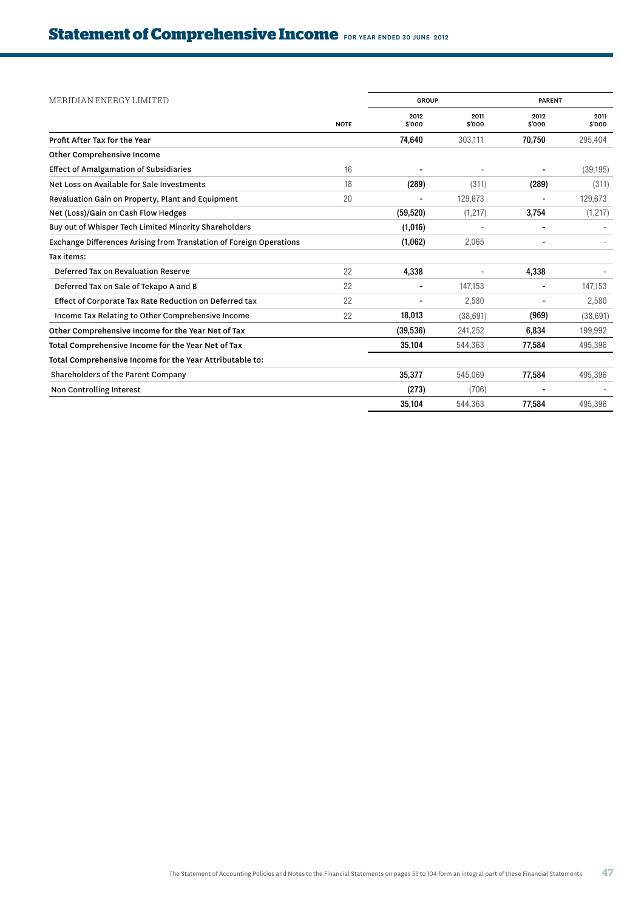# Statement of Comprehensive Income FOR YEAR ENDED 30 JUNE 2012

| MERIDIAN ENERGY LIMITED | | GROUP | | PARENT | |
|---|---|---|---|---|---|
| | NOTE | 2012 $'000 | 2011 $'000 | 2012 $'000 | 2011 $'000 |
| Profit After Tax for the Year | | 74,640 | 303,111 | 70,750 | 295,404 |
| Other Comprehensive Income | | | | | |
| Effect of Amalgamation of Subsidiaries | 16 | - | - | - | (39,195) |
| Net Loss on Available for Sale Investments | 18 | (289) | (311) | (289) | (311) |
| Revaluation Gain on Property, Plant and Equipment | 20 | - | 129,673 | - | 129,673 |
| Net (Loss)/Gain on Cash Flow Hedges | | (59,520) | (1,217) | 3,754 | (1,217) |
| Buy out of Whisper Tech Limited Minority Shareholders | | (1,016) | - | - | - |
| Exchange Differences Arising from Translation of Foreign Operations | | (1,062) | 2,065 | - | - |
| Tax items: | | | | | |
| Deferred Tax on Revaluation Reserve | 22 | 4,338 | - | 4,338 | - |
| Deferred Tax on Sale of Tekapo A and B | 22 | - | 147,153 | - | 147,153 |
| Effect of Corporate Tax Rate Reduction on Deferred tax | 22 | - | 2,580 | - | 2,580 |
| Income Tax Relating to Other Comprehensive Income | 22 | 18,013 | (38,691) | (969) | (38,691) |
| Other Comprehensive Income for the Year Net of Tax | | (39,536) | 241,252 | 6,834 | 199,992 |
| Total Comprehensive Income for the Year Net of Tax | | 35,104 | 544,363 | 77,584 | 495,396 |
| Total Comprehensive Income for the Year Attributable to: | | | | | |
| Shareholders of the Parent Company | | 35,377 | 545,069 | 77,584 | 495,396 |
| Non Controlling Interest | | (273) | (706) | - | - |
| | | 35,104 | 544,363 | 77,584 | 495,396 |

The Statement of Accounting Policies and Notes to the Financial Statements on pages 53 to 104 form an integral part of these Financial Statements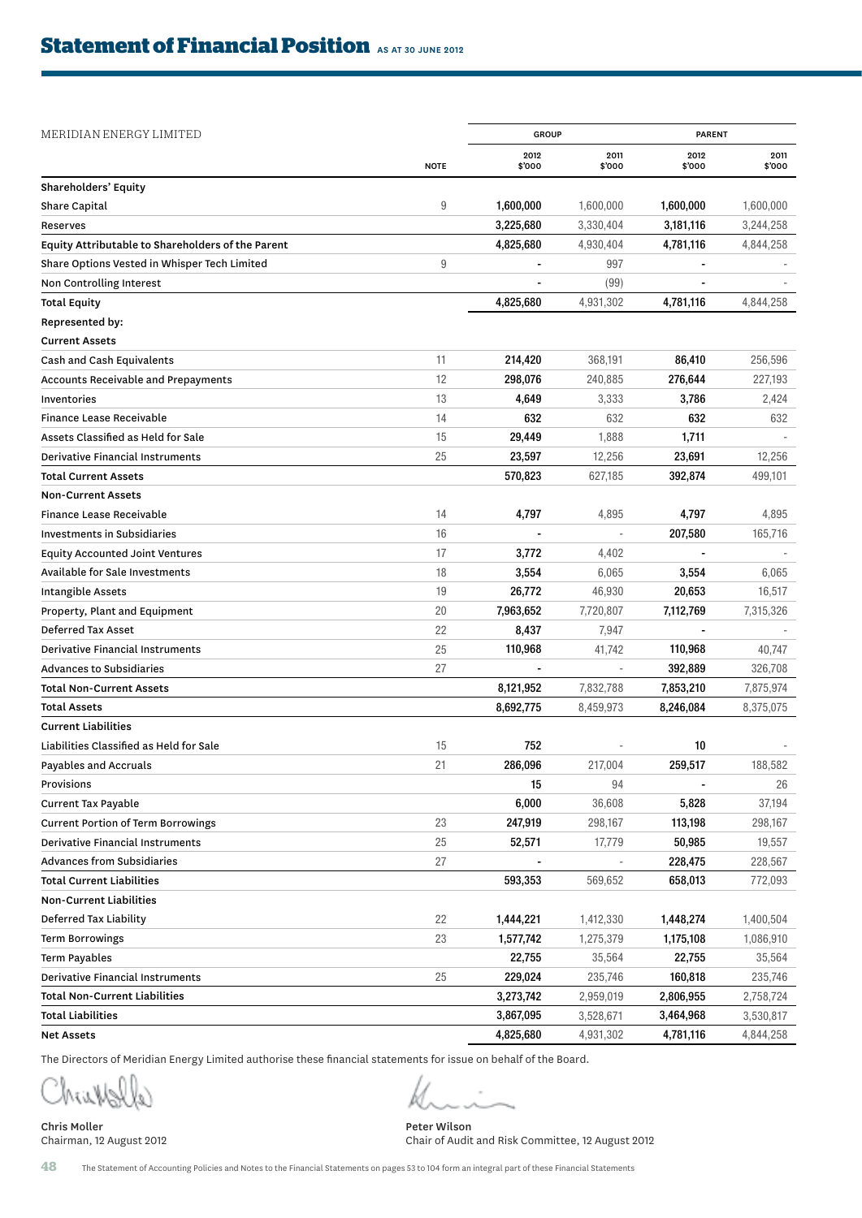# Statement of Financial Position AS AT 30 JUNE 2012

| MERIDIAN ENERGY LIMITED | | GROUP | | PARENT | |
|---|---|---|---|---|---|
| | NOTE | 2012 $'000 | 2011 $'000 | 2012 $'000 | 2011 $'000 |
| **Shareholders' Equity** | | | | | |
| Share Capital | 9 | **1,600,000** | 1,600,000 | **1,600,000** | 1,600,000 |
| Reserves | | **3,225,680** | 3,330,404 | **3,181,116** | 3,244,258 |
| **Equity Attributable to Shareholders of the Parent** | | **4,825,680** | 4,930,404 | **4,781,116** | 4,844,258 |
| Share Options Vested in Whisper Tech Limited | 9 | **-** | 997 | **-** | - |
| Non Controlling Interest | | **-** | (99) | **-** | - |
| **Total Equity** | | **4,825,680** | 4,931,302 | **4,781,116** | 4,844,258 |
| **Represented by:** | | | | | |
| **Current Assets** | | | | | |
| Cash and Cash Equivalents | 11 | **214,420** | 368,191 | **86,410** | 256,596 |
| Accounts Receivable and Prepayments | 12 | **298,076** | 240,885 | **276,644** | 227,193 |
| Inventories | 13 | **4,649** | 3,333 | **3,786** | 2,424 |
| Finance Lease Receivable | 14 | **632** | 632 | **632** | 632 |
| Assets Classified as Held for Sale | 15 | **29,449** | 1,888 | **1,711** | - |
| Derivative Financial Instruments | 25 | **23,597** | 12,256 | **23,691** | 12,256 |
| **Total Current Assets** | | **570,823** | 627,185 | **392,874** | 499,101 |
| **Non-Current Assets** | | | | | |
| Finance Lease Receivable | 14 | **4,797** | 4,895 | **4,797** | 4,895 |
| Investments in Subsidiaries | 16 | **-** | - | **207,580** | 165,716 |
| Equity Accounted Joint Ventures | 17 | **3,772** | 4,402 | **-** | - |
| Available for Sale Investments | 18 | **3,554** | 6,065 | **3,554** | 6,065 |
| Intangible Assets | 19 | **26,772** | 46,930 | **20,653** | 16,517 |
| Property, Plant and Equipment | 20 | **7,963,652** | 7,720,807 | **7,112,769** | 7,315,326 |
| Deferred Tax Asset | 22 | **8,437** | 7,947 | **-** | - |
| Derivative Financial Instruments | 25 | **110,968** | 41,742 | **110,968** | 40,747 |
| Advances to Subsidiaries | 27 | **-** | - | **392,889** | 326,708 |
| **Total Non-Current Assets** | | **8,121,952** | 7,832,788 | **7,853,210** | 7,875,974 |
| **Total Assets** | | **8,692,775** | 8,459,973 | **8,246,084** | 8,375,075 |
| **Current Liabilities** | | | | | |
| Liabilities Classified as Held for Sale | 15 | **752** | - | **10** | - |
| Payables and Accruals | 21 | **286,096** | 217,004 | **259,517** | 188,582 |
| Provisions | | **15** | 94 | **-** | 26 |
| Current Tax Payable | | **6,000** | 36,608 | **5,828** | 37,194 |
| Current Portion of Term Borrowings | 23 | **247,919** | 298,167 | **113,198** | 298,167 |
| Derivative Financial Instruments | 25 | **52,571** | 17,779 | **50,985** | 19,557 |
| Advances from Subsidiaries | 27 | **-** | - | **228,475** | 228,567 |
| **Total Current Liabilities** | | **593,353** | 569,652 | **658,013** | 772,093 |
| **Non-Current Liabilities** | | | | | |
| Deferred Tax Liability | 22 | **1,444,221** | 1,412,330 | **1,448,274** | 1,400,504 |
| Term Borrowings | 23 | **1,577,742** | 1,275,379 | **1,175,108** | 1,086,910 |
| Term Payables | | **22,755** | 35,564 | **22,755** | 35,564 |
| Derivative Financial Instruments | 25 | **229,024** | 235,746 | **160,818** | 235,746 |
| **Total Non-Current Liabilities** | | **3,273,742** | 2,959,019 | **2,806,955** | 2,758,724 |
| **Total Liabilities** | | **3,867,095** | 3,528,671 | **3,464,968** | 3,530,817 |
| **Net Assets** | | **4,825,680** | 4,931,302 | **4,781,116** | 4,844,258 |

The Directors of Meridian Energy Limited authorise these financial statements for issue on behalf of the Board.

Chris Moller
Chairman, 12 August 2012

Peter Wilson
Chair of Audit and Risk Committee, 12 August 2012

The Statement of Accounting Policies and Notes to the Financial Statements on pages 53 to 104 form an integral part of these Financial Statements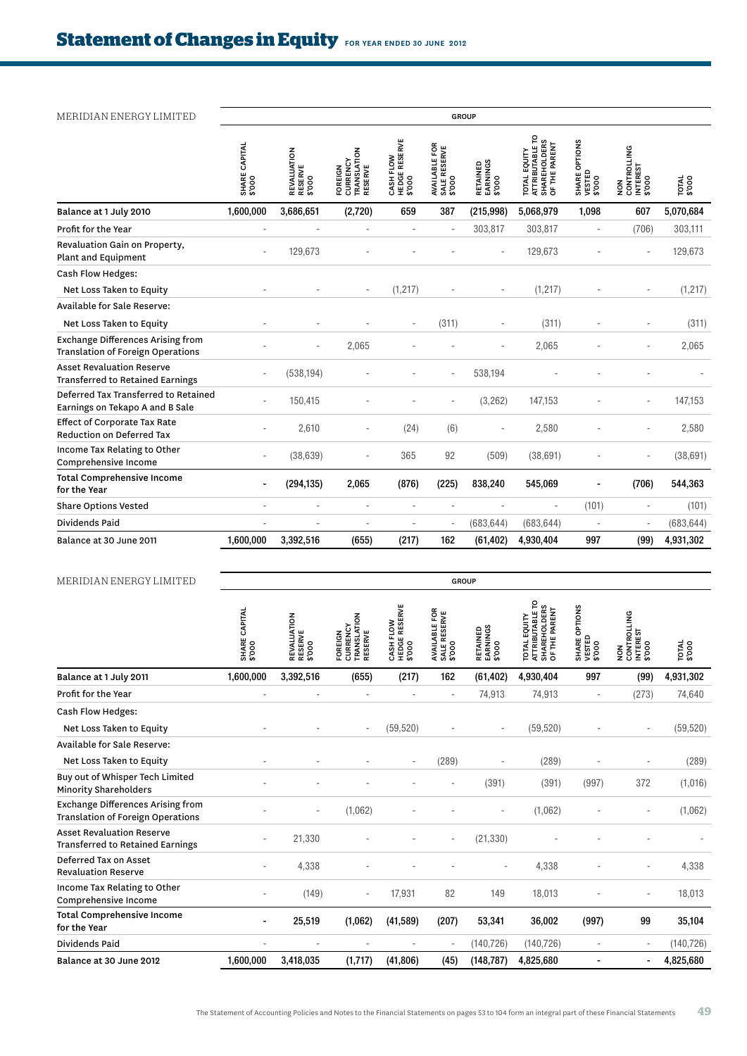# Statement of Changes in Equity FOR YEAR ENDED 30 JUNE 2012

| MERIDIAN ENERGY LIMITED | GROUP | | | | | | | | | |
|---|---|---|---|---|---|---|---|---|---|---|
| | SHARE CAPITAL $'000 | REVALUATION RESERVE $'000 | FOREIGN CURRENCY TRANSLATION RESERVE | CASH FLOW HEDGE RESERVE $'000 | AVAILABLE FOR SALE RESERVE $'000 | RETAINED EARNINGS $'000 | TOTAL EQUITY ATTRIBUTABLE TO SHAREHOLDERS OF THE PARENT | SHARE OPTIONS VESTED $'000 | NON CONTROLLING INTEREST $'000 | TOTAL $'000 |
| **Balance at 1 July 2010** | **1,600,000** | **3,686,651** | **(2,720)** | **659** | **387** | **(215,998)** | **5,068,979** | **1,098** | **607** | **5,070,684** |
| Profit for the Year | - | - | - | - | - | 303,817 | 303,817 | - | (706) | 303,111 |
| Revaluation Gain on Property, Plant and Equipment | - | 129,673 | - | - | - | - | 129,673 | - | - | 129,673 |
| Cash Flow Hedges: | | | | | | | | | | |
| Net Loss Taken to Equity | - | - | - | (1,217) | - | - | (1,217) | - | - | (1,217) |
| Available for Sale Reserve: | | | | | | | | | | |
| Net Loss Taken to Equity | - | - | - | - | (311) | - | (311) | - | - | (311) |
| Exchange Differences Arising from Translation of Foreign Operations | - | - | 2,065 | - | - | - | 2,065 | - | - | 2,065 |
| Asset Revaluation Reserve Transferred to Retained Earnings | - | (538,194) | - | - | - | 538,194 | - | - | - | - |
| Deferred Tax Transferred to Retained Earnings on Tekapo A and B Sale | - | 150,415 | - | - | - | (3,262) | 147,153 | - | - | 147,153 |
| Effect of Corporate Tax Rate Reduction on Deferred Tax | - | 2,610 | - | (24) | (6) | - | 2,580 | - | - | 2,580 |
| Income Tax Relating to Other Comprehensive Income | - | (38,639) | - | 365 | 92 | (509) | (38,691) | - | - | (38,691) |
| **Total Comprehensive Income for the Year** | **-** | **(294,135)** | **2,065** | **(876)** | **(225)** | **838,240** | **545,069** | **-** | **(706)** | **544,363** |
| Share Options Vested | - | - | - | - | - | - | - | (101) | - | (101) |
| Dividends Paid | - | - | - | - | - | (683,644) | (683,644) | - | - | (683,644) |
| **Balance at 30 June 2011** | **1,600,000** | **3,392,516** | **(655)** | **(217)** | **162** | **(61,402)** | **4,930,404** | **997** | **(99)** | **4,931,302** |

| MERIDIAN ENERGY LIMITED | GROUP | | | | | | | | | |
|---|---|---|---|---|---|---|---|---|---|---|
| | SHARE CAPITAL $'000 | REVALUATION RESERVE $'000 | FOREIGN CURRENCY TRANSLATION RESERVE | CASH FLOW HEDGE RESERVE $'000 | AVAILABLE FOR SALE RESERVE $'000 | RETAINED EARNINGS $'000 | TOTAL EQUITY ATTRIBUTABLE TO SHAREHOLDERS OF THE PARENT | SHARE OPTIONS VESTED $'000 | NON CONTROLLING INTEREST $'000 | TOTAL $'000 |
| **Balance at 1 July 2011** | **1,600,000** | **3,392,516** | **(655)** | **(217)** | **162** | **(61,402)** | **4,930,404** | **997** | **(99)** | **4,931,302** |
| Profit for the Year | - | - | - | - | - | 74,913 | 74,913 | - | (273) | 74,640 |
| Cash Flow Hedges: | | | | | | | | | | |
| Net Loss Taken to Equity | - | - | - | (59,520) | - | - | (59,520) | - | - | (59,520) |
| Available for Sale Reserve: | | | | | | | | | | |
| Net Loss Taken to Equity | - | - | - | - | (289) | - | (289) | - | - | (289) |
| Buy out of Whisper Tech Limited Minority Shareholders | - | - | - | - | - | (391) | (391) | (997) | 372 | (1,016) |
| Exchange Differences Arising from Translation of Foreign Operations | - | - | (1,062) | - | - | - | (1,062) | - | - | (1,062) |
| Asset Revaluation Reserve Transferred to Retained Earnings | - | 21,330 | - | - | - | (21,330) | - | - | - | - |
| Deferred Tax on Asset Revaluation Reserve | - | 4,338 | - | - | - | - | 4,338 | - | - | 4,338 |
| Income Tax Relating to Other Comprehensive Income | - | (149) | - | 17,931 | 82 | 149 | 18,013 | - | - | 18,013 |
| **Total Comprehensive Income for the Year** | **-** | **25,519** | **(1,062)** | **(41,589)** | **(207)** | **53,341** | **36,002** | **(997)** | **99** | **35,104** |
| Dividends Paid | - | - | - | - | - | (140,726) | (140,726) | - | - | (140,726) |
| **Balance at 30 June 2012** | **1,600,000** | **3,418,035** | **(1,717)** | **(41,806)** | **(45)** | **(148,787)** | **4,825,680** | **-** | **-** | **4,825,680** |

The Statement of Accounting Policies and Notes to the Financial Statements on pages 53 to 104 form an integral part of these Financial Statements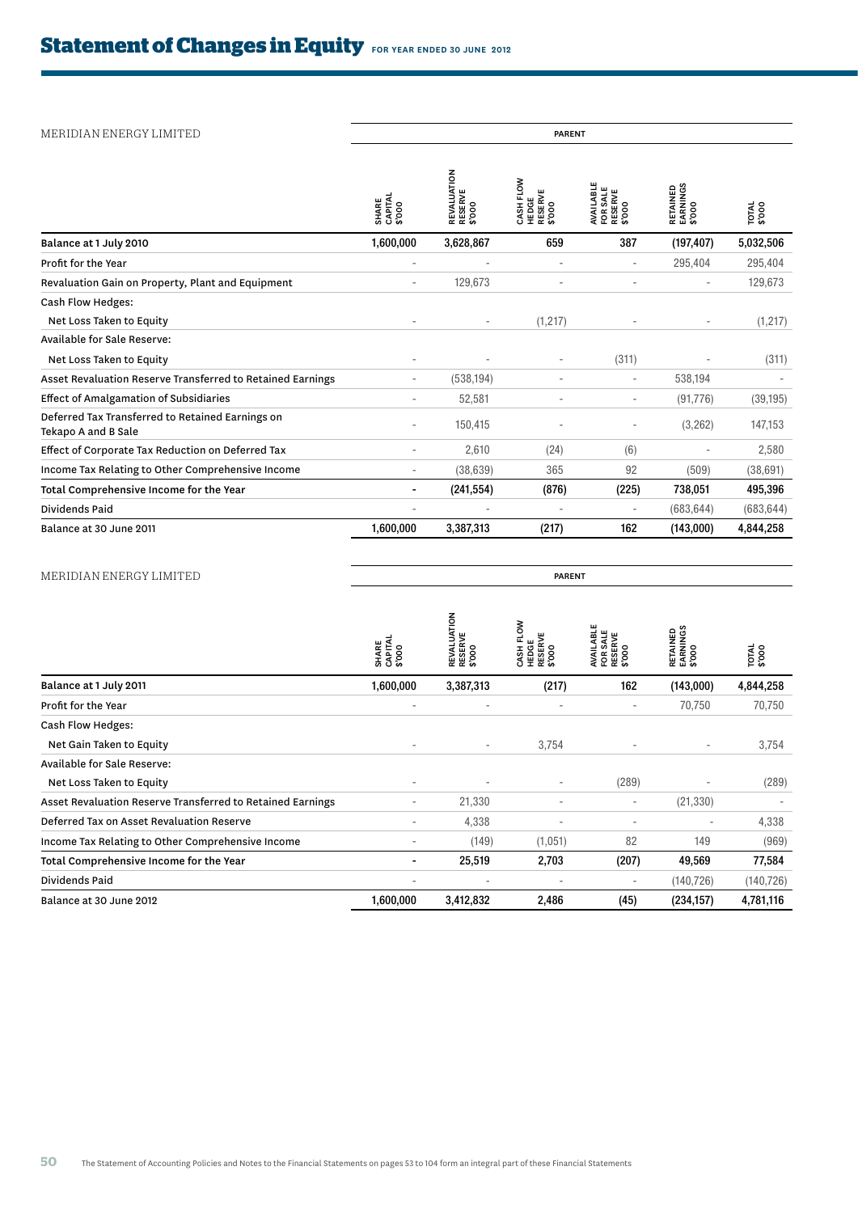# Statement of Changes in Equity FOR YEAR ENDED 30 JUNE 2012

| MERIDIAN ENERGY LIMITED | PARENT | | | | | |
|---|---|---|---|---|---|---|
| | SHARE CAPITAL $'000 | REVALUATION RESERVE $'000 | CASH FLOW HEDGE RESERVE $'000 | AVAILABLE FOR SALE RESERVE $'000 | RETAINED EARNINGS $'000 | TOTAL $'000 |
| **Balance at 1 July 2010** | **1,600,000** | **3,628,867** | **659** | **387** | **(197,407)** | **5,032,506** |
| Profit for the Year | - | - | - | - | 295,404 | 295,404 |
| Revaluation Gain on Property, Plant and Equipment | - | 129,673 | - | - | - | 129,673 |
| Cash Flow Hedges: | | | | | | |
| Net Loss Taken to Equity | - | - | (1,217) | - | - | (1,217) |
| Available for Sale Reserve: | | | | | | |
| Net Loss Taken to Equity | - | - | - | (311) | - | (311) |
| Asset Revaluation Reserve Transferred to Retained Earnings | - | (538,194) | - | - | 538,194 | - |
| Effect of Amalgamation of Subsidiaries | - | 52,581 | - | - | (91,776) | (39,195) |
| Deferred Tax Transferred to Retained Earnings on Tekapo A and B Sale | - | 150,415 | - | - | (3,262) | 147,153 |
| Effect of Corporate Tax Reduction on Deferred Tax | - | 2,610 | (24) | (6) | - | 2,580 |
| Income Tax Relating to Other Comprehensive Income | - | (38,639) | 365 | 92 | (509) | (38,691) |
| **Total Comprehensive Income for the Year** | **-** | **(241,554)** | **(876)** | **(225)** | **738,051** | **495,396** |
| Dividends Paid | - | - | - | - | (683,644) | (683,644) |
| Balance at 30 June 2011 | **1,600,000** | **3,387,313** | **(217)** | **162** | **(143,000)** | **4,844,258** |

| MERIDIAN ENERGY LIMITED | PARENT | | | | | |
|---|---|---|---|---|---|---|
| | SHARE CAPITAL $'000 | REVALUATION RESERVE $'000 | CASH FLOW HEDGE RESERVE $'000 | AVAILABLE FOR SALE RESERVE $'000 | RETAINED EARNINGS $'000 | TOTAL $'000 |
| **Balance at 1 July 2011** | **1,600,000** | **3,387,313** | **(217)** | **162** | **(143,000)** | **4,844,258** |
| Profit for the Year | - | - | - | - | 70,750 | 70,750 |
| Cash Flow Hedges: | | | | | | |
| Net Gain Taken to Equity | - | - | 3,754 | - | - | 3,754 |
| Available for Sale Reserve: | | | | | | |
| Net Loss Taken to Equity | - | - | - | (289) | - | (289) |
| Asset Revaluation Reserve Transferred to Retained Earnings | - | 21,330 | - | - | (21,330) | - |
| Deferred Tax on Asset Revaluation Reserve | - | 4,338 | - | - | - | 4,338 |
| Income Tax Relating to Other Comprehensive Income | - | (149) | (1,051) | 82 | 149 | (969) |
| **Total Comprehensive Income for the Year** | **-** | **25,519** | **2,703** | **(207)** | **49,569** | **77,584** |
| Dividends Paid | - | - | - | - | (140,726) | (140,726) |
| Balance at 30 June 2012 | **1,600,000** | **3,412,832** | **2,486** | **(45)** | **(234,157)** | **4,781,116** |

The Statement of Accounting Policies and Notes to the Financial Statements on pages 53 to 104 form an integral part of these Financial Statements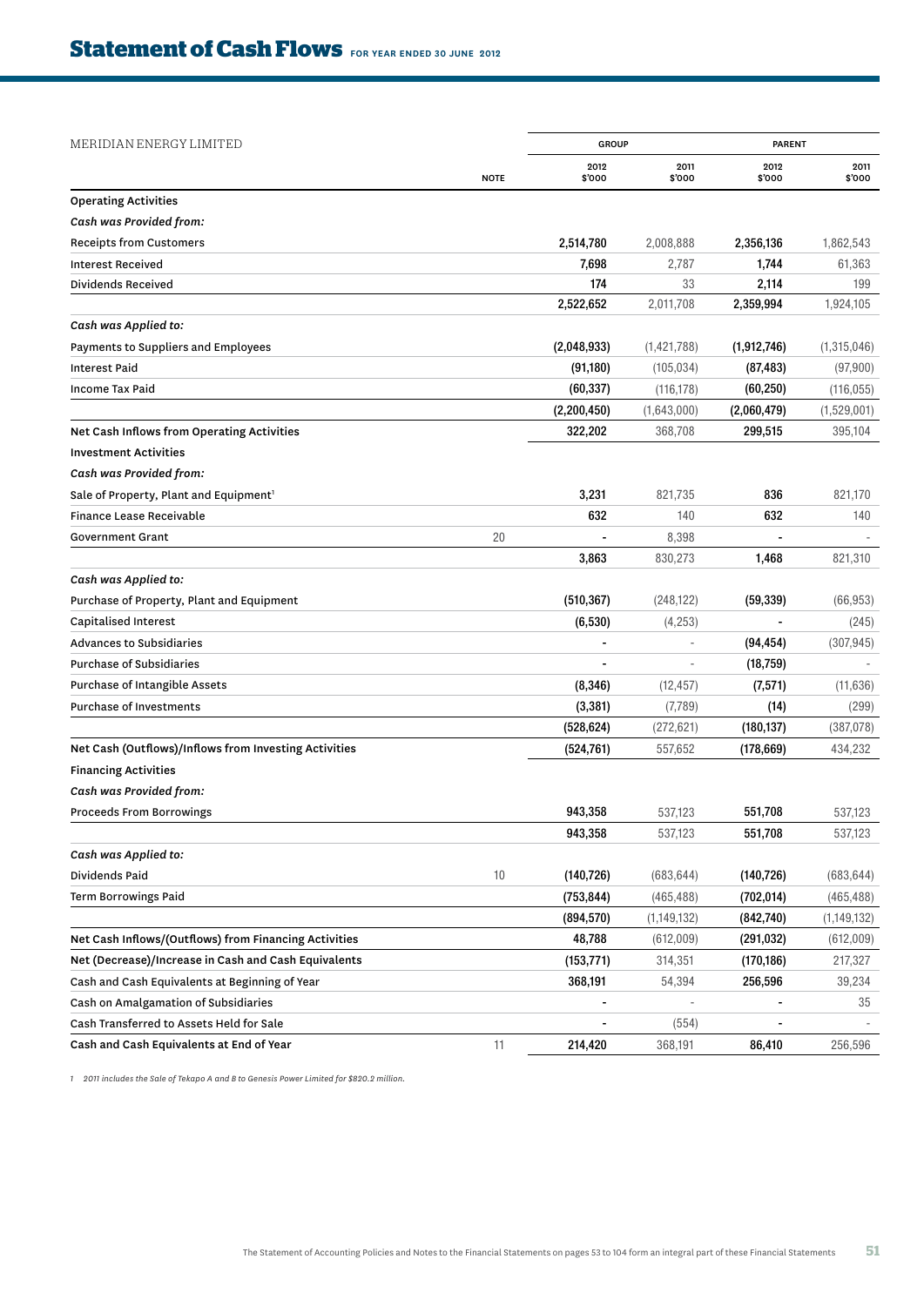# Statement of Cash Flows FOR YEAR ENDED 30 JUNE 2012

| MERIDIAN ENERGY LIMITED | | GROUP | | PARENT | |
|---|---|---|---|---|---|
| | NOTE | 2012 $'000 | 2011 $'000 | 2012 $'000 | 2011 $'000 |
| **Operating Activities** | | | | | |
| ***Cash was Provided from:*** | | | | | |
| Receipts from Customers | | **2,514,780** | 2,008,888 | **2,356,136** | 1,862,543 |
| Interest Received | | **7,698** | 2,787 | **1,744** | 61,363 |
| Dividends Received | | **174** | 33 | **2,114** | 199 |
| | | **2,522,652** | 2,011,708 | **2,359,994** | 1,924,105 |
| ***Cash was Applied to:*** | | | | | |
| Payments to Suppliers and Employees | | **(2,048,933)** | (1,421,788) | **(1,912,746)** | (1,315,046) |
| Interest Paid | | **(91,180)** | (105,034) | **(87,483)** | (97,900) |
| Income Tax Paid | | **(60,337)** | (116,178) | **(60,250)** | (116,055) |
| | | **(2,200,450)** | (1,643,000) | **(2,060,479)** | (1,529,001) |
| **Net Cash Inflows from Operating Activities** | | **322,202** | 368,708 | **299,515** | 395,104 |
| **Investment Activities** | | | | | |
| ***Cash was Provided from:*** | | | | | |
| Sale of Property, Plant and Equipment[1] | | **3,231** | 821,735 | **836** | 821,170 |
| Finance Lease Receivable | | **632** | 140 | **632** | 140 |
| Government Grant | 20 | **-** | 8,398 | **-** | - |
| | | **3,863** | 830,273 | **1,468** | 821,310 |
| ***Cash was Applied to:*** | | | | | |
| Purchase of Property, Plant and Equipment | | **(510,367)** | (248,122) | **(59,339)** | (66,953) |
| Capitalised Interest | | **(6,530)** | (4,253) | **-** | (245) |
| Advances to Subsidiaries | | **-** | - | **(94,454)** | (307,945) |
| Purchase of Subsidiaries | | **-** | - | **(18,759)** | - |
| Purchase of Intangible Assets | | **(8,346)** | (12,457) | **(7,571)** | (11,636) |
| Purchase of Investments | | **(3,381)** | (7,789) | **(14)** | (299) |
| | | **(528,624)** | (272,621) | **(180,137)** | (387,078) |
| **Net Cash (Outflows)/Inflows from Investing Activities** | | **(524,761)** | 557,652 | **(178,669)** | 434,232 |
| **Financing Activities** | | | | | |
| ***Cash was Provided from:*** | | | | | |
| Proceeds From Borrowings | | **943,358** | 537,123 | **551,708** | 537,123 |
| | | **943,358** | 537,123 | **551,708** | 537,123 |
| ***Cash was Applied to:*** | | | | | |
| Dividends Paid | 10 | **(140,726)** | (683,644) | **(140,726)** | (683,644) |
| Term Borrowings Paid | | **(753,844)** | (465,488) | **(702,014)** | (465,488) |
| | | **(894,570)** | (1,149,132) | **(842,740)** | (1,149,132) |
| **Net Cash Inflows/(Outflows) from Financing Activities** | | **48,788** | (612,009) | **(291,032)** | (612,009) |
| **Net (Decrease)/Increase in Cash and Cash Equivalents** | | **(153,771)** | 314,351 | **(170,186)** | 217,327 |
| Cash and Cash Equivalents at Beginning of Year | | **368,191** | 54,394 | **256,596** | 39,234 |
| Cash on Amalgamation of Subsidiaries | | **-** | - | **-** | 35 |
| Cash Transferred to Assets Held for Sale | | **-** | (554) | **-** | - |
| **Cash and Cash Equivalents at End of Year** | 11 | **214,420** | 368,191 | **86,410** | 256,596 |

*1 2011 includes the Sale of Tekapo A and B to Genesis Power Limited for $820.2 million.*

The Statement of Accounting Policies and Notes to the Financial Statements on pages 53 to 104 form an integral part of these Financial Statements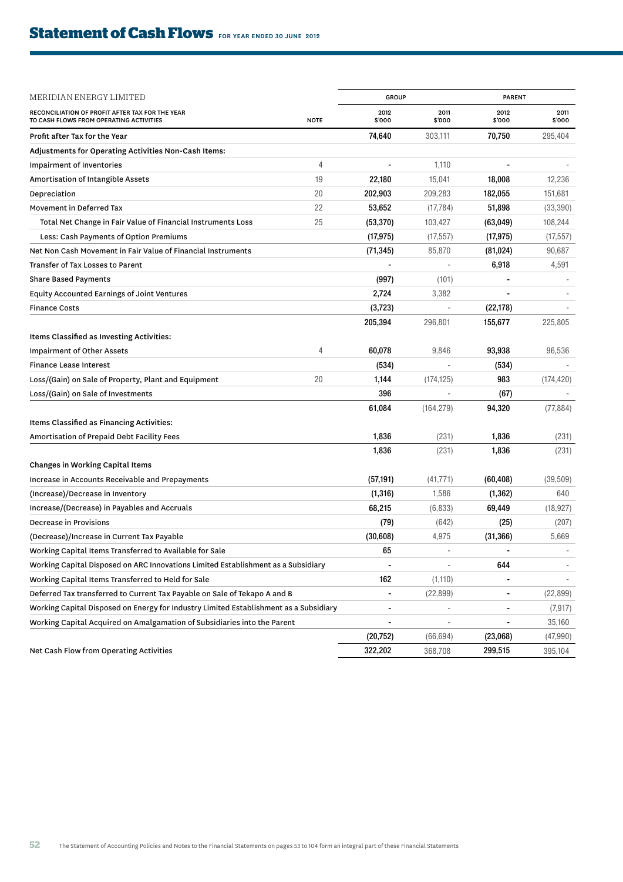# Statement of Cash Flows FOR YEAR ENDED 30 JUNE 2012

MERIDIAN ENERGY LIMITED

| RECONCILIATION OF PROFIT AFTER TAX FOR THE YEAR TO CASH FLOWS FROM OPERATING ACTIVITIES | NOTE | GROUP 2012 $'000 | GROUP 2011 $'000 | PARENT 2012 $'000 | PARENT 2011 $'000 |
|---|---|---|---|---|---|
| Profit after Tax for the Year | | 74,640 | 303,111 | 70,750 | 295,404 |
| **Adjustments for Operating Activities Non-Cash Items:** | | | | | |
| Impairment of Inventories | 4 | - | 1,110 | - | - |
| Amortisation of Intangible Assets | 19 | 22,180 | 15,041 | 18,008 | 12,236 |
| Depreciation | 20 | 202,903 | 209,283 | 182,055 | 151,681 |
| Movement in Deferred Tax | 22 | 53,652 | (17,784) | 51,898 | (33,390) |
| Total Net Change in Fair Value of Financial Instruments Loss | 25 | (53,370) | 103,427 | (63,049) | 108,244 |
| Less: Cash Payments of Option Premiums | | (17,975) | (17,557) | (17,975) | (17,557) |
| Net Non Cash Movement in Fair Value of Financial Instruments | | (71,345) | 85,870 | (81,024) | 90,687 |
| Transfer of Tax Losses to Parent | | - | - | 6,918 | 4,591 |
| Share Based Payments | | (997) | (101) | - | - |
| Equity Accounted Earnings of Joint Ventures | | 2,724 | 3,382 | - | - |
| Finance Costs | | (3,723) | - | (22,178) | - |
| | | 205,394 | 296,801 | 155,677 | 225,805 |
| **Items Classified as Investing Activities:** | | | | | |
| Impairment of Other Assets | 4 | 60,078 | 9,846 | 93,938 | 96,536 |
| Finance Lease Interest | | (534) | - | (534) | - |
| Loss/(Gain) on Sale of Property, Plant and Equipment | 20 | 1,144 | (174,125) | 983 | (174,420) |
| Loss/(Gain) on Sale of Investments | | 396 | - | (67) | - |
| | | 61,084 | (164,279) | 94,320 | (77,884) |
| **Items Classified as Financing Activities:** | | | | | |
| Amortisation of Prepaid Debt Facility Fees | | 1,836 | (231) | 1,836 | (231) |
| | | 1,836 | (231) | 1,836 | (231) |
| **Changes in Working Capital Items** | | | | | |
| Increase in Accounts Receivable and Prepayments | | (57,191) | (41,771) | (60,408) | (39,509) |
| (Increase)/Decrease in Inventory | | (1,316) | 1,586 | (1,362) | 640 |
| Increase/(Decrease) in Payables and Accruals | | 68,215 | (6,833) | 69,449 | (18,927) |
| Decrease in Provisions | | (79) | (642) | (25) | (207) |
| (Decrease)/Increase in Current Tax Payable | | (30,608) | 4,975 | (31,366) | 5,669 |
| Working Capital Items Transferred to Available for Sale | | 65 | - | - | - |
| Working Capital Disposed on ARC Innovations Limited Establishment as a Subsidiary | | - | - | 644 | - |
| Working Capital Items Transferred to Held for Sale | | 162 | (1,110) | - | - |
| Deferred Tax transferred to Current Tax Payable on Sale of Tekapo A and B | | - | (22,899) | - | (22,899) |
| Working Capital Disposed on Energy for Industry Limited Establishment as a Subsidiary | | - | - | - | (7,917) |
| Working Capital Acquired on Amalgamation of Subsidiaries into the Parent | | - | - | - | 35,160 |
| | | (20,752) | (66,694) | (23,068) | (47,990) |
| Net Cash Flow from Operating Activities | | 322,202 | 368,708 | 299,515 | 395,104 |

The Statement of Accounting Policies and Notes to the Financial Statements on pages 53 to 104 form an integral part of these Financial Statements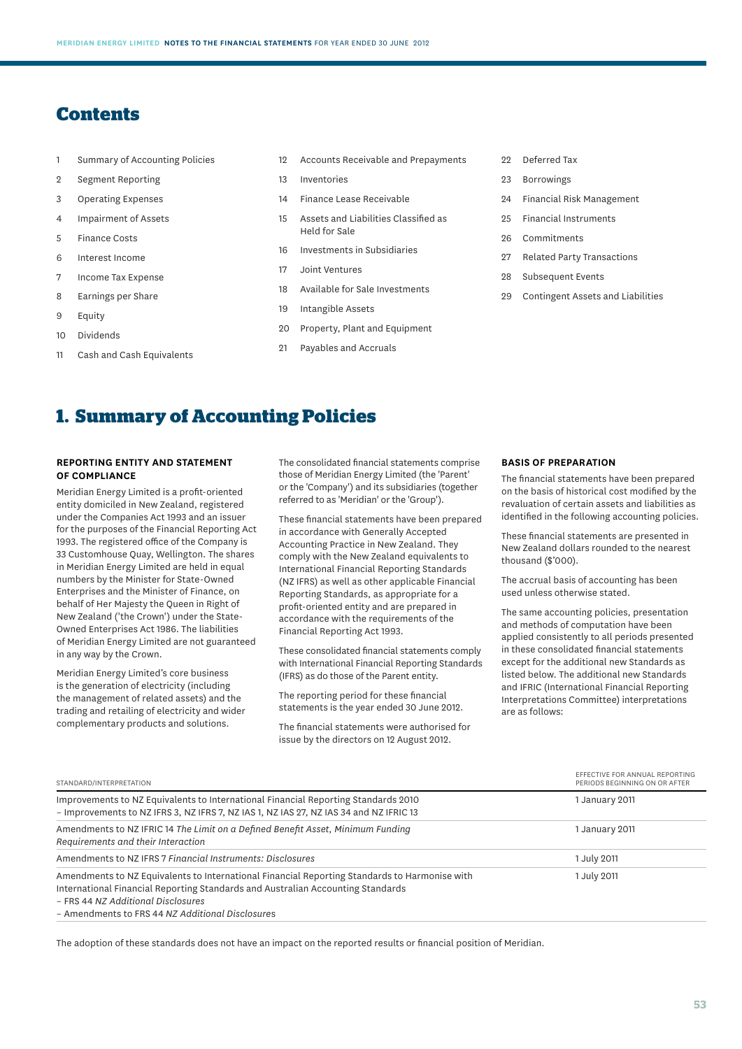# Contents

1. Summary of Accounting Policies
2. Segment Reporting
3. Operating Expenses
4. Impairment of Assets
5. Finance Costs
6. Interest Income
7. Income Tax Expense
8. Earnings per Share
9. Equity
10. Dividends
11. Cash and Cash Equivalents
12. Accounts Receivable and Prepayments
13. Inventories
14. Finance Lease Receivable
15. Assets and Liabilities Classified as Held for Sale
16. Investments in Subsidiaries
17. Joint Ventures
18. Available for Sale Investments
19. Intangible Assets
20. Property, Plant and Equipment
21. Payables and Accruals
22. Deferred Tax
23. Borrowings
24. Financial Risk Management
25. Financial Instruments
26. Commitments
27. Related Party Transactions
28. Subsequent Events
29. Contingent Assets and Liabilities

# 1. Summary of Accounting Policies

### REPORTING ENTITY AND STATEMENT OF COMPLIANCE

Meridian Energy Limited is a profit-oriented entity domiciled in New Zealand, registered under the Companies Act 1993 and an issuer for the purposes of the Financial Reporting Act 1993. The registered office of the Company is 33 Customhouse Quay, Wellington. The shares in Meridian Energy Limited are held in equal numbers by the Minister for State-Owned Enterprises and the Minister of Finance, on behalf of Her Majesty the Queen in Right of New Zealand ('the Crown') under the State-Owned Enterprises Act 1986. The liabilities of Meridian Energy Limited are not guaranteed in any way by the Crown.

Meridian Energy Limited's core business is the generation of electricity (including the management of related assets) and the trading and retailing of electricity and wider complementary products and solutions.

The consolidated financial statements comprise those of Meridian Energy Limited (the 'Parent' or the 'Company') and its subsidiaries (together referred to as 'Meridian' or the 'Group').

These financial statements have been prepared in accordance with Generally Accepted Accounting Practice in New Zealand. They comply with the New Zealand equivalents to International Financial Reporting Standards (NZ IFRS) as well as other applicable Financial Reporting Standards, as appropriate for a profit-oriented entity and are prepared in accordance with the requirements of the Financial Reporting Act 1993.

These consolidated financial statements comply with International Financial Reporting Standards (IFRS) as do those of the Parent entity.

The reporting period for these financial statements is the year ended 30 June 2012.

The financial statements were authorised for issue by the directors on 12 August 2012.

### BASIS OF PREPARATION

The financial statements have been prepared on the basis of historical cost modified by the revaluation of certain assets and liabilities as identified in the following accounting policies.

These financial statements are presented in New Zealand dollars rounded to the nearest thousand ($'000).

The accrual basis of accounting has been used unless otherwise stated.

The same accounting policies, presentation and methods of computation have been applied consistently to all periods presented in these consolidated financial statements except for the additional new Standards as listed below. The additional new Standards and IFRIC (International Financial Reporting Interpretations Committee) interpretations are as follows:

| STANDARD/INTERPRETATION | EFFECTIVE FOR ANNUAL REPORTING PERIODS BEGINNING ON OR AFTER |
|---|---|
| Improvements to NZ Equivalents to International Financial Reporting Standards 2010 – Improvements to NZ IFRS 3, NZ IFRS 7, NZ IAS 1, NZ IAS 27, NZ IAS 34 and NZ IFRIC 13 | 1 January 2011 |
| Amendments to NZ IFRIC 14 *The Limit on a Defined Benefit Asset, Minimum Funding Requirements and their Interaction* | 1 January 2011 |
| Amendments to NZ IFRS 7 *Financial Instruments: Disclosures* | 1 July 2011 |
| Amendments to NZ Equivalents to International Financial Reporting Standards to Harmonise with International Financial Reporting Standards and Australian Accounting Standards – FRS 44 *NZ Additional Disclosures* – Amendments to FRS 44 *NZ Additional Disclosures* | 1 July 2011 |

The adoption of these standards does not have an impact on the reported results or financial position of Meridian.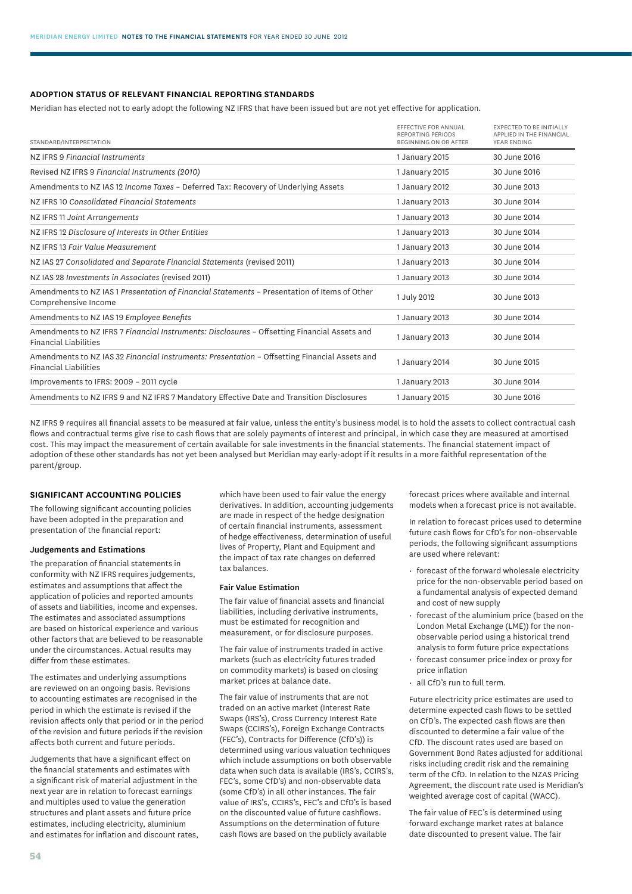## ADOPTION STATUS OF RELEVANT FINANCIAL REPORTING STANDARDS

Meridian has elected not to early adopt the following NZ IFRS that have been issued but are not yet effective for application.

| STANDARD/INTERPRETATION | EFFECTIVE FOR ANNUAL REPORTING PERIODS BEGINNING ON OR AFTER | EXPECTED TO BE INITIALLY APPLIED IN THE FINANCIAL YEAR ENDING |
|---|---|---|
| NZ IFRS 9 *Financial Instruments* | 1 January 2015 | 30 June 2016 |
| Revised NZ IFRS 9 *Financial Instruments (2010)* | 1 January 2015 | 30 June 2016 |
| Amendments to NZ IAS 12 *Income Taxes* – Deferred Tax: Recovery of Underlying Assets | 1 January 2012 | 30 June 2013 |
| NZ IFRS 10 *Consolidated Financial Statements* | 1 January 2013 | 30 June 2014 |
| NZ IFRS 11 *Joint Arrangements* | 1 January 2013 | 30 June 2014 |
| NZ IFRS 12 *Disclosure of Interests in Other Entities* | 1 January 2013 | 30 June 2014 |
| NZ IFRS 13 *Fair Value Measurement* | 1 January 2013 | 30 June 2014 |
| NZ IAS 27 *Consolidated and Separate Financial Statements* (revised 2011) | 1 January 2013 | 30 June 2014 |
| NZ IAS 28 *Investments in Associates* (revised 2011) | 1 January 2013 | 30 June 2014 |
| Amendments to NZ IAS 1 *Presentation of Financial Statements* – Presentation of Items of Other Comprehensive Income | 1 July 2012 | 30 June 2013 |
| Amendments to NZ IAS 19 *Employee Benefits* | 1 January 2013 | 30 June 2014 |
| Amendments to NZ IFRS 7 *Financial Instruments: Disclosures* – Offsetting Financial Assets and Financial Liabilities | 1 January 2013 | 30 June 2014 |
| Amendments to NZ IAS 32 *Financial Instruments: Presentation* – Offsetting Financial Assets and Financial Liabilities | 1 January 2014 | 30 June 2015 |
| Improvements to IFRS: 2009 – 2011 cycle | 1 January 2013 | 30 June 2014 |
| Amendments to NZ IFRS 9 and NZ IFRS 7 Mandatory Effective Date and Transition Disclosures | 1 January 2015 | 30 June 2016 |

NZ IFRS 9 requires all financial assets to be measured at fair value, unless the entity's business model is to hold the assets to collect contractual cash flows and contractual terms give rise to cash flows that are solely payments of interest and principal, in which case they are measured at amortised cost. This may impact the measurement of certain available for sale investments in the financial statements. The financial statement impact of adoption of these other standards has not yet been analysed but Meridian may early-adopt if it results in a more faithful representation of the parent/group.

## SIGNIFICANT ACCOUNTING POLICIES

The following significant accounting policies have been adopted in the preparation and presentation of the financial report:

### Judgements and Estimations

The preparation of financial statements in conformity with NZ IFRS requires judgements, estimates and assumptions that affect the application of policies and reported amounts of assets and liabilities, income and expenses. The estimates and associated assumptions are based on historical experience and various other factors that are believed to be reasonable under the circumstances. Actual results may differ from these estimates.

The estimates and underlying assumptions are reviewed on an ongoing basis. Revisions to accounting estimates are recognised in the period in which the estimate is revised if the revision affects only that period or in the period of the revision and future periods if the revision affects both current and future periods.

Judgements that have a significant effect on the financial statements and estimates with a significant risk of material adjustment in the next year are in relation to forecast earnings and multiples used to value the generation structures and plant assets and future price estimates, including electricity, aluminium and estimates for inflation and discount rates, which have been used to fair value the energy derivatives. In addition, accounting judgements are made in respect of the hedge designation of certain financial instruments, assessment of hedge effectiveness, determination of useful lives of Property, Plant and Equipment and the impact of tax rate changes on deferred tax balances.

### Fair Value Estimation

The fair value of financial assets and financial liabilities, including derivative instruments, must be estimated for recognition and measurement, or for disclosure purposes.

The fair value of instruments traded in active markets (such as electricity futures traded on commodity markets) is based on closing market prices at balance date.

The fair value of instruments that are not traded on an active market (Interest Rate Swaps (IRS's), Cross Currency Interest Rate Swaps (CCIRS's), Foreign Exchange Contracts (FEC's), Contracts for Difference (CfD's)) is determined using various valuation techniques which include assumptions on both observable data when such data is available (IRS's, CCIRS's, FEC's, some CfD's) and non-observable data (some CfD's) in all other instances. The fair value of IRS's, CCIRS's, FEC's and CfD's is based on the discounted value of future cashflows. Assumptions on the determination of future cash flows are based on the publicly available forecast prices where available and internal models when a forecast price is not available.

In relation to forecast prices used to determine future cash flows for CfD's for non-observable periods, the following significant assumptions are used where relevant:

- forecast of the forward wholesale electricity price for the non-observable period based on a fundamental analysis of expected demand and cost of new supply
- forecast of the aluminium price (based on the London Metal Exchange (LME)) for the non-observable period using a historical trend analysis to form future price expectations
- forecast consumer price index or proxy for price inflation
- all CfD's run to full term.

Future electricity price estimates are used to determine expected cash flows to be settled on CfD's. The expected cash flows are then discounted to determine a fair value of the CfD. The discount rates used are based on Government Bond Rates adjusted for additional risks including credit risk and the remaining term of the CfD. In relation to the NZAS Pricing Agreement, the discount rate used is Meridian's weighted average cost of capital (WACC).

The fair value of FEC's is determined using forward exchange market rates at balance date discounted to present value. The fair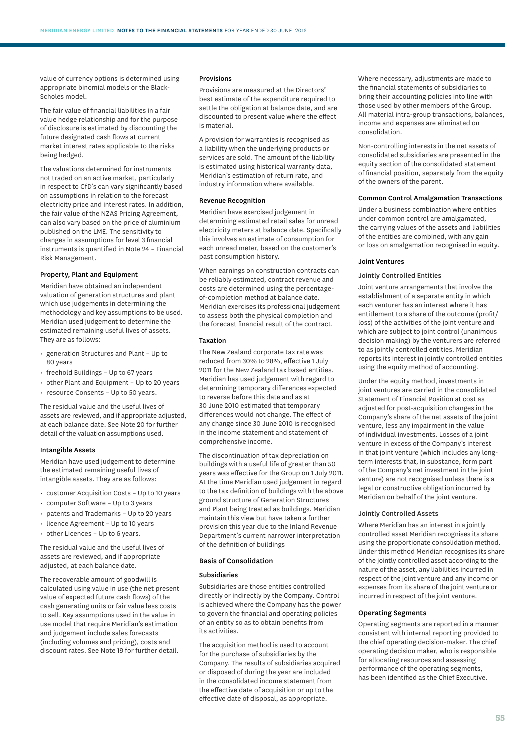value of currency options is determined using appropriate binomial models or the Black-Scholes model.

The fair value of financial liabilities in a fair value hedge relationship and for the purpose of disclosure is estimated by discounting the future designated cash flows at current market interest rates applicable to the risks being hedged.

The valuations determined for instruments not traded on an active market, particularly in respect to CfD's can vary significantly based on assumptions in relation to the forecast electricity price and interest rates. In addition, the fair value of the NZAS Pricing Agreement, can also vary based on the price of aluminium published on the LME. The sensitivity to changes in assumptions for level 3 financial instruments is quantified in Note 24 – Financial Risk Management.

#### Property, Plant and Equipment

Meridian have obtained an independent valuation of generation structures and plant which use judgements in determining the methodology and key assumptions to be used. Meridian used judgement to determine the estimated remaining useful lives of assets. They are as follows:

- generation Structures and Plant – Up to 80 years
- freehold Buildings – Up to 67 years
- other Plant and Equipment – Up to 20 years
- resource Consents – Up to 50 years.

The residual value and the useful lives of assets are reviewed, and if appropriate adjusted, at each balance date. See Note 20 for further detail of the valuation assumptions used.

#### Intangible Assets

Meridian have used judgement to determine the estimated remaining useful lives of intangible assets. They are as follows:

- customer Acquisition Costs – Up to 10 years
- computer Software – Up to 3 years
- patents and Trademarks – Up to 20 years
- licence Agreement – Up to 10 years
- other Licences – Up to 6 years.

The residual value and the useful lives of assets are reviewed, and if appropriate adjusted, at each balance date.

The recoverable amount of goodwill is calculated using value in use (the net present value of expected future cash flows) of the cash generating units or fair value less costs to sell. Key assumptions used in the value in use model that require Meridian's estimation and judgement include sales forecasts (including volumes and pricing), costs and discount rates. See Note 19 for further detail.

#### Provisions

Provisions are measured at the Directors' best estimate of the expenditure required to settle the obligation at balance date, and are discounted to present value where the effect is material.

A provision for warranties is recognised as a liability when the underlying products or services are sold. The amount of the liability is estimated using historical warranty data, Meridian's estimation of return rate, and industry information where available.

#### Revenue Recognition

Meridian have exercised judgement in determining estimated retail sales for unread electricity meters at balance date. Specifically this involves an estimate of consumption for each unread meter, based on the customer's past consumption history.

When earnings on construction contracts can be reliably estimated, contract revenue and costs are determined using the percentage-of-completion method at balance date. Meridian exercises its professional judgement to assess both the physical completion and the forecast financial result of the contract.

#### Taxation

The New Zealand corporate tax rate was reduced from 30% to 28%, effective 1 July 2011 for the New Zealand tax based entities. Meridian has used judgement with regard to determining temporary differences expected to reverse before this date and as at 30 June 2010 estimated that temporary differences would not change. The effect of any change since 30 June 2010 is recognised in the income statement and statement of comprehensive income.

The discontinuation of tax depreciation on buildings with a useful life of greater than 50 years was effective for the Group on 1 July 2011. At the time Meridian used judgement in regard to the tax definition of buildings with the above ground structure of Generation Structures and Plant being treated as buildings. Meridian maintain this view but have taken a further provision this year due to the Inland Revenue Department's current narrower interpretation of the definition of buildings

### Basis of Consolidation

#### Subsidiaries

Subsidiaries are those entities controlled directly or indirectly by the Company. Control is achieved where the Company has the power to govern the financial and operating policies of an entity so as to obtain benefits from its activities.

The acquisition method is used to account for the purchase of subsidiaries by the Company. The results of subsidiaries acquired or disposed of during the year are included in the consolidated income statement from the effective date of acquisition or up to the effective date of disposal, as appropriate.

Where necessary, adjustments are made to the financial statements of subsidiaries to bring their accounting policies into line with those used by other members of the Group. All material intra-group transactions, balances, income and expenses are eliminated on consolidation.

Non-controlling interests in the net assets of consolidated subsidiaries are presented in the equity section of the consolidated statement of financial position, separately from the equity of the owners of the parent.

#### Common Control Amalgamation Transactions

Under a business combination where entities under common control are amalgamated, the carrying values of the assets and liabilities of the entities are combined, with any gain or loss on amalgamation recognised in equity.

#### Joint Ventures

#### Jointly Controlled Entities

Joint venture arrangements that involve the establishment of a separate entity in which each venturer has an interest where it has entitlement to a share of the outcome (profit/loss) of the activities of the joint venture and which are subject to joint control (unanimous decision making) by the venturers are referred to as jointly controlled entities. Meridian reports its interest in jointly controlled entities using the equity method of accounting.

Under the equity method, investments in joint ventures are carried in the consolidated Statement of Financial Position at cost as adjusted for post-acquisition changes in the Company's share of the net assets of the joint venture, less any impairment in the value of individual investments. Losses of a joint venture in excess of the Company's interest in that joint venture (which includes any long-term interests that, in substance, form part of the Company's net investment in the joint venture) are not recognised unless there is a legal or constructive obligation incurred by Meridian on behalf of the joint venture.

#### Jointly Controlled Assets

Where Meridian has an interest in a jointly controlled asset Meridian recognises its share using the proportionate consolidation method. Under this method Meridian recognises its share of the jointly controlled asset according to the nature of the asset, any liabilities incurred in respect of the joint venture and any income or expenses from its share of the joint venture or incurred in respect of the joint venture.

### Operating Segments

Operating segments are reported in a manner consistent with internal reporting provided to the chief operating decision-maker. The chief operating decision maker, who is responsible for allocating resources and assessing performance of the operating segments, has been identified as the Chief Executive.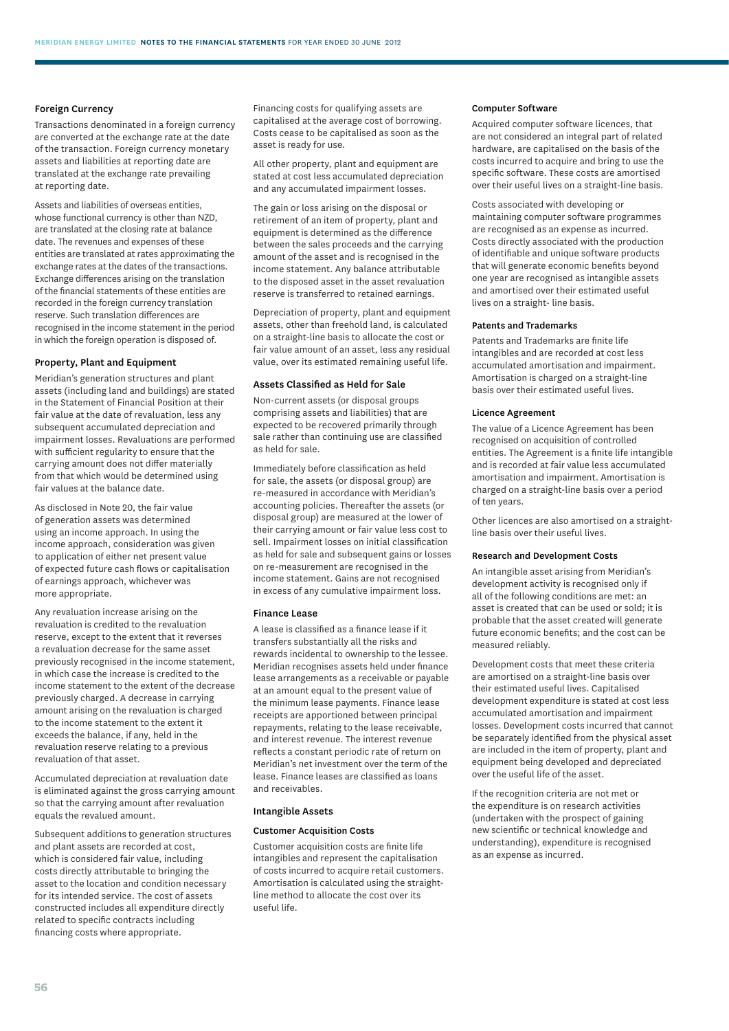### Foreign Currency

Transactions denominated in a foreign currency are converted at the exchange rate at the date of the transaction. Foreign currency monetary assets and liabilities at reporting date are translated at the exchange rate prevailing at reporting date.

Assets and liabilities of overseas entities, whose functional currency is other than NZD, are translated at the closing rate at balance date. The revenues and expenses of these entities are translated at rates approximating the exchange rates at the dates of the transactions. Exchange differences arising on the translation of the financial statements of these entities are recorded in the foreign currency translation reserve. Such translation differences are recognised in the income statement in the period in which the foreign operation is disposed of.

### Property, Plant and Equipment

Meridian's generation structures and plant assets (including land and buildings) are stated in the Statement of Financial Position at their fair value at the date of revaluation, less any subsequent accumulated depreciation and impairment losses. Revaluations are performed with sufficient regularity to ensure that the carrying amount does not differ materially from that which would be determined using fair values at the balance date.

As disclosed in Note 20, the fair value of generation assets was determined using an income approach. In using the income approach, consideration was given to application of either net present value of expected future cash flows or capitalisation of earnings approach, whichever was more appropriate.

Any revaluation increase arising on the revaluation is credited to the revaluation reserve, except to the extent that it reverses a revaluation decrease for the same asset previously recognised in the income statement, in which case the increase is credited to the income statement to the extent of the decrease previously charged. A decrease in carrying amount arising on the revaluation is charged to the income statement to the extent it exceeds the balance, if any, held in the revaluation reserve relating to a previous revaluation of that asset.

Accumulated depreciation at revaluation date is eliminated against the gross carrying amount so that the carrying amount after revaluation equals the revalued amount.

Subsequent additions to generation structures and plant assets are recorded at cost, which is considered fair value, including costs directly attributable to bringing the asset to the location and condition necessary for its intended service. The cost of assets constructed includes all expenditure directly related to specific contracts including financing costs where appropriate.

Financing costs for qualifying assets are capitalised at the average cost of borrowing. Costs cease to be capitalised as soon as the asset is ready for use.

All other property, plant and equipment are stated at cost less accumulated depreciation and any accumulated impairment losses.

The gain or loss arising on the disposal or retirement of an item of property, plant and equipment is determined as the difference between the sales proceeds and the carrying amount of the asset and is recognised in the income statement. Any balance attributable to the disposed asset in the asset revaluation reserve is transferred to retained earnings.

Depreciation of property, plant and equipment assets, other than freehold land, is calculated on a straight-line basis to allocate the cost or fair value amount of an asset, less any residual value, over its estimated remaining useful life.

### Assets Classified as Held for Sale

Non-current assets (or disposal groups comprising assets and liabilities) that are expected to be recovered primarily through sale rather than continuing use are classified as held for sale.

Immediately before classification as held for sale, the assets (or disposal group) are re-measured in accordance with Meridian's accounting policies. Thereafter the assets (or disposal group) are measured at the lower of their carrying amount or fair value less cost to sell. Impairment losses on initial classification as held for sale and subsequent gains or losses on re-measurement are recognised in the income statement. Gains are not recognised in excess of any cumulative impairment loss.

### Finance Lease

A lease is classified as a finance lease if it transfers substantially all the risks and rewards incidental to ownership to the lessee. Meridian recognises assets held under finance lease arrangements as a receivable or payable at an amount equal to the present value of the minimum lease payments. Finance lease receipts are apportioned between principal repayments, relating to the lease receivable, and interest revenue. The interest revenue reflects a constant periodic rate of return on Meridian's net investment over the term of the lease. Finance leases are classified as loans and receivables.

### Intangible Assets

#### Customer Acquisition Costs

Customer acquisition costs are finite life intangibles and represent the capitalisation of costs incurred to acquire retail customers. Amortisation is calculated using the straight-line method to allocate the cost over its useful life.

#### Computer Software

Acquired computer software licences, that are not considered an integral part of related hardware, are capitalised on the basis of the costs incurred to acquire and bring to use the specific software. These costs are amortised over their useful lives on a straight-line basis.

Costs associated with developing or maintaining computer software programmes are recognised as an expense as incurred. Costs directly associated with the production of identifiable and unique software products that will generate economic benefits beyond one year are recognised as intangible assets and amortised over their estimated useful lives on a straight- line basis.

#### Patents and Trademarks

Patents and Trademarks are finite life intangibles and are recorded at cost less accumulated amortisation and impairment. Amortisation is charged on a straight-line basis over their estimated useful lives.

#### Licence Agreement

The value of a Licence Agreement has been recognised on acquisition of controlled entities. The Agreement is a finite life intangible and is recorded at fair value less accumulated amortisation and impairment. Amortisation is charged on a straight-line basis over a period of ten years.

Other licences are also amortised on a straight-line basis over their useful lives.

#### Research and Development Costs

An intangible asset arising from Meridian's development activity is recognised only if all of the following conditions are met: an asset is created that can be used or sold; it is probable that the asset created will generate future economic benefits; and the cost can be measured reliably.

Development costs that meet these criteria are amortised on a straight-line basis over their estimated useful lives. Capitalised development expenditure is stated at cost less accumulated amortisation and impairment losses. Development costs incurred that cannot be separately identified from the physical asset are included in the item of property, plant and equipment being developed and depreciated over the useful life of the asset.

If the recognition criteria are not met or the expenditure is on research activities (undertaken with the prospect of gaining new scientific or technical knowledge and understanding), expenditure is recognised as an expense as incurred.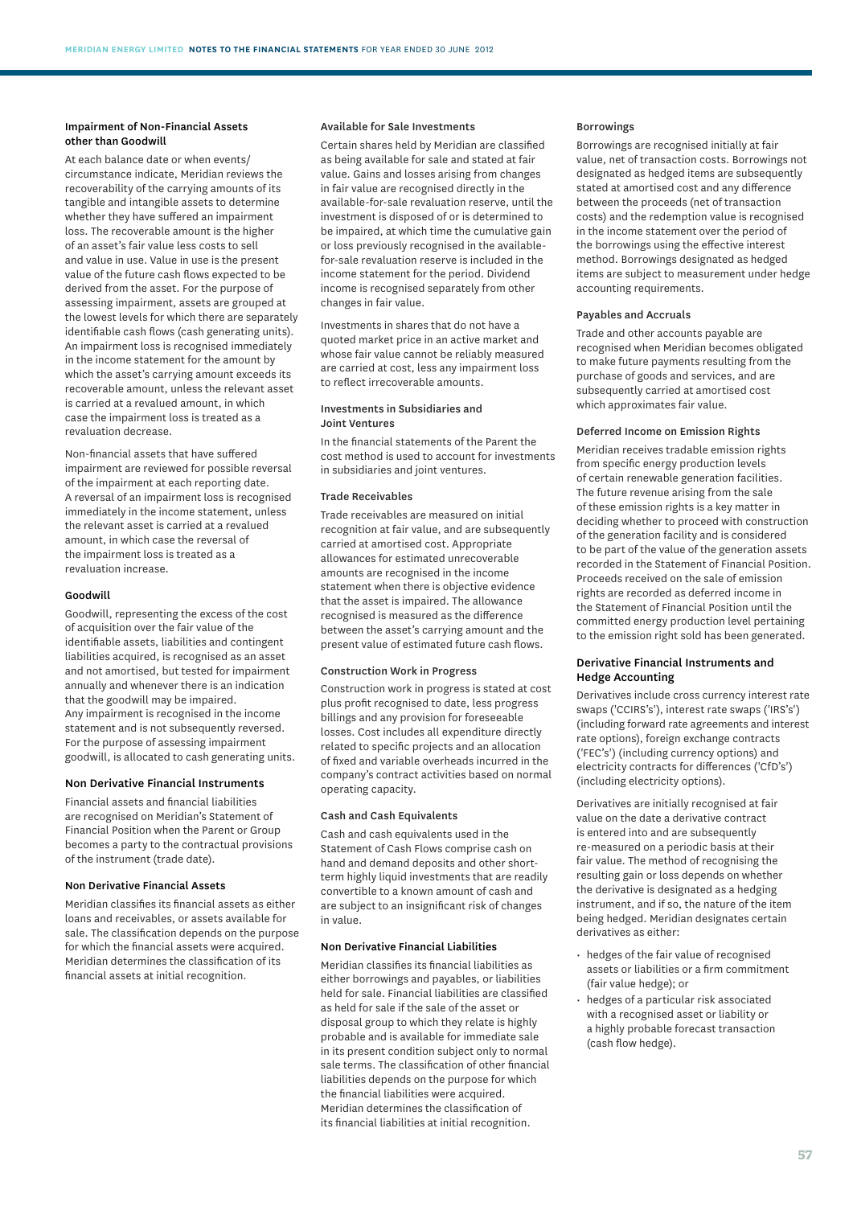### Impairment of Non-Financial Assets other than Goodwill

At each balance date or when events/circumstance indicate, Meridian reviews the recoverability of the carrying amounts of its tangible and intangible assets to determine whether they have suffered an impairment loss. The recoverable amount is the higher of an asset's fair value less costs to sell and value in use. Value in use is the present value of the future cash flows expected to be derived from the asset. For the purpose of assessing impairment, assets are grouped at the lowest levels for which there are separately identifiable cash flows (cash generating units). An impairment loss is recognised immediately in the income statement for the amount by which the asset's carrying amount exceeds its recoverable amount, unless the relevant asset is carried at a revalued amount, in which case the impairment loss is treated as a revaluation decrease.

Non-financial assets that have suffered impairment are reviewed for possible reversal of the impairment at each reporting date. A reversal of an impairment loss is recognised immediately in the income statement, unless the relevant asset is carried at a revalued amount, in which case the reversal of the impairment loss is treated as a revaluation increase.

### Goodwill

Goodwill, representing the excess of the cost of acquisition over the fair value of the identifiable assets, liabilities and contingent liabilities acquired, is recognised as an asset and not amortised, but tested for impairment annually and whenever there is an indication that the goodwill may be impaired. Any impairment is recognised in the income statement and is not subsequently reversed. For the purpose of assessing impairment goodwill, is allocated to cash generating units.

### Non Derivative Financial Instruments

Financial assets and financial liabilities are recognised on Meridian's Statement of Financial Position when the Parent or Group becomes a party to the contractual provisions of the instrument (trade date).

### Non Derivative Financial Assets

Meridian classifies its financial assets as either loans and receivables, or assets available for sale. The classification depends on the purpose for which the financial assets were acquired. Meridian determines the classification of its financial assets at initial recognition.

### Available for Sale Investments

Certain shares held by Meridian are classified as being available for sale and stated at fair value. Gains and losses arising from changes in fair value are recognised directly in the available-for-sale revaluation reserve, until the investment is disposed of or is determined to be impaired, at which time the cumulative gain or loss previously recognised in the available-for-sale revaluation reserve is included in the income statement for the period. Dividend income is recognised separately from other changes in fair value.

Investments in shares that do not have a quoted market price in an active market and whose fair value cannot be reliably measured are carried at cost, less any impairment loss to reflect irrecoverable amounts.

### Investments in Subsidiaries and Joint Ventures

In the financial statements of the Parent the cost method is used to account for investments in subsidiaries and joint ventures.

### Trade Receivables

Trade receivables are measured on initial recognition at fair value, and are subsequently carried at amortised cost. Appropriate allowances for estimated unrecoverable amounts are recognised in the income statement when there is objective evidence that the asset is impaired. The allowance recognised is measured as the difference between the asset's carrying amount and the present value of estimated future cash flows.

### Construction Work in Progress

Construction work in progress is stated at cost plus profit recognised to date, less progress billings and any provision for foreseeable losses. Cost includes all expenditure directly related to specific projects and an allocation of fixed and variable overheads incurred in the company's contract activities based on normal operating capacity.

### Cash and Cash Equivalents

Cash and cash equivalents used in the Statement of Cash Flows comprise cash on hand and demand deposits and other short-term highly liquid investments that are readily convertible to a known amount of cash and are subject to an insignificant risk of changes in value.

### Non Derivative Financial Liabilities

Meridian classifies its financial liabilities as either borrowings and payables, or liabilities held for sale. Financial liabilities are classified as held for sale if the sale of the asset or disposal group to which they relate is highly probable and is available for immediate sale in its present condition subject only to normal sale terms. The classification of other financial liabilities depends on the purpose for which the financial liabilities were acquired. Meridian determines the classification of its financial liabilities at initial recognition.

### Borrowings

Borrowings are recognised initially at fair value, net of transaction costs. Borrowings not designated as hedged items are subsequently stated at amortised cost and any difference between the proceeds (net of transaction costs) and the redemption value is recognised in the income statement over the period of the borrowings using the effective interest method. Borrowings designated as hedged items are subject to measurement under hedge accounting requirements.

### Payables and Accruals

Trade and other accounts payable are recognised when Meridian becomes obligated to make future payments resulting from the purchase of goods and services, and are subsequently carried at amortised cost which approximates fair value.

### Deferred Income on Emission Rights

Meridian receives tradable emission rights from specific energy production levels of certain renewable generation facilities. The future revenue arising from the sale of these emission rights is a key matter in deciding whether to proceed with construction of the generation facility and is considered to be part of the value of the generation assets recorded in the Statement of Financial Position. Proceeds received on the sale of emission rights are recorded as deferred income in the Statement of Financial Position until the committed energy production level pertaining to the emission right sold has been generated.

### Derivative Financial Instruments and Hedge Accounting

Derivatives include cross currency interest rate swaps ('CCIRS's'), interest rate swaps ('IRS's') (including forward rate agreements and interest rate options), foreign exchange contracts ('FEC's') (including currency options) and electricity contracts for differences ('CfD's') (including electricity options).

Derivatives are initially recognised at fair value on the date a derivative contract is entered into and are subsequently re-measured on a periodic basis at their fair value. The method of recognising the resulting gain or loss depends on whether the derivative is designated as a hedging instrument, and if so, the nature of the item being hedged. Meridian designates certain derivatives as either:

- hedges of the fair value of recognised assets or liabilities or a firm commitment (fair value hedge); or
- hedges of a particular risk associated with a recognised asset or liability or a highly probable forecast transaction (cash flow hedge).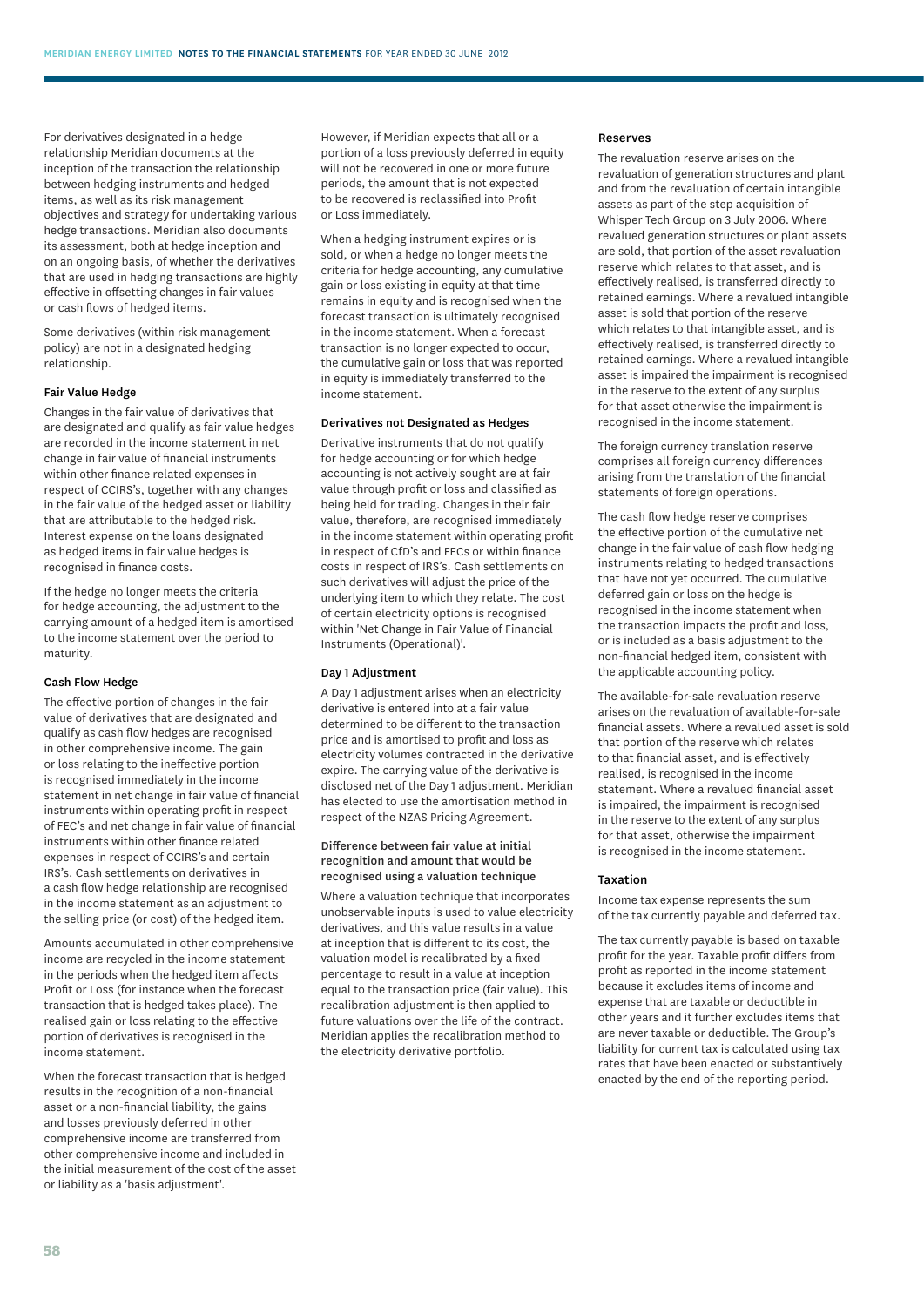For derivatives designated in a hedge relationship Meridian documents at the inception of the transaction the relationship between hedging instruments and hedged items, as well as its risk management objectives and strategy for undertaking various hedge transactions. Meridian also documents its assessment, both at hedge inception and on an ongoing basis, of whether the derivatives that are used in hedging transactions are highly effective in offsetting changes in fair values or cash flows of hedged items.

Some derivatives (within risk management policy) are not in a designated hedging relationship.

#### Fair Value Hedge

Changes in the fair value of derivatives that are designated and qualify as fair value hedges are recorded in the income statement in net change in fair value of financial instruments within other finance related expenses in respect of CCIRS's, together with any changes in the fair value of the hedged asset or liability that are attributable to the hedged risk. Interest expense on the loans designated as hedged items in fair value hedges is recognised in finance costs.

If the hedge no longer meets the criteria for hedge accounting, the adjustment to the carrying amount of a hedged item is amortised to the income statement over the period to maturity.

#### Cash Flow Hedge

The effective portion of changes in the fair value of derivatives that are designated and qualify as cash flow hedges are recognised in other comprehensive income. The gain or loss relating to the ineffective portion is recognised immediately in the income statement in net change in fair value of financial instruments within operating profit in respect of FEC's and net change in fair value of financial instruments within other finance related expenses in respect of CCIRS's and certain IRS's. Cash settlements on derivatives in a cash flow hedge relationship are recognised in the income statement as an adjustment to the selling price (or cost) of the hedged item.

Amounts accumulated in other comprehensive income are recycled in the income statement in the periods when the hedged item affects Profit or Loss (for instance when the forecast transaction that is hedged takes place). The realised gain or loss relating to the effective portion of derivatives is recognised in the income statement.

When the forecast transaction that is hedged results in the recognition of a non-financial asset or a non-financial liability, the gains and losses previously deferred in other comprehensive income are transferred from other comprehensive income and included in the initial measurement of the cost of the asset or liability as a 'basis adjustment'.

However, if Meridian expects that all or a portion of a loss previously deferred in equity will not be recovered in one or more future periods, the amount that is not expected to be recovered is reclassified into Profit or Loss immediately.

When a hedging instrument expires or is sold, or when a hedge no longer meets the criteria for hedge accounting, any cumulative gain or loss existing in equity at that time remains in equity and is recognised when the forecast transaction is ultimately recognised in the income statement. When a forecast transaction is no longer expected to occur, the cumulative gain or loss that was reported in equity is immediately transferred to the income statement.

#### Derivatives not Designated as Hedges

Derivative instruments that do not qualify for hedge accounting or for which hedge accounting is not actively sought are at fair value through profit or loss and classified as being held for trading. Changes in their fair value, therefore, are recognised immediately in the income statement within operating profit in respect of CfD's and FECs or within finance costs in respect of IRS's. Cash settlements on such derivatives will adjust the price of the underlying item to which they relate. The cost of certain electricity options is recognised within 'Net Change in Fair Value of Financial Instruments (Operational)'.

#### Day 1 Adjustment

A Day 1 adjustment arises when an electricity derivative is entered into at a fair value determined to be different to the transaction price and is amortised to profit and loss as electricity volumes contracted in the derivative expire. The carrying value of the derivative is disclosed net of the Day 1 adjustment. Meridian has elected to use the amortisation method in respect of the NZAS Pricing Agreement.

#### Difference between fair value at initial recognition and amount that would be recognised using a valuation technique

Where a valuation technique that incorporates unobservable inputs is used to value electricity derivatives, and this value results in a value at inception that is different to its cost, the valuation model is recalibrated by a fixed percentage to result in a value at inception equal to the transaction price (fair value). This recalibration adjustment is then applied to future valuations over the life of the contract. Meridian applies the recalibration method to the electricity derivative portfolio.

#### Reserves

The revaluation reserve arises on the revaluation of generation structures and plant and from the revaluation of certain intangible assets as part of the step acquisition of Whisper Tech Group on 3 July 2006. Where revalued generation structures or plant assets are sold, that portion of the asset revaluation reserve which relates to that asset, and is effectively realised, is transferred directly to retained earnings. Where a revalued intangible asset is sold that portion of the reserve which relates to that intangible asset, and is effectively realised, is transferred directly to retained earnings. Where a revalued intangible asset is impaired the impairment is recognised in the reserve to the extent of any surplus for that asset otherwise the impairment is recognised in the income statement.

The foreign currency translation reserve comprises all foreign currency differences arising from the translation of the financial statements of foreign operations.

The cash flow hedge reserve comprises the effective portion of the cumulative net change in the fair value of cash flow hedging instruments relating to hedged transactions that have not yet occurred. The cumulative deferred gain or loss on the hedge is recognised in the income statement when the transaction impacts the profit and loss, or is included as a basis adjustment to the non-financial hedged item, consistent with the applicable accounting policy.

The available-for-sale revaluation reserve arises on the revaluation of available-for-sale financial assets. Where a revalued asset is sold that portion of the reserve which relates to that financial asset, and is effectively realised, is recognised in the income statement. Where a revalued financial asset is impaired, the impairment is recognised in the reserve to the extent of any surplus for that asset, otherwise the impairment is recognised in the income statement.

#### Taxation

Income tax expense represents the sum of the tax currently payable and deferred tax.

The tax currently payable is based on taxable profit for the year. Taxable profit differs from profit as reported in the income statement because it excludes items of income and expense that are taxable or deductible in other years and it further excludes items that are never taxable or deductible. The Group's liability for current tax is calculated using tax rates that have been enacted or substantively enacted by the end of the reporting period.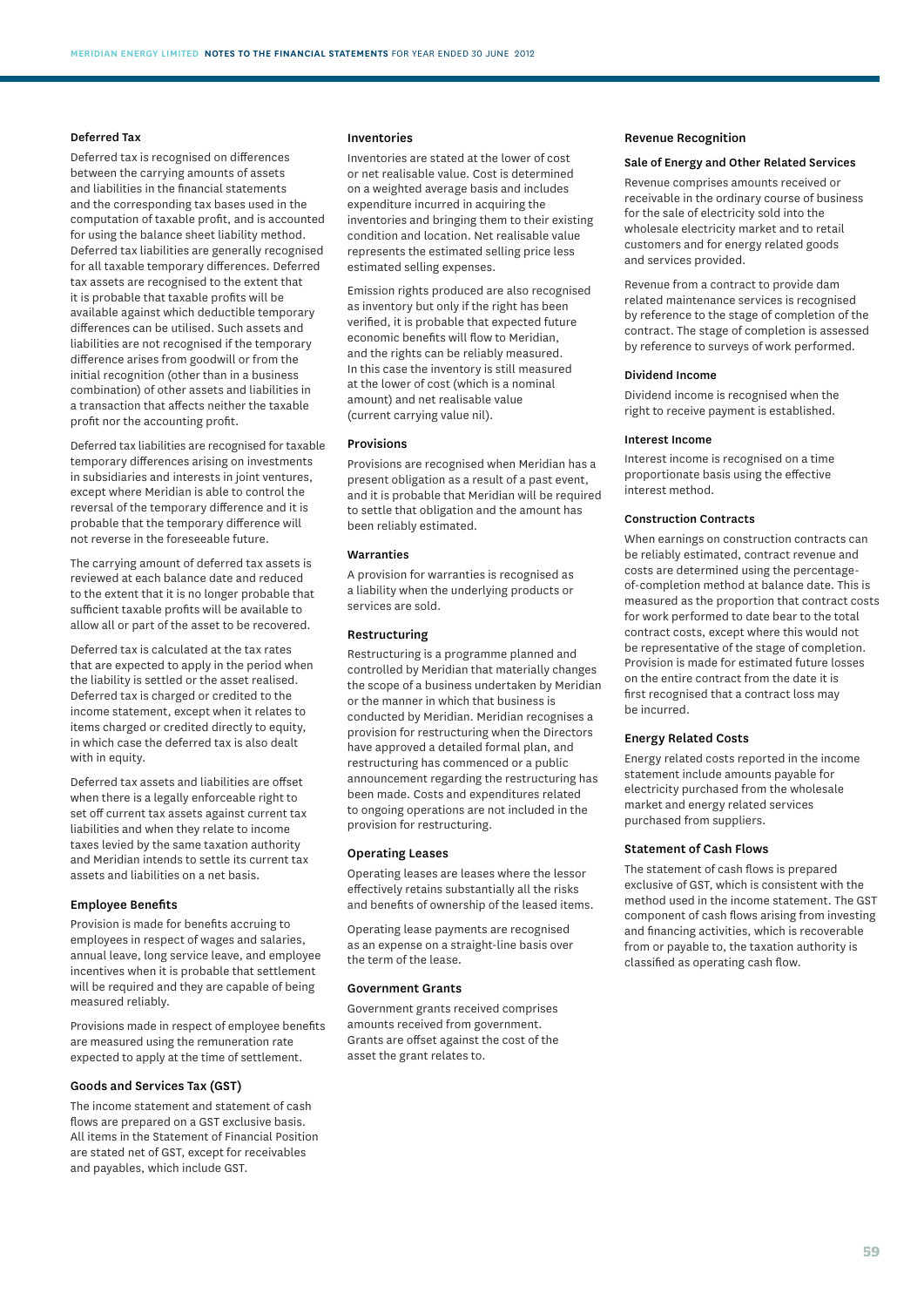### Deferred Tax

Deferred tax is recognised on differences between the carrying amounts of assets and liabilities in the financial statements and the corresponding tax bases used in the computation of taxable profit, and is accounted for using the balance sheet liability method. Deferred tax liabilities are generally recognised for all taxable temporary differences. Deferred tax assets are recognised to the extent that it is probable that taxable profits will be available against which deductible temporary differences can be utilised. Such assets and liabilities are not recognised if the temporary difference arises from goodwill or from the initial recognition (other than in a business combination) of other assets and liabilities in a transaction that affects neither the taxable profit nor the accounting profit.

Deferred tax liabilities are recognised for taxable temporary differences arising on investments in subsidiaries and interests in joint ventures, except where Meridian is able to control the reversal of the temporary difference and it is probable that the temporary difference will not reverse in the foreseeable future.

The carrying amount of deferred tax assets is reviewed at each balance date and reduced to the extent that it is no longer probable that sufficient taxable profits will be available to allow all or part of the asset to be recovered.

Deferred tax is calculated at the tax rates that are expected to apply in the period when the liability is settled or the asset realised. Deferred tax is charged or credited to the income statement, except when it relates to items charged or credited directly to equity, in which case the deferred tax is also dealt with in equity.

Deferred tax assets and liabilities are offset when there is a legally enforceable right to set off current tax assets against current tax liabilities and when they relate to income taxes levied by the same taxation authority and Meridian intends to settle its current tax assets and liabilities on a net basis.

### Employee Benefits

Provision is made for benefits accruing to employees in respect of wages and salaries, annual leave, long service leave, and employee incentives when it is probable that settlement will be required and they are capable of being measured reliably.

Provisions made in respect of employee benefits are measured using the remuneration rate expected to apply at the time of settlement.

### Goods and Services Tax (GST)

The income statement and statement of cash flows are prepared on a GST exclusive basis. All items in the Statement of Financial Position are stated net of GST, except for receivables and payables, which include GST.

### Inventories

Inventories are stated at the lower of cost or net realisable value. Cost is determined on a weighted average basis and includes expenditure incurred in acquiring the inventories and bringing them to their existing condition and location. Net realisable value represents the estimated selling price less estimated selling expenses.

Emission rights produced are also recognised as inventory but only if the right has been verified, it is probable that expected future economic benefits will flow to Meridian, and the rights can be reliably measured. In this case the inventory is still measured at the lower of cost (which is a nominal amount) and net realisable value (current carrying value nil).

### Provisions

Provisions are recognised when Meridian has a present obligation as a result of a past event, and it is probable that Meridian will be required to settle that obligation and the amount has been reliably estimated.

### Warranties

A provision for warranties is recognised as a liability when the underlying products or services are sold.

### Restructuring

Restructuring is a programme planned and controlled by Meridian that materially changes the scope of a business undertaken by Meridian or the manner in which that business is conducted by Meridian. Meridian recognises a provision for restructuring when the Directors have approved a detailed formal plan, and restructuring has commenced or a public announcement regarding the restructuring has been made. Costs and expenditures related to ongoing operations are not included in the provision for restructuring.

### Operating Leases

Operating leases are leases where the lessor effectively retains substantially all the risks and benefits of ownership of the leased items.

Operating lease payments are recognised as an expense on a straight-line basis over the term of the lease.

### Government Grants

Government grants received comprises amounts received from government. Grants are offset against the cost of the asset the grant relates to.

### Revenue Recognition

#### Sale of Energy and Other Related Services

Revenue comprises amounts received or receivable in the ordinary course of business for the sale of electricity sold into the wholesale electricity market and to retail customers and for energy related goods and services provided.

Revenue from a contract to provide dam related maintenance services is recognised by reference to the stage of completion of the contract. The stage of completion is assessed by reference to surveys of work performed.

### Dividend Income

Dividend income is recognised when the right to receive payment is established.

### Interest Income

Interest income is recognised on a time proportionate basis using the effective interest method.

### Construction Contracts

When earnings on construction contracts can be reliably estimated, contract revenue and costs are determined using the percentage-of-completion method at balance date. This is measured as the proportion that contract costs for work performed to date bear to the total contract costs, except where this would not be representative of the stage of completion. Provision is made for estimated future losses on the entire contract from the date it is first recognised that a contract loss may be incurred.

### Energy Related Costs

Energy related costs reported in the income statement include amounts payable for electricity purchased from the wholesale market and energy related services purchased from suppliers.

### Statement of Cash Flows

The statement of cash flows is prepared exclusive of GST, which is consistent with the method used in the income statement. The GST component of cash flows arising from investing and financing activities, which is recoverable from or payable to, the taxation authority is classified as operating cash flow.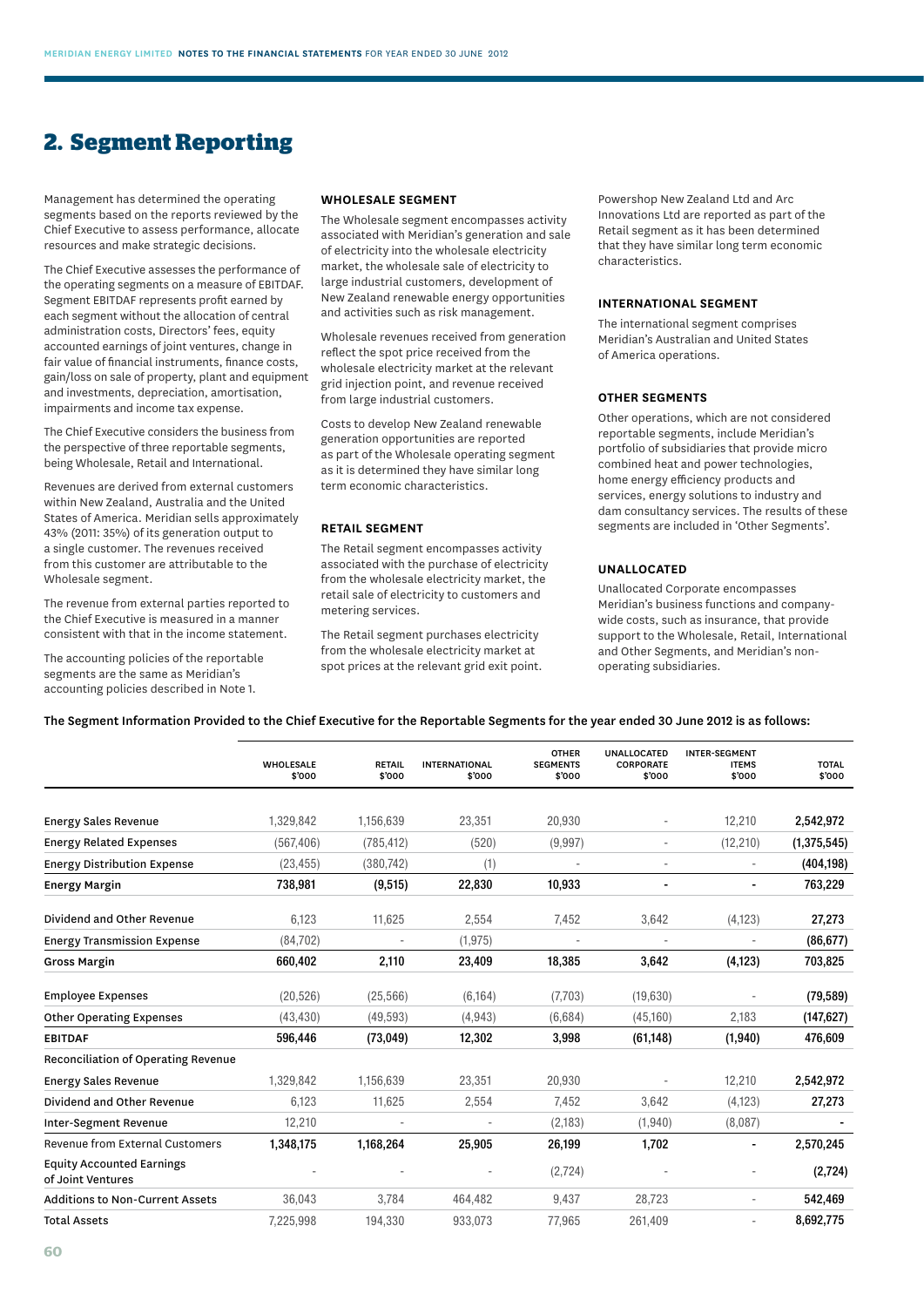## 2. Segment Reporting

Management has determined the operating segments based on the reports reviewed by the Chief Executive to assess performance, allocate resources and make strategic decisions.

The Chief Executive assesses the performance of the operating segments on a measure of EBITDAF. Segment EBITDAF represents profit earned by each segment without the allocation of central administration costs, Directors' fees, equity accounted earnings of joint ventures, change in fair value of financial instruments, finance costs, gain/loss on sale of property, plant and equipment and investments, depreciation, amortisation, impairments and income tax expense.

The Chief Executive considers the business from the perspective of three reportable segments, being Wholesale, Retail and International.

Revenues are derived from external customers within New Zealand, Australia and the United States of America. Meridian sells approximately 43% (2011: 35%) of its generation output to a single customer. The revenues received from this customer are attributable to the Wholesale segment.

The revenue from external parties reported to the Chief Executive is measured in a manner consistent with that in the income statement.

The accounting policies of the reportable segments are the same as Meridian's accounting policies described in Note 1.

### WHOLESALE SEGMENT

The Wholesale segment encompasses activity associated with Meridian's generation and sale of electricity into the wholesale electricity market, the wholesale sale of electricity to large industrial customers, development of New Zealand renewable energy opportunities and activities such as risk management.

Wholesale revenues received from generation reflect the spot price received from the wholesale electricity market at the relevant grid injection point, and revenue received from large industrial customers.

Costs to develop New Zealand renewable generation opportunities are reported as part of the Wholesale operating segment as it is determined they have similar long term economic characteristics.

### RETAIL SEGMENT

The Retail segment encompasses activity associated with the purchase of electricity from the wholesale electricity market, the retail sale of electricity to customers and metering services.

The Retail segment purchases electricity from the wholesale electricity market at spot prices at the relevant grid exit point.

Powershop New Zealand Ltd and Arc Innovations Ltd are reported as part of the Retail segment as it has been determined that they have similar long term economic characteristics.

### INTERNATIONAL SEGMENT

The international segment comprises Meridian's Australian and United States of America operations.

### OTHER SEGMENTS

Other operations, which are not considered reportable segments, include Meridian's portfolio of subsidiaries that provide micro combined heat and power technologies, home energy efficiency products and services, energy solutions to industry and dam consultancy services. The results of these segments are included in 'Other Segments'.

### UNALLOCATED

Unallocated Corporate encompasses Meridian's business functions and company-wide costs, such as insurance, that provide support to the Wholesale, Retail, International and Other Segments, and Meridian's non-operating subsidiaries.

**The Segment Information Provided to the Chief Executive for the Reportable Segments for the year ended 30 June 2012 is as follows:**

| | WHOLESALE $'000 | RETAIL $'000 | INTERNATIONAL $'000 | OTHER SEGMENTS $'000 | UNALLOCATED CORPORATE $'000 | INTER-SEGMENT ITEMS $'000 | TOTAL $'000 |
|---|---|---|---|---|---|---|---|
| Energy Sales Revenue | 1,329,842 | 1,156,639 | 23,351 | 20,930 | - | 12,210 | **2,542,972** |
| Energy Related Expenses | (567,406) | (785,412) | (520) | (9,997) | - | (12,210) | **(1,375,545)** |
| Energy Distribution Expense | (23,455) | (380,742) | (1) | - | - | - | **(404,198)** |
| **Energy Margin** | **738,981** | **(9,515)** | **22,830** | **10,933** | **-** | **-** | **763,229** |
| Dividend and Other Revenue | 6,123 | 11,625 | 2,554 | 7,452 | 3,642 | (4,123) | **27,273** |
| Energy Transmission Expense | (84,702) | - | (1,975) | - | - | - | **(86,677)** |
| **Gross Margin** | **660,402** | **2,110** | **23,409** | **18,385** | **3,642** | **(4,123)** | **703,825** |
| Employee Expenses | (20,526) | (25,566) | (6,164) | (7,703) | (19,630) | - | **(79,589)** |
| Other Operating Expenses | (43,430) | (49,593) | (4,943) | (6,684) | (45,160) | 2,183 | **(147,627)** |
| **EBITDAF** | **596,446** | **(73,049)** | **12,302** | **3,998** | **(61,148)** | **(1,940)** | **476,609** |
| Reconciliation of Operating Revenue | | | | | | | |
| Energy Sales Revenue | 1,329,842 | 1,156,639 | 23,351 | 20,930 | - | 12,210 | **2,542,972** |
| Dividend and Other Revenue | 6,123 | 11,625 | 2,554 | 7,452 | 3,642 | (4,123) | **27,273** |
| Inter-Segment Revenue | 12,210 | - | - | (2,183) | (1,940) | (8,087) | **-** |
| Revenue from External Customers | **1,348,175** | **1,168,264** | **25,905** | **26,199** | **1,702** | **-** | **2,570,245** |
| Equity Accounted Earnings of Joint Ventures | - | - | - | (2,724) | - | - | **(2,724)** |
| Additions to Non-Current Assets | 36,043 | 3,784 | 464,482 | 9,437 | 28,723 | - | **542,469** |
| Total Assets | 7,225,998 | 194,330 | 933,073 | 77,965 | 261,409 | - | **8,692,775** |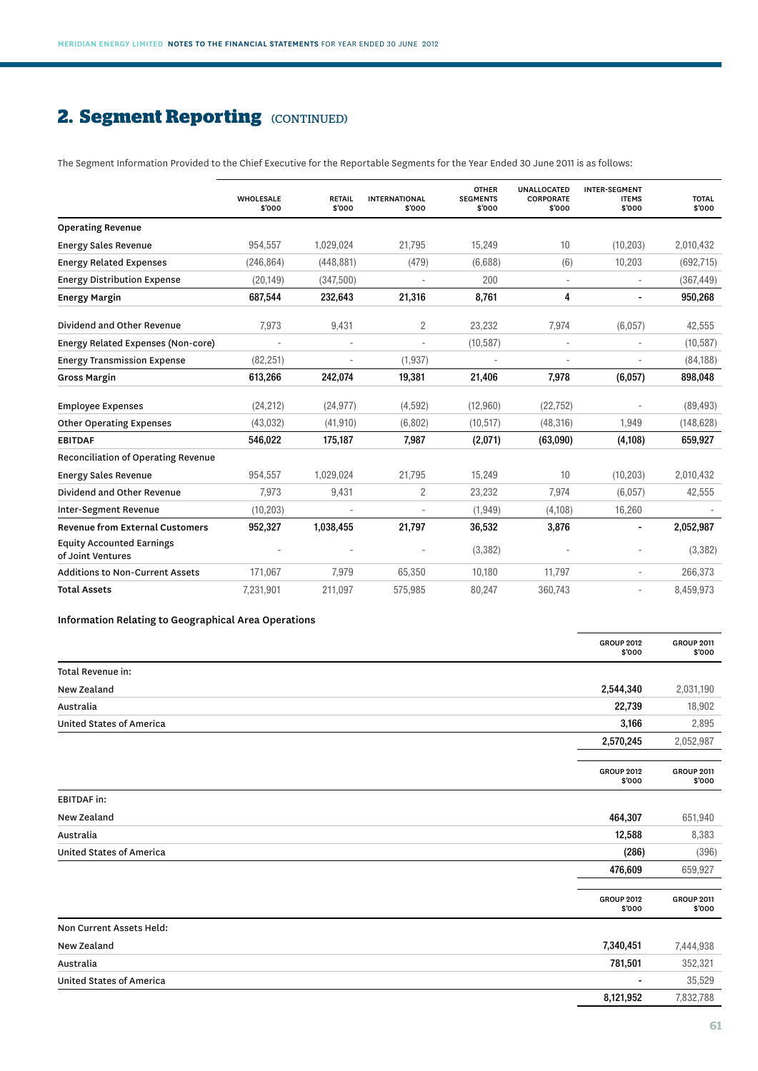## 2. Segment Reporting (CONTINUED)

The Segment Information Provided to the Chief Executive for the Reportable Segments for the Year Ended 30 June 2011 is as follows:

| | WHOLESALE $'000 | RETAIL $'000 | INTERNATIONAL $'000 | OTHER SEGMENTS $'000 | UNALLOCATED CORPORATE $'000 | INTER-SEGMENT ITEMS $'000 | TOTAL $'000 |
|---|---|---|---|---|---|---|---|
| **Operating Revenue** | | | | | | | |
| Energy Sales Revenue | 954,557 | 1,029,024 | 21,795 | 15,249 | 10 | (10,203) | 2,010,432 |
| Energy Related Expenses | (246,864) | (448,881) | (479) | (6,688) | (6) | 10,203 | (692,715) |
| Energy Distribution Expense | (20,149) | (347,500) | - | 200 | - | - | (367,449) |
| **Energy Margin** | **687,544** | **232,643** | **21,316** | **8,761** | **4** | **-** | **950,268** |
| Dividend and Other Revenue | 7,973 | 9,431 | 2 | 23,232 | 7,974 | (6,057) | 42,555 |
| Energy Related Expenses (Non-core) | - | - | - | (10,587) | - | - | (10,587) |
| Energy Transmission Expense | (82,251) | - | (1,937) | - | - | - | (84,188) |
| **Gross Margin** | **613,266** | **242,074** | **19,381** | **21,406** | **7,978** | **(6,057)** | **898,048** |
| Employee Expenses | (24,212) | (24,977) | (4,592) | (12,960) | (22,752) | - | (89,493) |
| Other Operating Expenses | (43,032) | (41,910) | (6,802) | (10,517) | (48,316) | 1,949 | (148,628) |
| **EBITDAF** | **546,022** | **175,187** | **7,987** | **(2,071)** | **(63,090)** | **(4,108)** | **659,927** |
| **Reconciliation of Operating Revenue** | | | | | | | |
| Energy Sales Revenue | 954,557 | 1,029,024 | 21,795 | 15,249 | 10 | (10,203) | 2,010,432 |
| Dividend and Other Revenue | 7,973 | 9,431 | 2 | 23,232 | 7,974 | (6,057) | 42,555 |
| Inter-Segment Revenue | (10,203) | - | - | (1,949) | (4,108) | 16,260 | - |
| **Revenue from External Customers** | **952,327** | **1,038,455** | **21,797** | **36,532** | **3,876** | **-** | **2,052,987** |
| Equity Accounted Earnings of Joint Ventures | - | - | - | (3,382) | - | - | (3,382) |
| Additions to Non-Current Assets | 171,067 | 7,979 | 65,350 | 10,180 | 11,797 | - | 266,373 |
| **Total Assets** | 7,231,901 | 211,097 | 575,985 | 80,247 | 360,743 | - | 8,459,973 |

**Information Relating to Geographical Area Operations**

| | GROUP 2012 $'000 | GROUP 2011 $'000 |
|---|---|---|
| Total Revenue in: | | |
| New Zealand | **2,544,340** | 2,031,190 |
| Australia | **22,739** | 18,902 |
| United States of America | **3,166** | 2,895 |
| | **2,570,245** | 2,052,987 |

| | GROUP 2012 $'000 | GROUP 2011 $'000 |
|---|---|---|
| EBITDAF in: | | |
| New Zealand | **464,307** | 651,940 |
| Australia | **12,588** | 8,383 |
| United States of America | **(286)** | (396) |
| | **476,609** | 659,927 |

| | GROUP 2012 $'000 | GROUP 2011 $'000 |
|---|---|---|
| Non Current Assets Held: | | |
| New Zealand | **7,340,451** | 7,444,938 |
| Australia | **781,501** | 352,321 |
| United States of America | **-** | 35,529 |
| | **8,121,952** | 7,832,788 |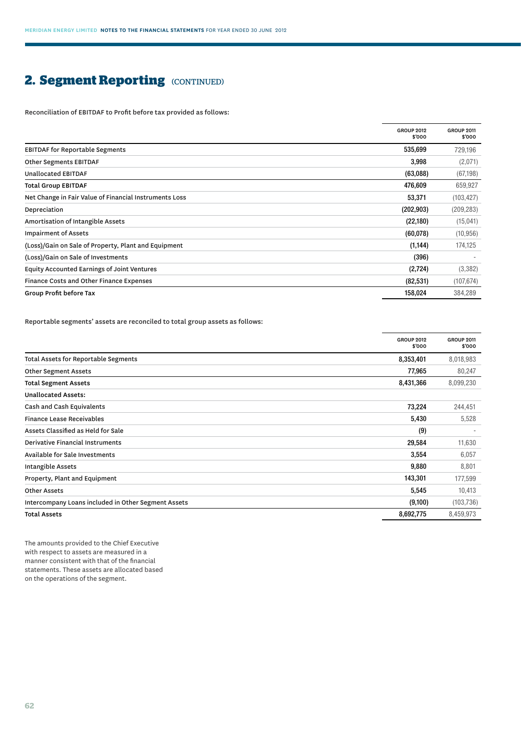## 2. Segment Reporting (CONTINUED)

Reconciliation of EBITDAF to Profit before tax provided as follows:

| | GROUP 2012 $'000 | GROUP 2011 $'000 |
|---|---|---|
| EBITDAF for Reportable Segments | 535,699 | 729,196 |
| Other Segments EBITDAF | 3,998 | (2,071) |
| Unallocated EBITDAF | (63,088) | (67,198) |
| **Total Group EBITDAF** | 476,609 | 659,927 |
| Net Change in Fair Value of Financial Instruments Loss | 53,371 | (103,427) |
| Depreciation | (202,903) | (209,283) |
| Amortisation of Intangible Assets | (22,180) | (15,041) |
| Impairment of Assets | (60,078) | (10,956) |
| (Loss)/Gain on Sale of Property, Plant and Equipment | (1,144) | 174,125 |
| (Loss)/Gain on Sale of Investments | (396) | - |
| Equity Accounted Earnings of Joint Ventures | (2,724) | (3,382) |
| Finance Costs and Other Finance Expenses | (82,531) | (107,674) |
| **Group Profit before Tax** | 158,024 | 384,289 |

Reportable segments' assets are reconciled to total group assets as follows:

| | GROUP 2012 $'000 | GROUP 2011 $'000 |
|---|---|---|
| Total Assets for Reportable Segments | 8,353,401 | 8,018,983 |
| Other Segment Assets | 77,965 | 80,247 |
| **Total Segment Assets** | 8,431,366 | 8,099,230 |
| **Unallocated Assets:** | | |
| Cash and Cash Equivalents | 73,224 | 244,451 |
| Finance Lease Receivables | 5,430 | 5,528 |
| Assets Classified as Held for Sale | (9) | - |
| Derivative Financial Instruments | 29,584 | 11,630 |
| Available for Sale Investments | 3,554 | 6,057 |
| Intangible Assets | 9,880 | 8,801 |
| Property, Plant and Equipment | 143,301 | 177,599 |
| Other Assets | 5,545 | 10,413 |
| Intercompany Loans included in Other Segment Assets | (9,100) | (103,736) |
| **Total Assets** | 8,692,775 | 8,459,973 |

The amounts provided to the Chief Executive with respect to assets are measured in a manner consistent with that of the financial statements. These assets are allocated based on the operations of the segment.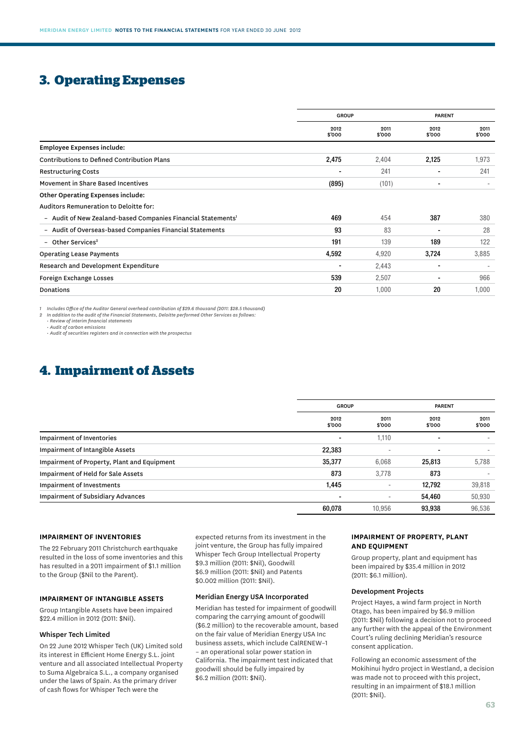# 3. Operating Expenses

| | GROUP | | PARENT | |
|---|---|---|---|---|
| | 2012 $'000 | 2011 $'000 | 2012 $'000 | 2011 $'000 |
| **Employee Expenses include:** | | | | |
| Contributions to Defined Contribution Plans | **2,475** | 2,404 | **2,125** | 1,973 |
| Restructuring Costs | **-** | 241 | **-** | 241 |
| Movement in Share Based Incentives | **(895)** | (101) | **-** | - |
| **Other Operating Expenses include:** | | | | |
| Auditors Remuneration to Deloitte for: | | | | |
| – Audit of New Zealand-based Companies Financial Statements[1] | **469** | 454 | **387** | 380 |
| – Audit of Overseas-based Companies Financial Statements | **93** | 83 | **-** | 28 |
| – Other Services[2] | **191** | 139 | **189** | 122 |
| Operating Lease Payments | **4,592** | 4,920 | **3,724** | 3,885 |
| Research and Development Expenditure | **-** | 2,443 | **-** | - |
| Foreign Exchange Losses | **539** | 2,507 | **-** | 966 |
| Donations | **20** | 1,000 | **20** | 1,000 |

*1 Includes Office of the Auditor General overhead contribution of $29.6 thousand (2011: $28.5 thousand)*

*2 In addition to the audit of the Financial Statements, Deloitte performed Other Services as follows:*
- *Review of interim financial statements*
- *Audit of carbon emissions*
- *Audit of securities registers and in connection with the prospectus*

# 4. Impairment of Assets

| | GROUP | | PARENT | |
|---|---|---|---|---|
| | 2012 $'000 | 2011 $'000 | 2012 $'000 | 2011 $'000 |
| Impairment of Inventories | **-** | 1,110 | **-** | - |
| Impairment of Intangible Assets | **22,383** | - | **-** | - |
| Impairment of Property, Plant and Equipment | **35,377** | 6,068 | **25,813** | 5,788 |
| Impairment of Held for Sale Assets | **873** | 3,778 | **873** | - |
| Impairment of Investments | **1,445** | - | **12,792** | 39,818 |
| Impairment of Subsidiary Advances | **-** | - | **54,460** | 50,930 |
| | **60,078** | 10,956 | **93,938** | 96,536 |

### IMPAIRMENT OF INVENTORIES

The 22 February 2011 Christchurch earthquake resulted in the loss of some inventories and this has resulted in a 2011 impairment of $1.1 million to the Group ($Nil to the Parent).

### IMPAIRMENT OF INTANGIBLE ASSETS

Group Intangible Assets have been impaired $22.4 million in 2012 (2011: $Nil).

#### Whisper Tech Limited

On 22 June 2012 Whisper Tech (UK) Limited sold its interest in Efficient Home Energy S.L. joint venture and all associated Intellectual Property to Suma Algebraica S.L., a company organised under the laws of Spain. As the primary driver of cash flows for Whisper Tech were the expected returns from its investment in the joint venture, the Group has fully impaired Whisper Tech Group Intellectual Property $9.3 million (2011: $Nil), Goodwill $6.9 million (2011: $Nil) and Patents $0.002 million (2011: $Nil).

#### Meridian Energy USA Incorporated

Meridian has tested for impairment of goodwill comparing the carrying amount of goodwill ($6.2 million) to the recoverable amount, based on the fair value of Meridian Energy USA Inc business assets, which include CalRENEW–1 – an operational solar power station in California. The impairment test indicated that goodwill should be fully impaired by $6.2 million (2011: $Nil).

### IMPAIRMENT OF PROPERTY, PLANT AND EQUIPMENT

Group property, plant and equipment has been impaired by $35.4 million in 2012 (2011: $6.1 million).

#### Development Projects

Project Hayes, a wind farm project in North Otago, has been impaired by $6.9 million (2011: $Nil) following a decision not to proceed any further with the appeal of the Environment Court's ruling declining Meridian's resource consent application.

Following an economic assessment of the Mokihinui hydro project in Westland, a decision was made not to proceed with this project, resulting in an impairment of $18.1 million (2011: $Nil).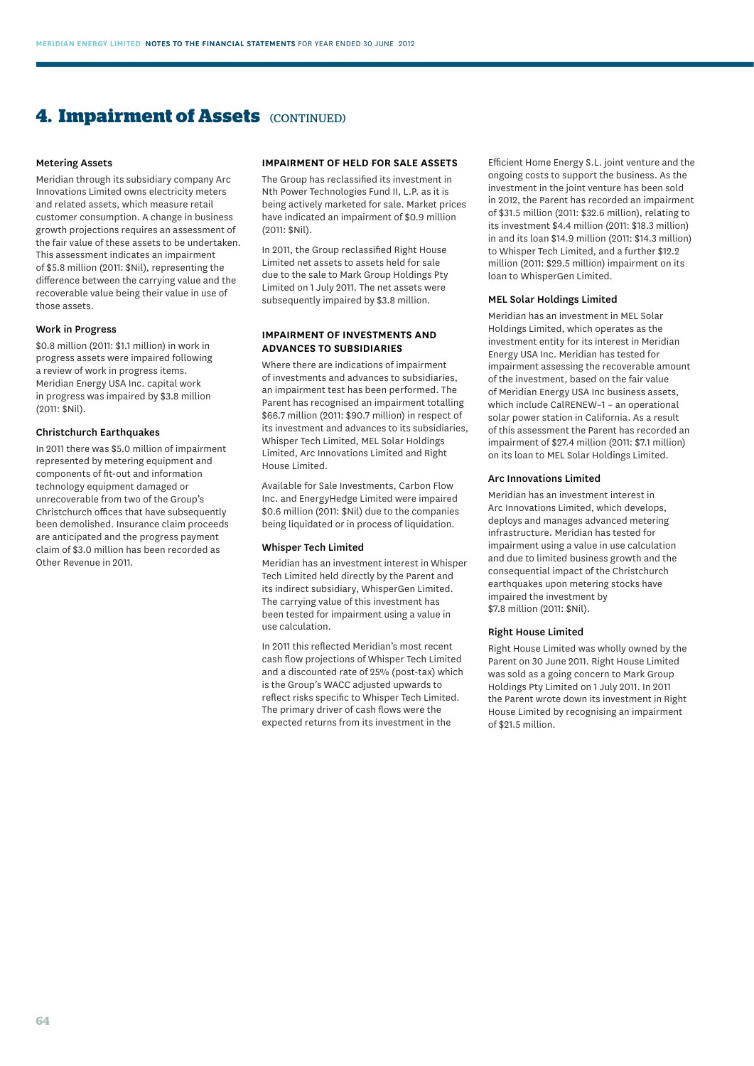## 4. Impairment of Assets (CONTINUED)

### Metering Assets

Meridian through its subsidiary company Arc Innovations Limited owns electricity meters and related assets, which measure retail customer consumption. A change in business growth projections requires an assessment of the fair value of these assets to be undertaken. This assessment indicates an impairment of $5.8 million (2011: $Nil), representing the difference between the carrying value and the recoverable value being their value in use of those assets.

### Work in Progress

$0.8 million (2011: $1.1 million) in work in progress assets were impaired following a review of work in progress items. Meridian Energy USA Inc. capital work in progress was impaired by $3.8 million (2011: $Nil).

### Christchurch Earthquakes

In 2011 there was $5.0 million of impairment represented by metering equipment and components of fit-out and information technology equipment damaged or unrecoverable from two of the Group's Christchurch offices that have subsequently been demolished. Insurance claim proceeds are anticipated and the progress payment claim of $3.0 million has been recorded as Other Revenue in 2011.

### IMPAIRMENT OF HELD FOR SALE ASSETS

The Group has reclassified its investment in Nth Power Technologies Fund II, L.P. as it is being actively marketed for sale. Market prices have indicated an impairment of $0.9 million (2011: $Nil).

In 2011, the Group reclassified Right House Limited net assets to assets held for sale due to the sale to Mark Group Holdings Pty Limited on 1 July 2011. The net assets were subsequently impaired by $3.8 million.

### IMPAIRMENT OF INVESTMENTS AND ADVANCES TO SUBSIDIARIES

Where there are indications of impairment of investments and advances to subsidiaries, an impairment test has been performed. The Parent has recognised an impairment totalling $66.7 million (2011: $90.7 million) in respect of its investment and advances to its subsidiaries, Whisper Tech Limited, MEL Solar Holdings Limited, Arc Innovations Limited and Right House Limited.

Available for Sale Investments, Carbon Flow Inc. and EnergyHedge Limited were impaired $0.6 million (2011: $Nil) due to the companies being liquidated or in process of liquidation.

### Whisper Tech Limited

Meridian has an investment interest in Whisper Tech Limited held directly by the Parent and its indirect subsidiary, WhisperGen Limited. The carrying value of this investment has been tested for impairment using a value in use calculation.

In 2011 this reflected Meridian's most recent cash flow projections of Whisper Tech Limited and a discounted rate of 25% (post-tax) which is the Group's WACC adjusted upwards to reflect risks specific to Whisper Tech Limited. The primary driver of cash flows were the expected returns from its investment in the Efficient Home Energy S.L. joint venture and the ongoing costs to support the business. As the investment in the joint venture has been sold in 2012, the Parent has recorded an impairment of $31.5 million (2011: $32.6 million), relating to its investment $4.4 million (2011: $18.3 million) in and its loan $14.9 million (2011: $14.3 million) to Whisper Tech Limited, and a further $12.2 million (2011: $29.5 million) impairment on its loan to WhisperGen Limited.

### MEL Solar Holdings Limited

Meridian has an investment in MEL Solar Holdings Limited, which operates as the investment entity for its interest in Meridian Energy USA Inc. Meridian has tested for impairment assessing the recoverable amount of the investment, based on the fair value of Meridian Energy USA Inc business assets, which include CalRENEW–1 – an operational solar power station in California. As a result of this assessment the Parent has recorded an impairment of $27.4 million (2011: $7.1 million) on its loan to MEL Solar Holdings Limited.

### Arc Innovations Limited

Meridian has an investment interest in Arc Innovations Limited, which develops, deploys and manages advanced metering infrastructure. Meridian has tested for impairment using a value in use calculation and due to limited business growth and the consequential impact of the Christchurch earthquakes upon metering stocks have impaired the investment by $7.8 million (2011: $Nil).

### Right House Limited

Right House Limited was wholly owned by the Parent on 30 June 2011. Right House Limited was sold as a going concern to Mark Group Holdings Pty Limited on 1 July 2011. In 2011 the Parent wrote down its investment in Right House Limited by recognising an impairment of $21.5 million.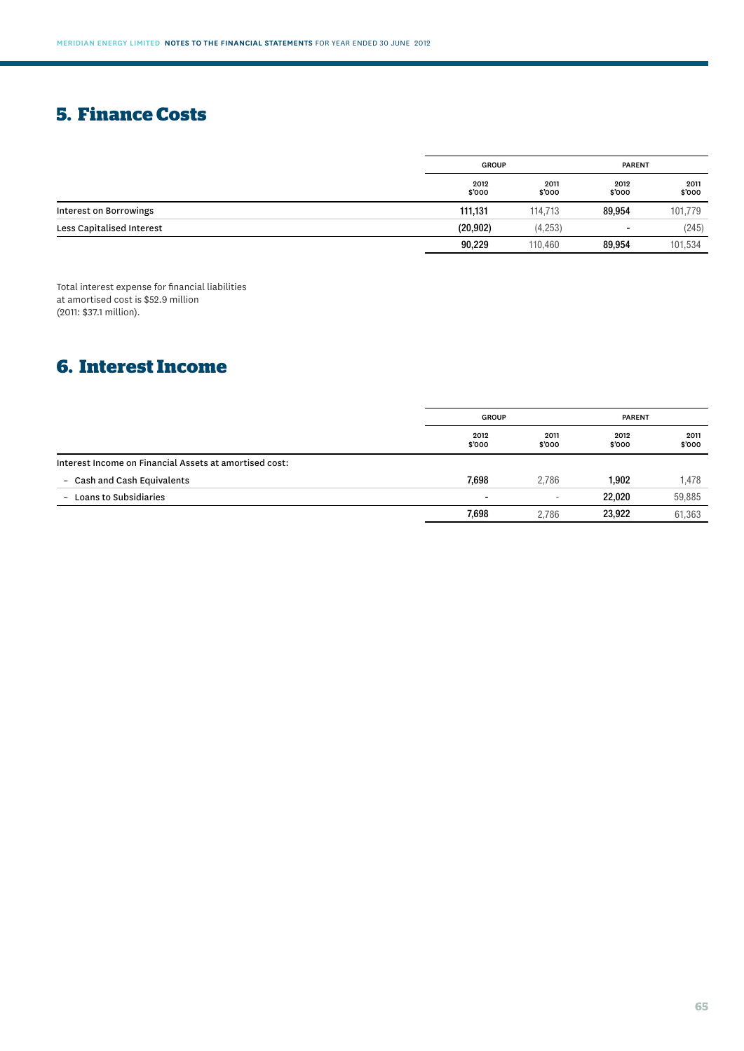## 5. Finance Costs

| | GROUP | | PARENT | |
|---|---|---|---|---|
| | 2012 $'000 | 2011 $'000 | 2012 $'000 | 2011 $'000 |
| Interest on Borrowings | 111,131 | 114,713 | 89,954 | 101,779 |
| Less Capitalised Interest | (20,902) | (4,253) | - | (245) |
| | 90,229 | 110,460 | 89,954 | 101,534 |

Total interest expense for financial liabilities at amortised cost is $52.9 million (2011: $37.1 million).

## 6. Interest Income

| | GROUP | | PARENT | |
|---|---|---|---|---|
| | 2012 $'000 | 2011 $'000 | 2012 $'000 | 2011 $'000 |
| Interest Income on Financial Assets at amortised cost: | | | | |
| – Cash and Cash Equivalents | 7,698 | 2,786 | 1,902 | 1,478 |
| – Loans to Subsidiaries | - | - | 22,020 | 59,885 |
| | 7,698 | 2,786 | 23,922 | 61,363 |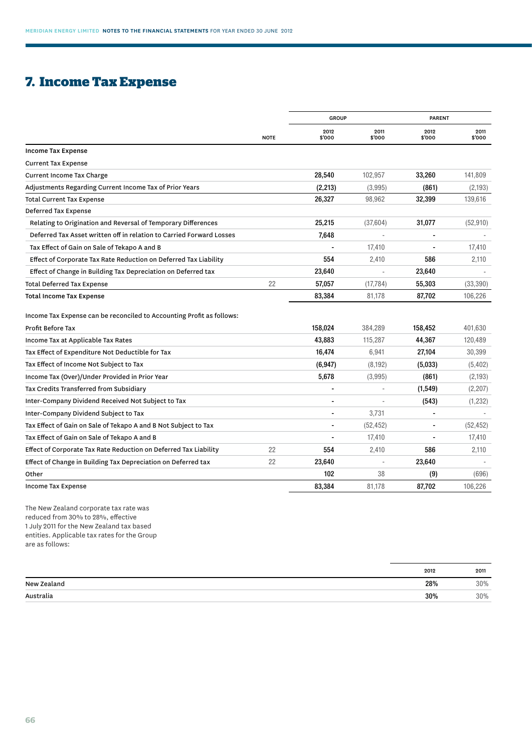# 7. Income Tax Expense

| | NOTE | GROUP 2012 $'000 | GROUP 2011 $'000 | PARENT 2012 $'000 | PARENT 2011 $'000 |
|---|---|---|---|---|---|
| **Income Tax Expense** | | | | | |
| Current Tax Expense | | | | | |
| Current Income Tax Charge | | **28,540** | 102,957 | **33,260** | 141,809 |
| Adjustments Regarding Current Income Tax of Prior Years | | **(2,213)** | (3,995) | **(861)** | (2,193) |
| Total Current Tax Expense | | **26,327** | 98,962 | **32,399** | 139,616 |
| Deferred Tax Expense | | | | | |
| Relating to Origination and Reversal of Temporary Differences | | **25,215** | (37,604) | **31,077** | (52,910) |
| Deferred Tax Asset written off in relation to Carried Forward Losses | | **7,648** | - | **-** | - |
| Tax Effect of Gain on Sale of Tekapo A and B | | **-** | 17,410 | **-** | 17,410 |
| Effect of Corporate Tax Rate Reduction on Deferred Tax Liability | | **554** | 2,410 | **586** | 2,110 |
| Effect of Change in Building Tax Depreciation on Deferred tax | | **23,640** | - | **23,640** | - |
| Total Deferred Tax Expense | 22 | **57,057** | (17,784) | **55,303** | (33,390) |
| **Total Income Tax Expense** | | **83,384** | 81,178 | **87,702** | 106,226 |
| | | | | | |
| Income Tax Expense can be reconciled to Accounting Profit as follows: | | | | | |
| Profit Before Tax | | **158,024** | 384,289 | **158,452** | 401,630 |
| Income Tax at Applicable Tax Rates | | **43,883** | 115,287 | **44,367** | 120,489 |
| Tax Effect of Expenditure Not Deductible for Tax | | **16,474** | 6,941 | **27,104** | 30,399 |
| Tax Effect of Income Not Subject to Tax | | **(6,947)** | (8,192) | **(5,033)** | (5,402) |
| Income Tax (Over)/Under Provided in Prior Year | | **5,678** | (3,995) | **(861)** | (2,193) |
| Tax Credits Transferred from Subsidiary | | **-** | - | **(1,549)** | (2,207) |
| Inter-Company Dividend Received Not Subject to Tax | | **-** | - | **(543)** | (1,232) |
| Inter-Company Dividend Subject to Tax | | **-** | 3,731 | **-** | - |
| Tax Effect of Gain on Sale of Tekapo A and B Not Subject to Tax | | **-** | (52,452) | **-** | (52,452) |
| Tax Effect of Gain on Sale of Tekapo A and B | | **-** | 17,410 | **-** | 17,410 |
| Effect of Corporate Tax Rate Reduction on Deferred Tax Liability | 22 | **554** | 2,410 | **586** | 2,110 |
| Effect of Change in Building Tax Depreciation on Deferred tax | 22 | **23,640** | - | **23,640** | - |
| Other | | **102** | 38 | **(9)** | (696) |
| Income Tax Expense | | **83,384** | 81,178 | **87,702** | 106,226 |

The New Zealand corporate tax rate was reduced from 30% to 28%, effective 1 July 2011 for the New Zealand tax based entities. Applicable tax rates for the Group are as follows:

| | 2012 | 2011 |
|---|---|---|
| New Zealand | **28%** | 30% |
| Australia | **30%** | 30% |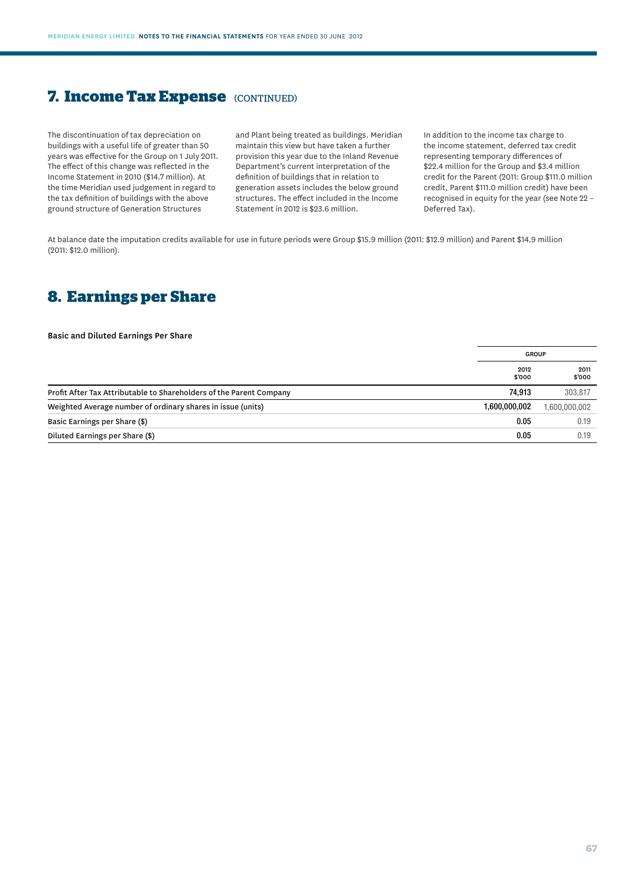## 7. Income Tax Expense (CONTINUED)

The discontinuation of tax depreciation on buildings with a useful life of greater than 50 years was effective for the Group on 1 July 2011. The effect of this change was reflected in the Income Statement in 2010 ($14.7 million). At the time Meridian used judgement in regard to the tax definition of buildings with the above ground structure of Generation Structures and Plant being treated as buildings. Meridian maintain this view but have taken a further provision this year due to the Inland Revenue Department's current interpretation of the definition of buildings that in relation to generation assets includes the below ground structures. The effect included in the Income Statement in 2012 is $23.6 million.

In addition to the income tax charge to the income statement, deferred tax credit representing temporary differences of $22.4 million for the Group and $3.4 million credit for the Parent (2011: Group $111.0 million credit, Parent $111.0 million credit) have been recognised in equity for the year (see Note 22 – Deferred Tax).

At balance date the imputation credits available for use in future periods were Group $15.9 million (2011: $12.9 million) and Parent $14.9 million (2011: $12.0 million).

## 8. Earnings per Share

**Basic and Diluted Earnings Per Share**

| | GROUP | |
|---|---|---|
| | 2012 $'000 | 2011 $'000 |
| Profit After Tax Attributable to Shareholders of the Parent Company | **74,913** | 303,817 |
| Weighted Average number of ordinary shares in issue (units) | **1,600,000,002** | 1,600,000,002 |
| Basic Earnings per Share ($) | **0.05** | 0.19 |
| Diluted Earnings per Share ($) | **0.05** | 0.19 |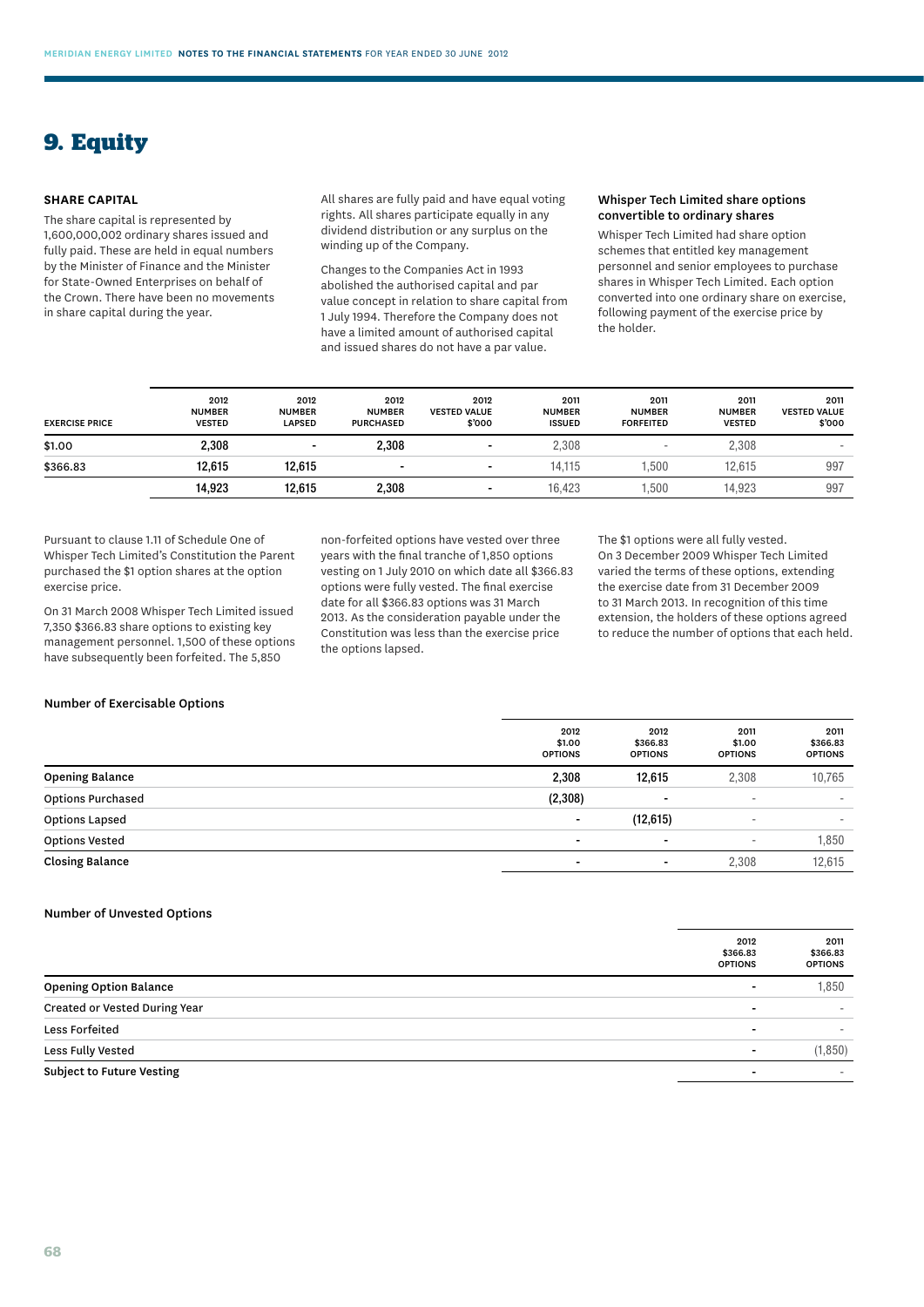# 9. Equity

### SHARE CAPITAL

The share capital is represented by 1,600,000,002 ordinary shares issued and fully paid. These are held in equal numbers by the Minister of Finance and the Minister for State-Owned Enterprises on behalf of the Crown. There have been no movements in share capital during the year.

All shares are fully paid and have equal voting rights. All shares participate equally in any dividend distribution or any surplus on the winding up of the Company.

Changes to the Companies Act in 1993 abolished the authorised capital and par value concept in relation to share capital from 1 July 1994. Therefore the Company does not have a limited amount of authorised capital and issued shares do not have a par value.

### Whisper Tech Limited share options convertible to ordinary shares

Whisper Tech Limited had share option schemes that entitled key management personnel and senior employees to purchase shares in Whisper Tech Limited. Each option converted into one ordinary share on exercise, following payment of the exercise price by the holder.

| EXERCISE PRICE | 2012 NUMBER VESTED | 2012 NUMBER LAPSED | 2012 NUMBER PURCHASED | 2012 VESTED VALUE $'000 | 2011 NUMBER ISSUED | 2011 NUMBER FORFEITED | 2011 NUMBER VESTED | 2011 VESTED VALUE $'000 |
|---|---|---|---|---|---|---|---|---|
| $1.00 | 2,308 | - | 2,308 | - | 2,308 | - | 2,308 | - |
| $366.83 | 12,615 | 12,615 | - | - | 14,115 | 1,500 | 12,615 | 997 |
| | 14,923 | 12,615 | 2,308 | - | 16,423 | 1,500 | 14,923 | 997 |

Pursuant to clause 1.11 of Schedule One of Whisper Tech Limited's Constitution the Parent purchased the $1 option shares at the option exercise price.

On 31 March 2008 Whisper Tech Limited issued 7,350 $366.83 share options to existing key management personnel. 1,500 of these options have subsequently been forfeited. The 5,850 non-forfeited options have vested over three years with the final tranche of 1,850 options vesting on 1 July 2010 on which date all $366.83 options were fully vested. The final exercise date for all $366.83 options was 31 March 2013. As the consideration payable under the Constitution was less than the exercise price the options lapsed.

The $1 options were all fully vested. On 3 December 2009 Whisper Tech Limited varied the terms of these options, extending the exercise date from 31 December 2009 to 31 March 2013. In recognition of this time extension, the holders of these options agreed to reduce the number of options that each held.

### Number of Exercisable Options

| | 2012 $1.00 OPTIONS | 2012 $366.83 OPTIONS | 2011 $1.00 OPTIONS | 2011 $366.83 OPTIONS |
|---|---|---|---|---|
| Opening Balance | 2,308 | 12,615 | 2,308 | 10,765 |
| Options Purchased | (2,308) | - | - | - |
| Options Lapsed | - | (12,615) | - | - |
| Options Vested | - | - | - | 1,850 |
| Closing Balance | - | - | 2,308 | 12,615 |

### Number of Unvested Options

| | 2012 $366.83 OPTIONS | 2011 $366.83 OPTIONS |
|---|---|---|
| Opening Option Balance | - | 1,850 |
| Created or Vested During Year | - | - |
| Less Forfeited | - | - |
| Less Fully Vested | - | (1,850) |
| Subject to Future Vesting | - | - |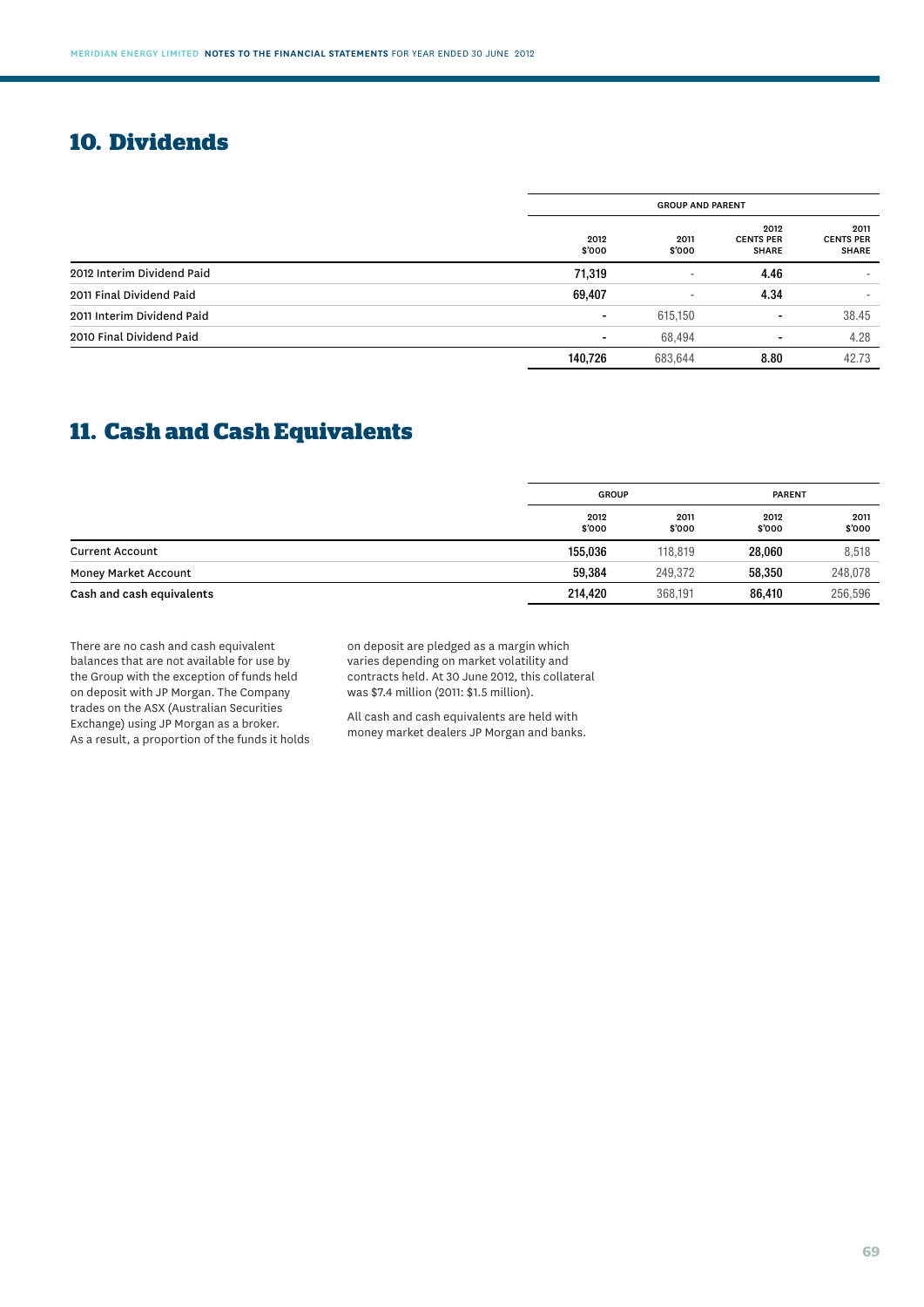## 10. Dividends

| | GROUP AND PARENT | | | |
|---|---|---|---|---|
| | 2012 $'000 | 2011 $'000 | 2012 CENTS PER SHARE | 2011 CENTS PER SHARE |
| 2012 Interim Dividend Paid | 71,319 | - | 4.46 | - |
| 2011 Final Dividend Paid | 69,407 | - | 4.34 | - |
| 2011 Interim Dividend Paid | - | 615,150 | - | 38.45 |
| 2010 Final Dividend Paid | - | 68,494 | - | 4.28 |
| | 140,726 | 683,644 | 8.80 | 42.73 |

## 11. Cash and Cash Equivalents

| | GROUP | | PARENT | |
|---|---|---|---|---|
| | 2012 $'000 | 2011 $'000 | 2012 $'000 | 2011 $'000 |
| Current Account | 155,036 | 118,819 | 28,060 | 8,518 |
| Money Market Account | 59,384 | 249,372 | 58,350 | 248,078 |
| Cash and cash equivalents | 214,420 | 368,191 | 86,410 | 256,596 |

There are no cash and cash equivalent balances that are not available for use by the Group with the exception of funds held on deposit with JP Morgan. The Company trades on the ASX (Australian Securities Exchange) using JP Morgan as a broker. As a result, a proportion of the funds it holds on deposit are pledged as a margin which varies depending on market volatility and contracts held. At 30 June 2012, this collateral was $7.4 million (2011: $1.5 million).

All cash and cash equivalents are held with money market dealers JP Morgan and banks.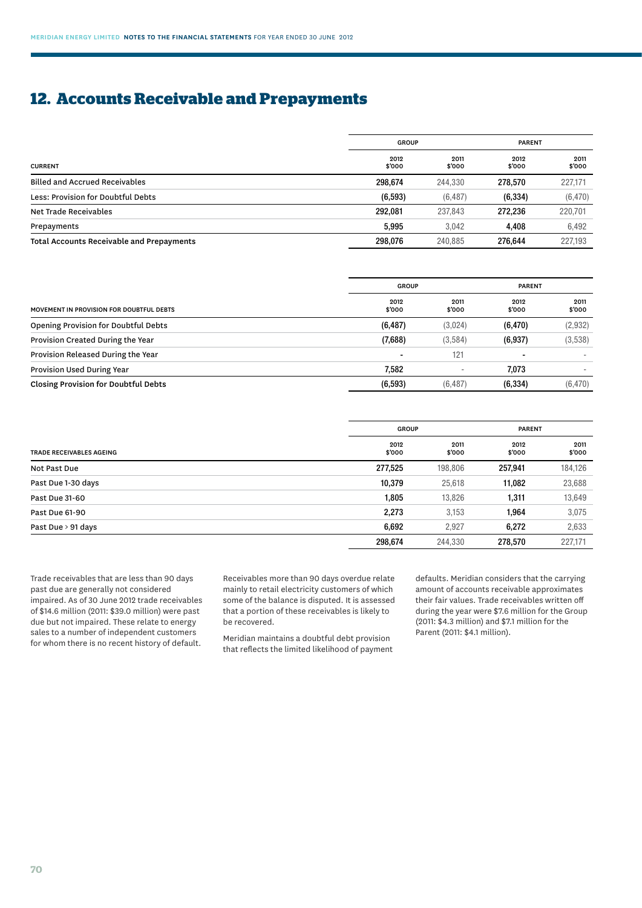## 12. Accounts Receivable and Prepayments

| CURRENT | GROUP 2012 $'000 | GROUP 2011 $'000 | PARENT 2012 $'000 | PARENT 2011 $'000 |
|---|---|---|---|---|
| Billed and Accrued Receivables | 298,674 | 244,330 | 278,570 | 227,171 |
| Less: Provision for Doubtful Debts | (6,593) | (6,487) | (6,334) | (6,470) |
| Net Trade Receivables | 292,081 | 237,843 | 272,236 | 220,701 |
| Prepayments | 5,995 | 3,042 | 4,408 | 6,492 |
| **Total Accounts Receivable and Prepayments** | 298,076 | 240,885 | 276,644 | 227,193 |

| MOVEMENT IN PROVISION FOR DOUBTFUL DEBTS | GROUP 2012 $'000 | GROUP 2011 $'000 | PARENT 2012 $'000 | PARENT 2011 $'000 |
|---|---|---|---|---|
| Opening Provision for Doubtful Debts | (6,487) | (3,024) | (6,470) | (2,932) |
| Provision Created During the Year | (7,688) | (3,584) | (6,937) | (3,538) |
| Provision Released During the Year | - | 121 | - | - |
| Provision Used During Year | 7,582 | - | 7,073 | - |
| **Closing Provision for Doubtful Debts** | (6,593) | (6,487) | (6,334) | (6,470) |

| TRADE RECEIVABLES AGEING | GROUP 2012 $'000 | GROUP 2011 $'000 | PARENT 2012 $'000 | PARENT 2011 $'000 |
|---|---|---|---|---|
| Not Past Due | 277,525 | 198,806 | 257,941 | 184,126 |
| Past Due 1-30 days | 10,379 | 25,618 | 11,082 | 23,688 |
| Past Due 31-60 | 1,805 | 13,826 | 1,311 | 13,649 |
| Past Due 61-90 | 2,273 | 3,153 | 1,964 | 3,075 |
| Past Due > 91 days | 6,692 | 2,927 | 6,272 | 2,633 |
| | 298,674 | 244,330 | 278,570 | 227,171 |

Trade receivables that are less than 90 days past due are generally not considered impaired. As of 30 June 2012 trade receivables of $14.6 million (2011: $39.0 million) were past due but not impaired. These relate to energy sales to a number of independent customers for whom there is no recent history of default.

Receivables more than 90 days overdue relate mainly to retail electricity customers of which some of the balance is disputed. It is assessed that a portion of these receivables is likely to be recovered.

Meridian maintains a doubtful debt provision that reflects the limited likelihood of payment defaults. Meridian considers that the carrying amount of accounts receivable approximates their fair values. Trade receivables written off during the year were $7.6 million for the Group (2011: $4.3 million) and $7.1 million for the Parent (2011: $4.1 million).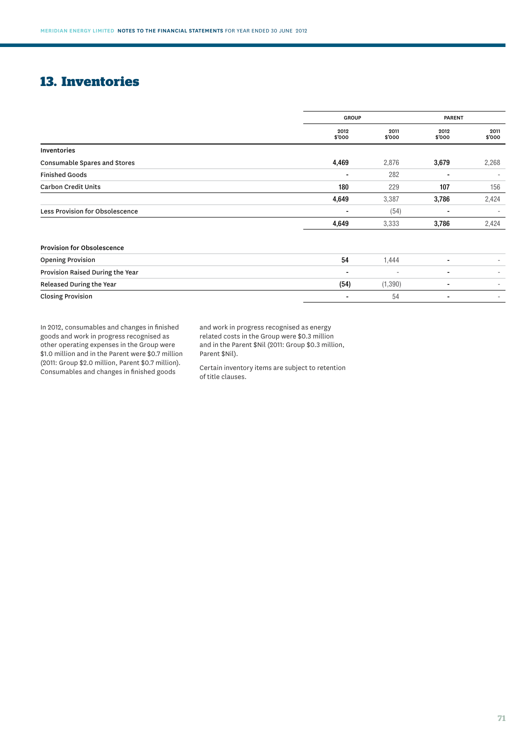# 13. Inventories

| | GROUP | | PARENT | |
|---|---|---|---|---|
| | 2012 $'000 | 2011 $'000 | 2012 $'000 | 2011 $'000 |
| **Inventories** | | | | |
| Consumable Spares and Stores | **4,469** | 2,876 | **3,679** | 2,268 |
| Finished Goods | **-** | 282 | **-** | - |
| Carbon Credit Units | **180** | 229 | **107** | 156 |
| | **4,649** | 3,387 | **3,786** | 2,424 |
| Less Provision for Obsolescence | **-** | (54) | **-** | - |
| | **4,649** | 3,333 | **3,786** | 2,424 |
| **Provision for Obsolescence** | | | | |
| Opening Provision | **54** | 1,444 | **-** | - |
| Provision Raised During the Year | **-** | - | **-** | - |
| Released During the Year | **(54)** | (1,390) | **-** | - |
| Closing Provision | **-** | 54 | **-** | - |

In 2012, consumables and changes in finished goods and work in progress recognised as other operating expenses in the Group were $1.0 million and in the Parent were $0.7 million (2011: Group $2.0 million, Parent $0.7 million). Consumables and changes in finished goods and work in progress recognised as energy related costs in the Group were $0.3 million and in the Parent $Nil (2011: Group $0.3 million, Parent $Nil).

Certain inventory items are subject to retention of title clauses.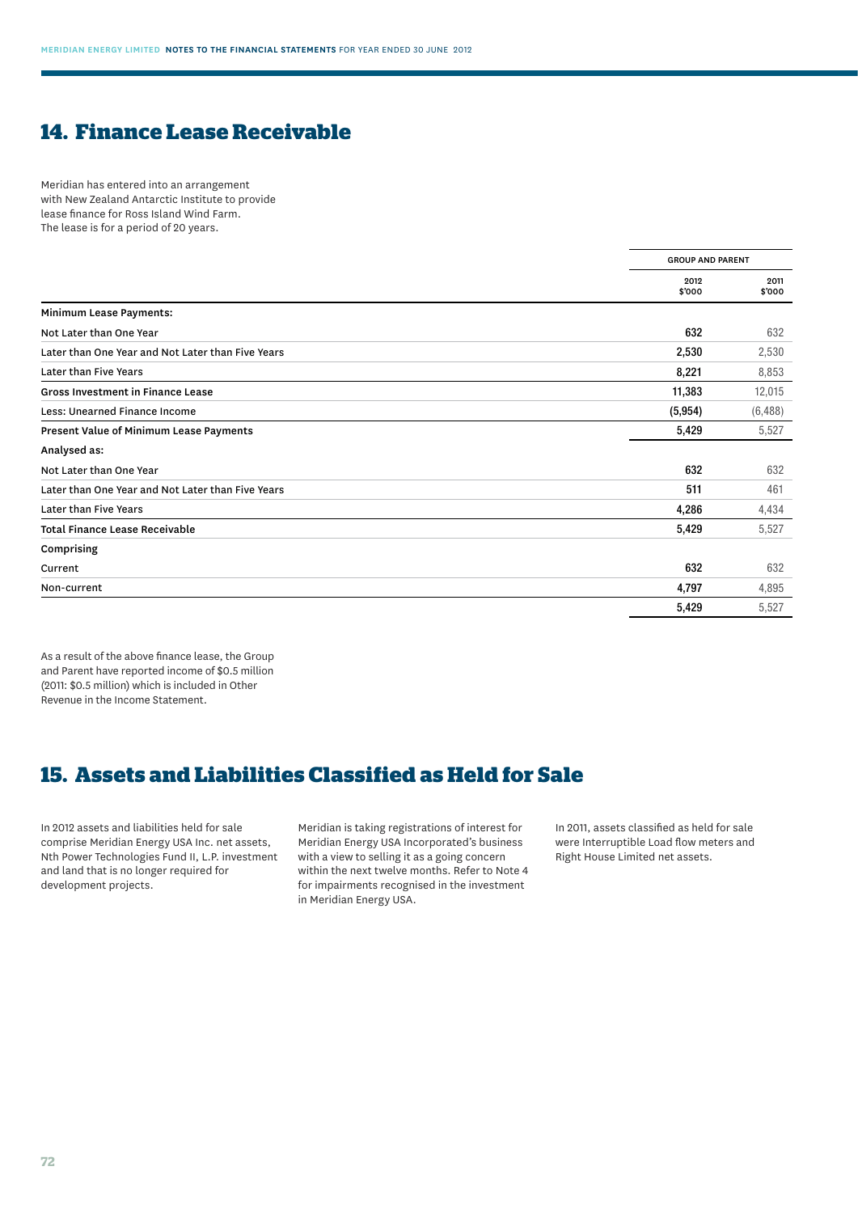## 14. Finance Lease Receivable

Meridian has entered into an arrangement with New Zealand Antarctic Institute to provide lease finance for Ross Island Wind Farm. The lease is for a period of 20 years.

| | GROUP AND PARENT | |
|---|---|---|
| | 2012 $'000 | 2011 $'000 |
| **Minimum Lease Payments:** | | |
| Not Later than One Year | **632** | 632 |
| Later than One Year and Not Later than Five Years | **2,530** | 2,530 |
| Later than Five Years | **8,221** | 8,853 |
| **Gross Investment in Finance Lease** | **11,383** | 12,015 |
| Less: Unearned Finance Income | **(5,954)** | (6,488) |
| **Present Value of Minimum Lease Payments** | **5,429** | 5,527 |
| **Analysed as:** | | |
| Not Later than One Year | **632** | 632 |
| Later than One Year and Not Later than Five Years | **511** | 461 |
| Later than Five Years | **4,286** | 4,434 |
| **Total Finance Lease Receivable** | **5,429** | 5,527 |
| **Comprising** | | |
| Current | **632** | 632 |
| Non-current | **4,797** | 4,895 |
| | **5,429** | 5,527 |

As a result of the above finance lease, the Group and Parent have reported income of $0.5 million (2011: $0.5 million) which is included in Other Revenue in the Income Statement.

## 15. Assets and Liabilities Classified as Held for Sale

In 2012 assets and liabilities held for sale comprise Meridian Energy USA Inc. net assets, Nth Power Technologies Fund II, L.P. investment and land that is no longer required for development projects.

Meridian is taking registrations of interest for Meridian Energy USA Incorporated's business with a view to selling it as a going concern within the next twelve months. Refer to Note 4 for impairments recognised in the investment in Meridian Energy USA.

In 2011, assets classified as held for sale were Interruptible Load flow meters and Right House Limited net assets.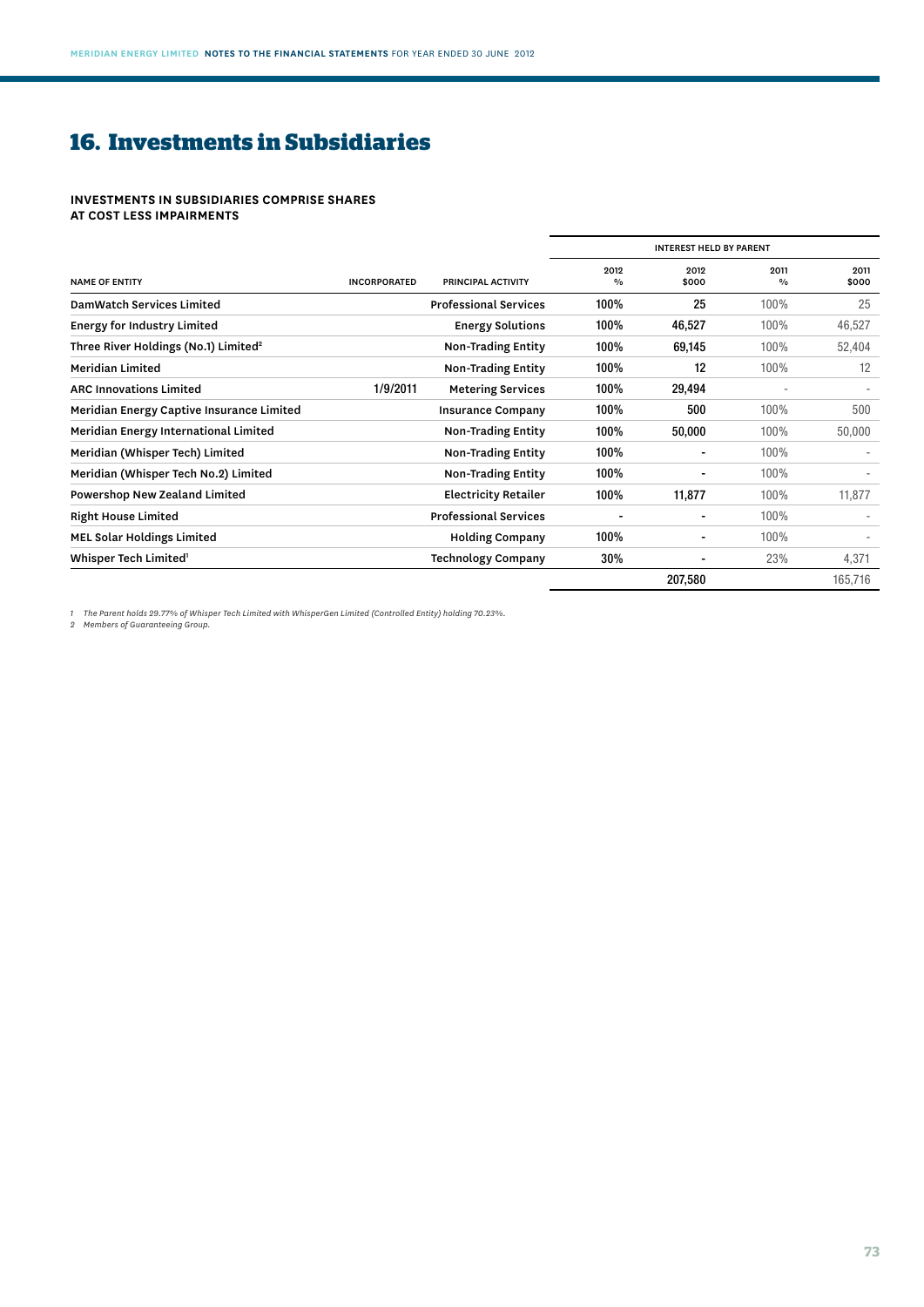## 16. Investments in Subsidiaries

**INVESTMENTS IN SUBSIDIARIES COMPRISE SHARES AT COST LESS IMPAIRMENTS**

| NAME OF ENTITY | INCORPORATED | PRINCIPAL ACTIVITY | INTEREST HELD BY PARENT | | | |
|---|---|---|---|---|---|---|
| | | | 2012 % | 2012 $000 | 2011 % | 2011 $000 |
| DamWatch Services Limited | | Professional Services | 100% | 25 | 100% | 25 |
| Energy for Industry Limited | | Energy Solutions | 100% | 46,527 | 100% | 46,527 |
| Three River Holdings (No.1) Limited[2] | | Non-Trading Entity | 100% | 69,145 | 100% | 52,404 |
| Meridian Limited | | Non-Trading Entity | 100% | 12 | 100% | 12 |
| ARC Innovations Limited | 1/9/2011 | Metering Services | 100% | 29,494 | - | - |
| Meridian Energy Captive Insurance Limited | | Insurance Company | 100% | 500 | 100% | 500 |
| Meridian Energy International Limited | | Non-Trading Entity | 100% | 50,000 | 100% | 50,000 |
| Meridian (Whisper Tech) Limited | | Non-Trading Entity | 100% | - | 100% | - |
| Meridian (Whisper Tech No.2) Limited | | Non-Trading Entity | 100% | - | 100% | - |
| Powershop New Zealand Limited | | Electricity Retailer | 100% | 11,877 | 100% | 11,877 |
| Right House Limited | | Professional Services | - | - | 100% | - |
| MEL Solar Holdings Limited | | Holding Company | 100% | - | 100% | - |
| Whisper Tech Limited[1] | | Technology Company | 30% | - | 23% | 4,371 |
| | | | | 207,580 | | 165,716 |

*1 The Parent holds 29.77% of Whisper Tech Limited with WhisperGen Limited (Controlled Entity) holding 70.23%.*
*2 Members of Guaranteeing Group.*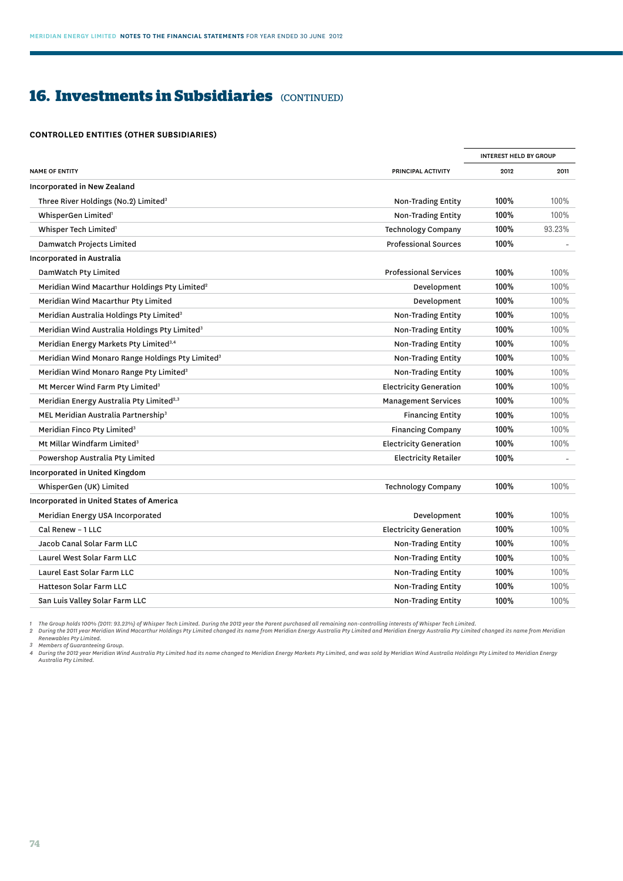## 16. Investments in Subsidiaries (CONTINUED)

### CONTROLLED ENTITIES (OTHER SUBSIDIARIES)

| NAME OF ENTITY | PRINCIPAL ACTIVITY | INTEREST HELD BY GROUP | |
|---|---|---|---|
| | | 2012 | 2011 |
| **Incorporated in New Zealand** | | | |
| Three River Holdings (No.2) Limited[3] | Non-Trading Entity | 100% | 100% |
| WhisperGen Limited[1] | Non-Trading Entity | 100% | 100% |
| Whisper Tech Limited[1] | Technology Company | 100% | 93.23% |
| Damwatch Projects Limited | Professional Sources | 100% | - |
| **Incorporated in Australia** | | | |
| DamWatch Pty Limited | Professional Services | 100% | 100% |
| Meridian Wind Macarthur Holdings Pty Limited[2] | Development | 100% | 100% |
| Meridian Wind Macarthur Pty Limited | Development | 100% | 100% |
| Meridian Australia Holdings Pty Limited[3] | Non-Trading Entity | 100% | 100% |
| Meridian Wind Australia Holdings Pty Limited[3] | Non-Trading Entity | 100% | 100% |
| Meridian Energy Markets Pty Limited[3,4] | Non-Trading Entity | 100% | 100% |
| Meridian Wind Monaro Range Holdings Pty Limited[3] | Non-Trading Entity | 100% | 100% |
| Meridian Wind Monaro Range Pty Limited[3] | Non-Trading Entity | 100% | 100% |
| Mt Mercer Wind Farm Pty Limited[3] | Electricity Generation | 100% | 100% |
| Meridian Energy Australia Pty Limited[2,3] | Management Services | 100% | 100% |
| MEL Meridian Australia Partnership[3] | Financing Entity | 100% | 100% |
| Meridian Finco Pty Limited[3] | Financing Company | 100% | 100% |
| Mt Millar Windfarm Limited[3] | Electricity Generation | 100% | 100% |
| Powershop Australia Pty Limited | Electricity Retailer | 100% | - |
| **Incorporated in United Kingdom** | | | |
| WhisperGen (UK) Limited | Technology Company | 100% | 100% |
| **Incorporated in United States of America** | | | |
| Meridian Energy USA Incorporated | Development | 100% | 100% |
| Cal Renew – 1 LLC | Electricity Generation | 100% | 100% |
| Jacob Canal Solar Farm LLC | Non-Trading Entity | 100% | 100% |
| Laurel West Solar Farm LLC | Non-Trading Entity | 100% | 100% |
| Laurel East Solar Farm LLC | Non-Trading Entity | 100% | 100% |
| Hatteson Solar Farm LLC | Non-Trading Entity | 100% | 100% |
| San Luis Valley Solar Farm LLC | Non-Trading Entity | 100% | 100% |

*1 The Group holds 100% (2011: 93.23%) of Whisper Tech Limited. During the 2012 year the Parent purchased all remaining non-controlling interests of Whisper Tech Limited.*

*2 During the 2011 year Meridian Wind Macarthur Holdings Pty Limited changed its name from Meridian Energy Australia Pty Limited and Meridian Energy Australia Pty Limited changed its name from Meridian Renewables Pty Limited.*

*3 Members of Guaranteeing Group.*

*4 During the 2012 year Meridian Wind Australia Pty Limited had its name changed to Meridian Energy Markets Pty Limited, and was sold by Meridian Wind Australia Holdings Pty Limited to Meridian Energy Australia Pty Limited.*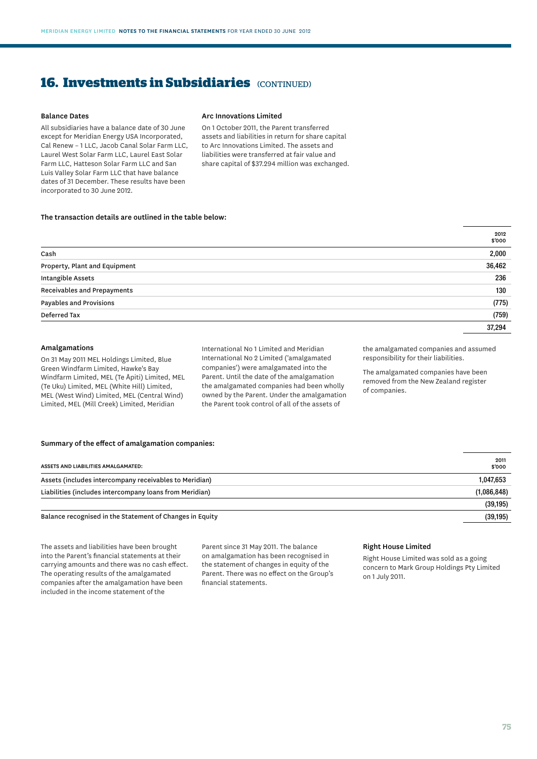## 16. Investments in Subsidiaries (CONTINUED)

### Balance Dates

All subsidiaries have a balance date of 30 June except for Meridian Energy USA Incorporated, Cal Renew – 1 LLC, Jacob Canal Solar Farm LLC, Laurel West Solar Farm LLC, Laurel East Solar Farm LLC, Hatteson Solar Farm LLC and San Luis Valley Solar Farm LLC that have balance dates of 31 December. These results have been incorporated to 30 June 2012.

### Arc Innovations Limited

On 1 October 2011, the Parent transferred assets and liabilities in return for share capital to Arc Innovations Limited. The assets and liabilities were transferred at fair value and share capital of $37.294 million was exchanged.

**The transaction details are outlined in the table below:**

| | 2012 $'000 |
|---|---|
| Cash | 2,000 |
| Property, Plant and Equipment | 36,462 |
| Intangible Assets | 236 |
| Receivables and Prepayments | 130 |
| Payables and Provisions | (775) |
| Deferred Tax | (759) |
| | 37,294 |

### Amalgamations

On 31 May 2011 MEL Holdings Limited, Blue Green Windfarm Limited, Hawke's Bay Windfarm Limited, MEL (Te Āpiti) Limited, MEL (Te Uku) Limited, MEL (White Hill) Limited, MEL (West Wind) Limited, MEL (Central Wind) Limited, MEL (Mill Creek) Limited, Meridian International No 1 Limited and Meridian International No 2 Limited ('amalgamated companies') were amalgamated into the Parent. Until the date of the amalgamation the amalgamated companies had been wholly owned by the Parent. Under the amalgamation the Parent took control of all of the assets of the amalgamated companies and assumed responsibility for their liabilities.

The amalgamated companies have been removed from the New Zealand register of companies.

**Summary of the effect of amalgamation companies:**

| ASSETS AND LIABILITIES AMALGAMATED: | 2011 $'000 |
|---|---|
| Assets (includes intercompany receivables to Meridian) | 1,047,653 |
| Liabilities (includes intercompany loans from Meridian) | (1,086,848) |
| | (39,195) |
| Balance recognised in the Statement of Changes in Equity | (39,195) |

The assets and liabilities have been brought into the Parent's financial statements at their carrying amounts and there was no cash effect. The operating results of the amalgamated companies after the amalgamation have been included in the income statement of the Parent since 31 May 2011. The balance on amalgamation has been recognised in the statement of changes in equity of the Parent. There was no effect on the Group's financial statements.

### Right House Limited

Right House Limited was sold as a going concern to Mark Group Holdings Pty Limited on 1 July 2011.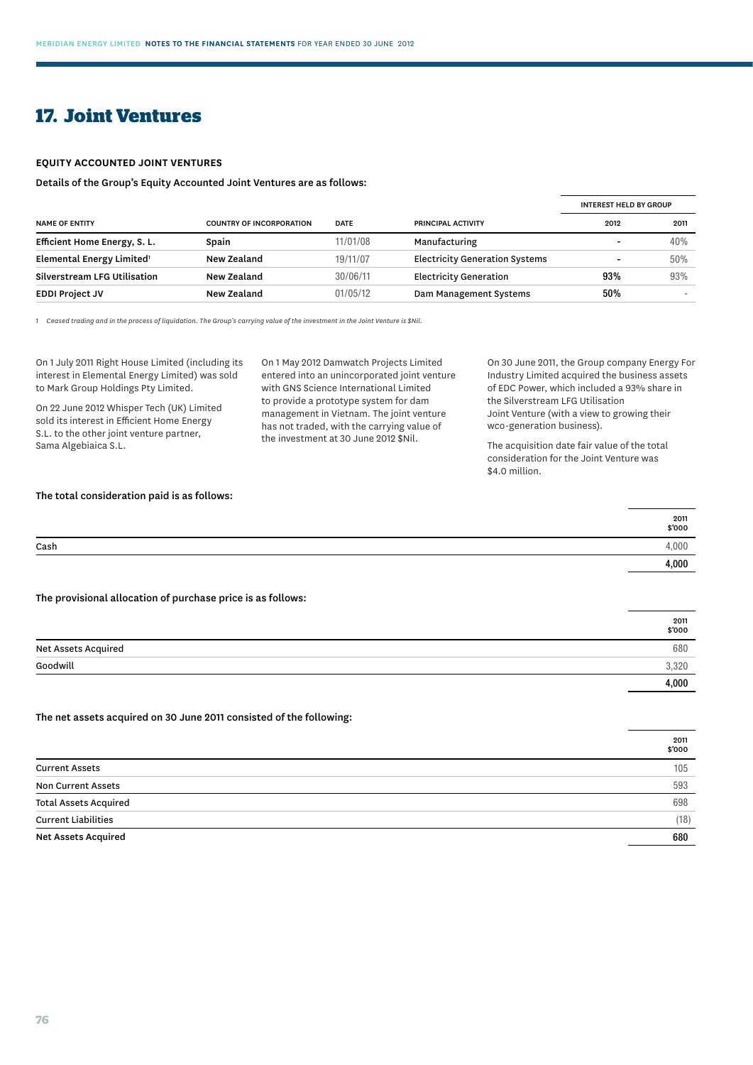# 17. Joint Ventures

### EQUITY ACCOUNTED JOINT VENTURES

**Details of the Group's Equity Accounted Joint Ventures are as follows:**

| NAME OF ENTITY | COUNTRY OF INCORPORATION | DATE | PRINCIPAL ACTIVITY | INTEREST HELD BY GROUP | |
|---|---|---|---|---|---|
| | | | | 2012 | 2011 |
| **Efficient Home Energy, S. L.** | Spain | 11/01/08 | Manufacturing | - | 40% |
| **Elemental Energy Limited**[1] | New Zealand | 19/11/07 | Electricity Generation Systems | - | 50% |
| **Silverstream LFG Utilisation** | New Zealand | 30/06/11 | Electricity Generation | 93% | 93% |
| **EDDI Project JV** | New Zealand | 01/05/12 | Dam Management Systems | 50% | - |

1 *Ceased trading and in the process of liquidation. The Group's carrying value of the investment in the Joint Venture is $Nil.*

On 1 July 2011 Right House Limited (including its interest in Elemental Energy Limited) was sold to Mark Group Holdings Pty Limited.

On 22 June 2012 Whisper Tech (UK) Limited sold its interest in Efficient Home Energy S.L. to the other joint venture partner, Sama Algebiaica S.L.

On 1 May 2012 Damwatch Projects Limited entered into an unincorporated joint venture with GNS Science International Limited to provide a prototype system for dam management in Vietnam. The joint venture has not traded, with the carrying value of the investment at 30 June 2012 $Nil.

On 30 June 2011, the Group company Energy For Industry Limited acquired the business assets of EDC Power, which included a 93% share in the Silverstream LFG Utilisation Joint Venture (with a view to growing their wco-generation business).

The acquisition date fair value of the total consideration for the Joint Venture was $4.0 million.

**The total consideration paid is as follows:**

| | 2011 $'000 |
|---|---|
| Cash | 4,000 |
| | **4,000** |

**The provisional allocation of purchase price is as follows:**

| | 2011 $'000 |
|---|---|
| Net Assets Acquired | 680 |
| Goodwill | 3,320 |
| | **4,000** |

**The net assets acquired on 30 June 2011 consisted of the following:**

| | 2011 $'000 |
|---|---|
| Current Assets | 105 |
| Non Current Assets | 593 |
| Total Assets Acquired | 698 |
| Current Liabilities | (18) |
| Net Assets Acquired | **680** |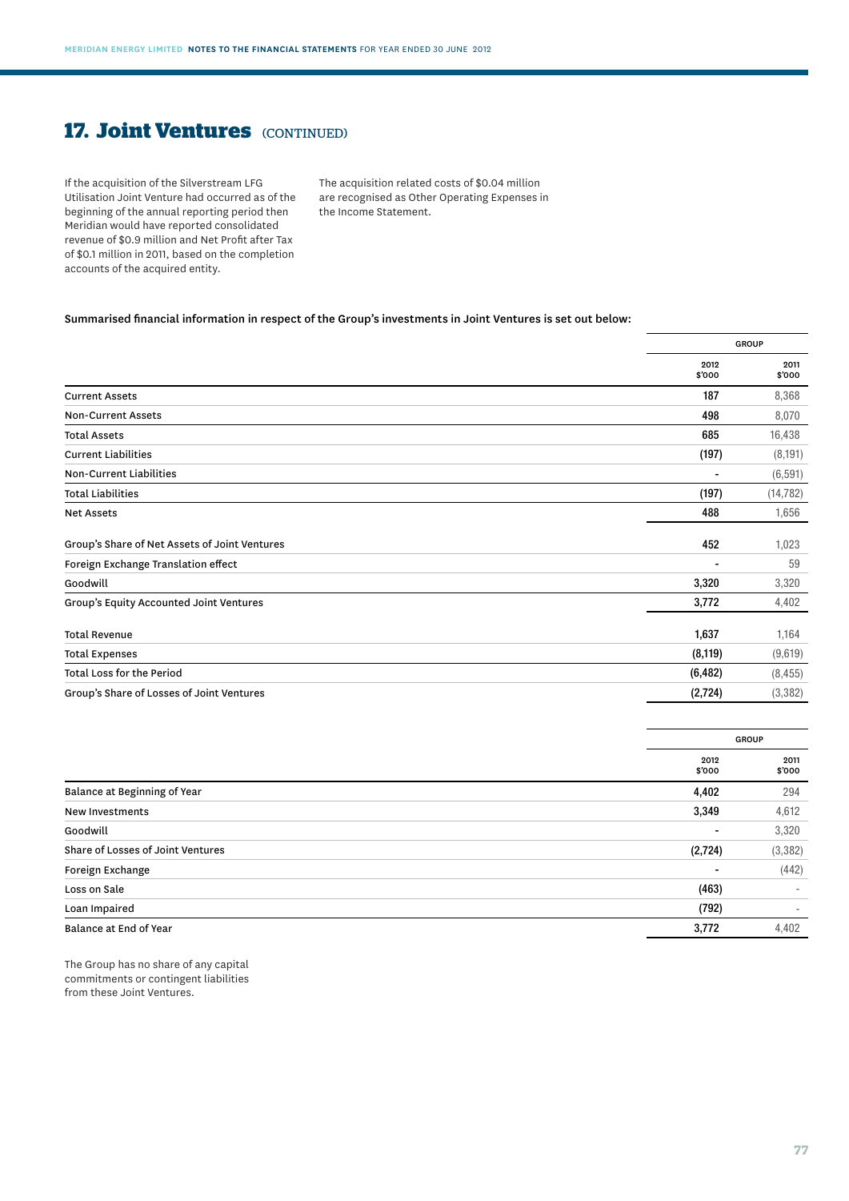## 17. Joint Ventures (CONTINUED)

If the acquisition of the Silverstream LFG Utilisation Joint Venture had occurred as of the beginning of the annual reporting period then Meridian would have reported consolidated revenue of $0.9 million and Net Profit after Tax of $0.1 million in 2011, based on the completion accounts of the acquired entity.

The acquisition related costs of $0.04 million are recognised as Other Operating Expenses in the Income Statement.

**Summarised financial information in respect of the Group's investments in Joint Ventures is set out below:**

| | GROUP | |
|---|---|---|
| | 2012 $'000 | 2011 $'000 |
| Current Assets | 187 | 8,368 |
| Non-Current Assets | 498 | 8,070 |
| Total Assets | 685 | 16,438 |
| Current Liabilities | (197) | (8,191) |
| Non-Current Liabilities | - | (6,591) |
| Total Liabilities | (197) | (14,782) |
| Net Assets | 488 | 1,656 |
| Group's Share of Net Assets of Joint Ventures | 452 | 1,023 |
| Foreign Exchange Translation effect | - | 59 |
| Goodwill | 3,320 | 3,320 |
| Group's Equity Accounted Joint Ventures | 3,772 | 4,402 |
| Total Revenue | 1,637 | 1,164 |
| Total Expenses | (8,119) | (9,619) |
| Total Loss for the Period | (6,482) | (8,455) |
| Group's Share of Losses of Joint Ventures | (2,724) | (3,382) |

| | GROUP | |
|---|---|---|
| | 2012 $'000 | 2011 $'000 |
| Balance at Beginning of Year | 4,402 | 294 |
| New Investments | 3,349 | 4,612 |
| Goodwill | - | 3,320 |
| Share of Losses of Joint Ventures | (2,724) | (3,382) |
| Foreign Exchange | - | (442) |
| Loss on Sale | (463) | - |
| Loan Impaired | (792) | - |
| Balance at End of Year | 3,772 | 4,402 |

The Group has no share of any capital commitments or contingent liabilities from these Joint Ventures.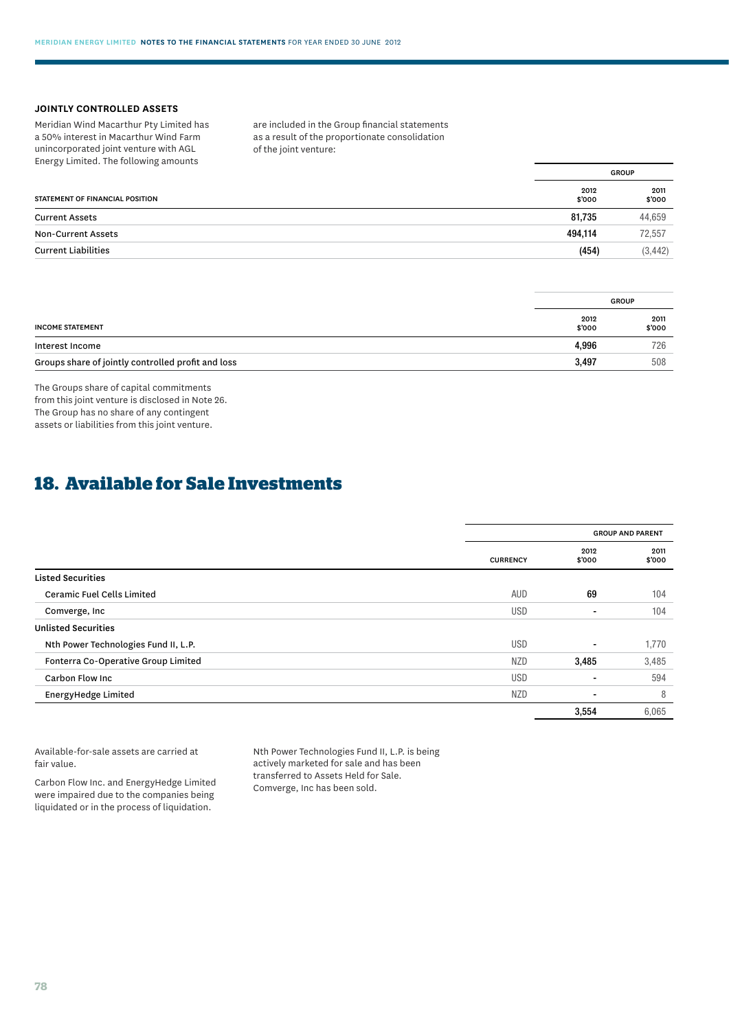### JOINTLY CONTROLLED ASSETS

Meridian Wind Macarthur Pty Limited has a 50% interest in Macarthur Wind Farm unincorporated joint venture with AGL Energy Limited. The following amounts are included in the Group financial statements as a result of the proportionate consolidation of the joint venture:

| STATEMENT OF FINANCIAL POSITION | GROUP | |
|---|---|---|
| | 2012 $'000 | 2011 $'000 |
| Current Assets | **81,735** | 44,659 |
| Non-Current Assets | **494,114** | 72,557 |
| Current Liabilities | **(454)** | (3,442) |

| INCOME STATEMENT | GROUP | |
|---|---|---|
| | 2012 $'000 | 2011 $'000 |
| Interest Income | **4,996** | 726 |
| Groups share of jointly controlled profit and loss | **3,497** | 508 |

The Groups share of capital commitments from this joint venture is disclosed in Note 26. The Group has no share of any contingent assets or liabilities from this joint venture.

## 18. Available for Sale Investments

| | | GROUP AND PARENT | |
|---|---|---|---|
| | CURRENCY | 2012 $'000 | 2011 $'000 |
| **Listed Securities** | | | |
| Ceramic Fuel Cells Limited | AUD | **69** | 104 |
| Comverge, Inc | USD | **-** | 104 |
| **Unlisted Securities** | | | |
| Nth Power Technologies Fund II, L.P. | USD | **-** | 1,770 |
| Fonterra Co-Operative Group Limited | NZD | **3,485** | 3,485 |
| Carbon Flow Inc | USD | **-** | 594 |
| EnergyHedge Limited | NZD | **-** | 8 |
| | | **3,554** | 6,065 |

Available-for-sale assets are carried at fair value.

Carbon Flow Inc. and EnergyHedge Limited were impaired due to the companies being liquidated or in the process of liquidation.

Nth Power Technologies Fund II, L.P. is being actively marketed for sale and has been transferred to Assets Held for Sale. Comverge, Inc has been sold.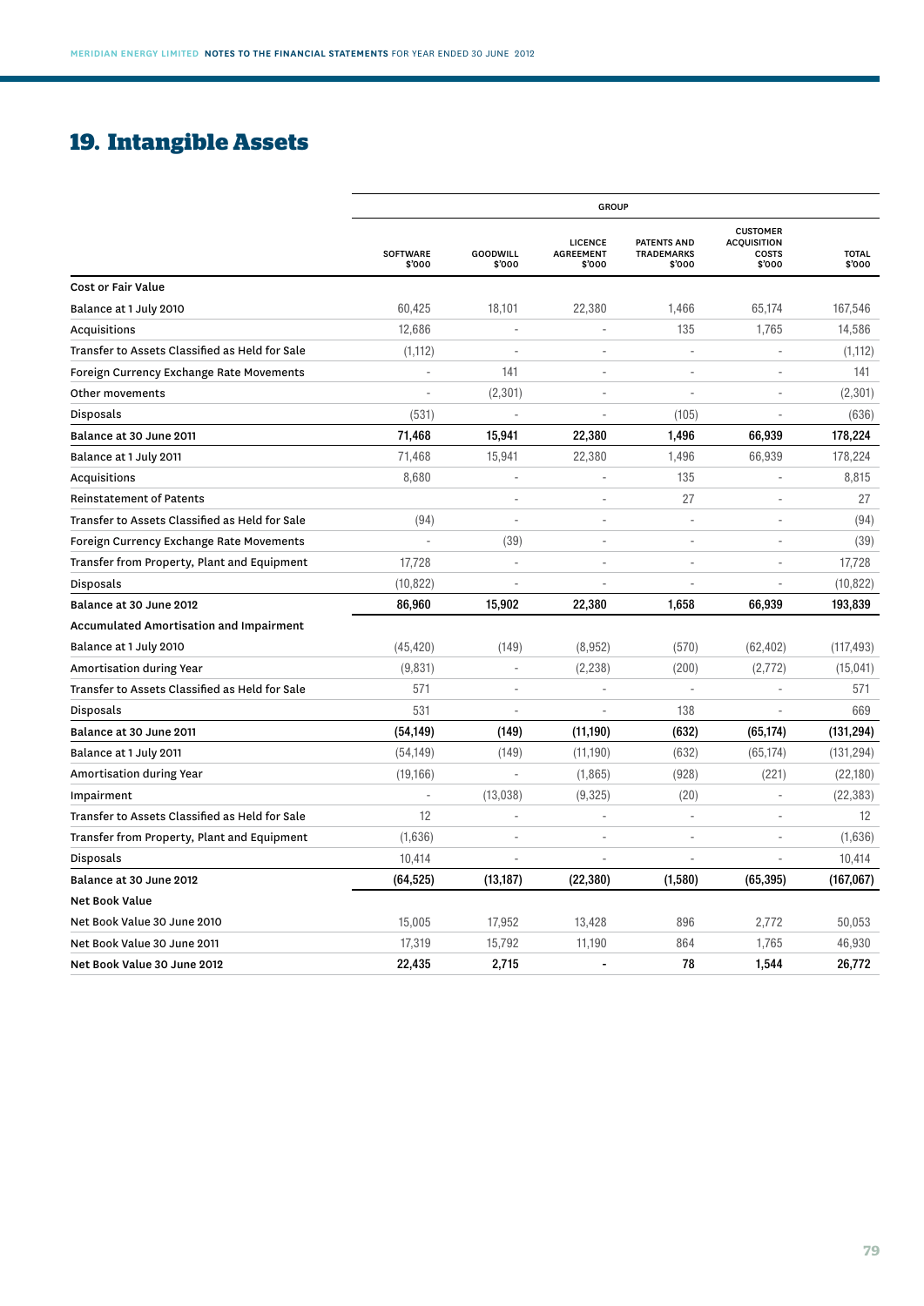# 19. Intangible Assets

| | GROUP | | | | | |
|---|---|---|---|---|---|---|
| | SOFTWARE $'000 | GOODWILL $'000 | LICENCE AGREEMENT $'000 | PATENTS AND TRADEMARKS $'000 | CUSTOMER ACQUISITION COSTS $'000 | TOTAL $'000 |
| **Cost or Fair Value** | | | | | | |
| Balance at 1 July 2010 | 60,425 | 18,101 | 22,380 | 1,466 | 65,174 | 167,546 |
| Acquisitions | 12,686 | - | - | 135 | 1,765 | 14,586 |
| Transfer to Assets Classified as Held for Sale | (1,112) | - | - | - | - | (1,112) |
| Foreign Currency Exchange Rate Movements | - | 141 | - | - | - | 141 |
| Other movements | - | (2,301) | - | - | - | (2,301) |
| Disposals | (531) | - | - | (105) | - | (636) |
| **Balance at 30 June 2011** | **71,468** | **15,941** | **22,380** | **1,496** | **66,939** | **178,224** |
| Balance at 1 July 2011 | 71,468 | 15,941 | 22,380 | 1,496 | 66,939 | 178,224 |
| Acquisitions | 8,680 | - | - | 135 | - | 8,815 |
| Reinstatement of Patents | | - | - | 27 | - | 27 |
| Transfer to Assets Classified as Held for Sale | (94) | - | - | - | - | (94) |
| Foreign Currency Exchange Rate Movements | - | (39) | - | - | - | (39) |
| Transfer from Property, Plant and Equipment | 17,728 | - | - | - | - | 17,728 |
| Disposals | (10,822) | - | - | - | - | (10,822) |
| **Balance at 30 June 2012** | **86,960** | **15,902** | **22,380** | **1,658** | **66,939** | **193,839** |
| **Accumulated Amortisation and Impairment** | | | | | | |
| Balance at 1 July 2010 | (45,420) | (149) | (8,952) | (570) | (62,402) | (117,493) |
| Amortisation during Year | (9,831) | - | (2,238) | (200) | (2,772) | (15,041) |
| Transfer to Assets Classified as Held for Sale | 571 | - | - | - | - | 571 |
| Disposals | 531 | - | - | 138 | - | 669 |
| **Balance at 30 June 2011** | **(54,149)** | **(149)** | **(11,190)** | **(632)** | **(65,174)** | **(131,294)** |
| Balance at 1 July 2011 | (54,149) | (149) | (11,190) | (632) | (65,174) | (131,294) |
| Amortisation during Year | (19,166) | - | (1,865) | (928) | (221) | (22,180) |
| Impairment | - | (13,038) | (9,325) | (20) | - | (22,383) |
| Transfer to Assets Classified as Held for Sale | 12 | - | - | - | - | 12 |
| Transfer from Property, Plant and Equipment | (1,636) | - | - | - | - | (1,636) |
| Disposals | 10,414 | - | - | - | - | 10,414 |
| **Balance at 30 June 2012** | **(64,525)** | **(13,187)** | **(22,380)** | **(1,580)** | **(65,395)** | **(167,067)** |
| **Net Book Value** | | | | | | |
| Net Book Value 30 June 2010 | 15,005 | 17,952 | 13,428 | 896 | 2,772 | 50,053 |
| Net Book Value 30 June 2011 | 17,319 | 15,792 | 11,190 | 864 | 1,765 | 46,930 |
| **Net Book Value 30 June 2012** | **22,435** | **2,715** | **-** | **78** | **1,544** | **26,772** |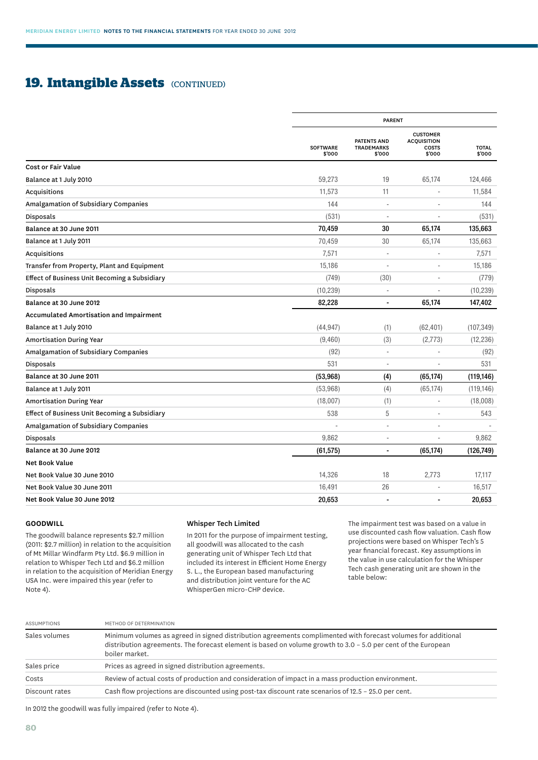## 19. Intangible Assets (CONTINUED)

| | PARENT | | | |
|---|---|---|---|---|
| | SOFTWARE $'000 | PATENTS AND TRADEMARKS $'000 | CUSTOMER ACQUISITION COSTS $'000 | TOTAL $'000 |
| **Cost or Fair Value** | | | | |
| Balance at 1 July 2010 | 59,273 | 19 | 65,174 | 124,466 |
| Acquisitions | 11,573 | 11 | - | 11,584 |
| Amalgamation of Subsidiary Companies | 144 | - | - | 144 |
| Disposals | (531) | - | - | (531) |
| **Balance at 30 June 2011** | **70,459** | **30** | **65,174** | **135,663** |
| Balance at 1 July 2011 | 70,459 | 30 | 65,174 | 135,663 |
| Acquisitions | 7,571 | - | - | 7,571 |
| Transfer from Property, Plant and Equipment | 15,186 | - | - | 15,186 |
| Effect of Business Unit Becoming a Subsidiary | (749) | (30) | - | (779) |
| Disposals | (10,239) | - | - | (10,239) |
| **Balance at 30 June 2012** | **82,228** | **-** | **65,174** | **147,402** |
| **Accumulated Amortisation and Impairment** | | | | |
| Balance at 1 July 2010 | (44,947) | (1) | (62,401) | (107,349) |
| Amortisation During Year | (9,460) | (3) | (2,773) | (12,236) |
| Amalgamation of Subsidiary Companies | (92) | - | - | (92) |
| Disposals | 531 | - | - | 531 |
| **Balance at 30 June 2011** | **(53,968)** | **(4)** | **(65,174)** | **(119,146)** |
| Balance at 1 July 2011 | (53,968) | (4) | (65,174) | (119,146) |
| Amortisation During Year | (18,007) | (1) | - | (18,008) |
| Effect of Business Unit Becoming a Subsidiary | 538 | 5 | - | 543 |
| Amalgamation of Subsidiary Companies | - | - | - | - |
| Disposals | 9,862 | - | - | 9,862 |
| **Balance at 30 June 2012** | **(61,575)** | **-** | **(65,174)** | **(126,749)** |
| **Net Book Value** | | | | |
| Net Book Value 30 June 2010 | 14,326 | 18 | 2,773 | 17,117 |
| Net Book Value 30 June 2011 | 16,491 | 26 | - | 16,517 |
| **Net Book Value 30 June 2012** | **20,653** | **-** | **-** | **20,653** |

### GOODWILL

The goodwill balance represents $2.7 million (2011: $2.7 million) in relation to the acquisition of Mt Millar Windfarm Pty Ltd. $6.9 million in relation to Whisper Tech Ltd and $6.2 million in relation to the acquisition of Meridian Energy USA Inc. were impaired this year (refer to Note 4).

#### Whisper Tech Limited

In 2011 for the purpose of impairment testing, all goodwill was allocated to the cash generating unit of Whisper Tech Ltd that included its interest in Efficient Home Energy S. L., the European based manufacturing and distribution joint venture for the AC WhisperGen micro-CHP device.

The impairment test was based on a value in use discounted cash flow valuation. Cash flow projections were based on Whisper Tech's 5 year financial forecast. Key assumptions in the value in use calculation for the Whisper Tech cash generating unit are shown in the table below:

| ASSUMPTIONS | METHOD OF DETERMINATION |
|---|---|
| Sales volumes | Minimum volumes as agreed in signed distribution agreements complimented with forecast volumes for additional distribution agreements. The forecast element is based on volume growth to 3.0 – 5.0 per cent of the European boiler market. |
| Sales price | Prices as agreed in signed distribution agreements. |
| Costs | Review of actual costs of production and consideration of impact in a mass production environment. |
| Discount rates | Cash flow projections are discounted using post-tax discount rate scenarios of 12.5 – 25.0 per cent. |

In 2012 the goodwill was fully impaired (refer to Note 4).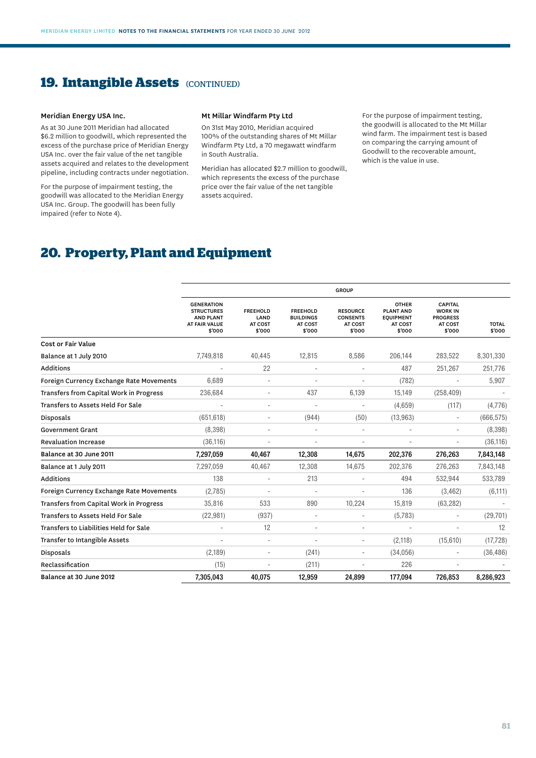## 19. Intangible Assets (CONTINUED)

**Meridian Energy USA Inc.**

As at 30 June 2011 Meridian had allocated $6.2 million to goodwill, which represented the excess of the purchase price of Meridian Energy USA Inc. over the fair value of the net tangible assets acquired and relates to the development pipeline, including contracts under negotiation.

For the purpose of impairment testing, the goodwill was allocated to the Meridian Energy USA Inc. Group. The goodwill has been fully impaired (refer to Note 4).

**Mt Millar Windfarm Pty Ltd**

On 31st May 2010, Meridian acquired 100% of the outstanding shares of Mt Millar Windfarm Pty Ltd, a 70 megawatt windfarm in South Australia.

Meridian has allocated $2.7 million to goodwill, which represents the excess of the purchase price over the fair value of the net tangible assets acquired.

For the purpose of impairment testing, the goodwill is allocated to the Mt Millar wind farm. The impairment test is based on comparing the carrying amount of Goodwill to the recoverable amount, which is the value in use.

## 20. Property, Plant and Equipment

| | GROUP | | | | | | |
|---|---|---|---|---|---|---|---|
| | GENERATION STRUCTURES AND PLANT AT FAIR VALUE $'000 | FREEHOLD LAND AT COST $'000 | FREEHOLD BUILDINGS AT COST $'000 | RESOURCE CONSENTS AT COST $'000 | OTHER PLANT AND EQUIPMENT AT COST $'000 | CAPITAL WORK IN PROGRESS AT COST $'000 | TOTAL $'000 |
| Cost or Fair Value | | | | | | | |
| Balance at 1 July 2010 | 7,749,818 | 40,445 | 12,815 | 8,586 | 206,144 | 283,522 | 8,301,330 |
| Additions | - | 22 | - | - | 487 | 251,267 | 251,776 |
| Foreign Currency Exchange Rate Movements | 6,689 | - | - | - | (782) | - | 5,907 |
| Transfers from Capital Work in Progress | 236,684 | - | 437 | 6,139 | 15,149 | (258,409) | - |
| Transfers to Assets Held For Sale | - | - | - | - | (4,659) | (117) | (4,776) |
| Disposals | (651,618) | - | (944) | (50) | (13,963) | - | (666,575) |
| Government Grant | (8,398) | - | - | - | - | - | (8,398) |
| Revaluation Increase | (36,116) | - | - | - | - | - | (36,116) |
| **Balance at 30 June 2011** | **7,297,059** | **40,467** | **12,308** | **14,675** | **202,376** | **276,263** | **7,843,148** |
| Balance at 1 July 2011 | 7,297,059 | 40,467 | 12,308 | 14,675 | 202,376 | 276,263 | 7,843,148 |
| Additions | 138 | - | 213 | - | 494 | 532,944 | 533,789 |
| Foreign Currency Exchange Rate Movements | (2,785) | - | - | - | 136 | (3,462) | (6,111) |
| Transfers from Capital Work in Progress | 35,816 | 533 | 890 | 10,224 | 15,819 | (63,282) | - |
| Transfers to Assets Held For Sale | (22,981) | (937) | - | - | (5,783) | - | (29,701) |
| Transfers to Liabilities Held for Sale | - | 12 | - | - | - | - | 12 |
| Transfer to Intangible Assets | - | - | - | - | (2,118) | (15,610) | (17,728) |
| Disposals | (2,189) | - | (241) | - | (34,056) | - | (36,486) |
| Reclassification | (15) | - | (211) | - | 226 | - | - |
| **Balance at 30 June 2012** | **7,305,043** | **40,075** | **12,959** | **24,899** | **177,094** | **726,853** | **8,286,923** |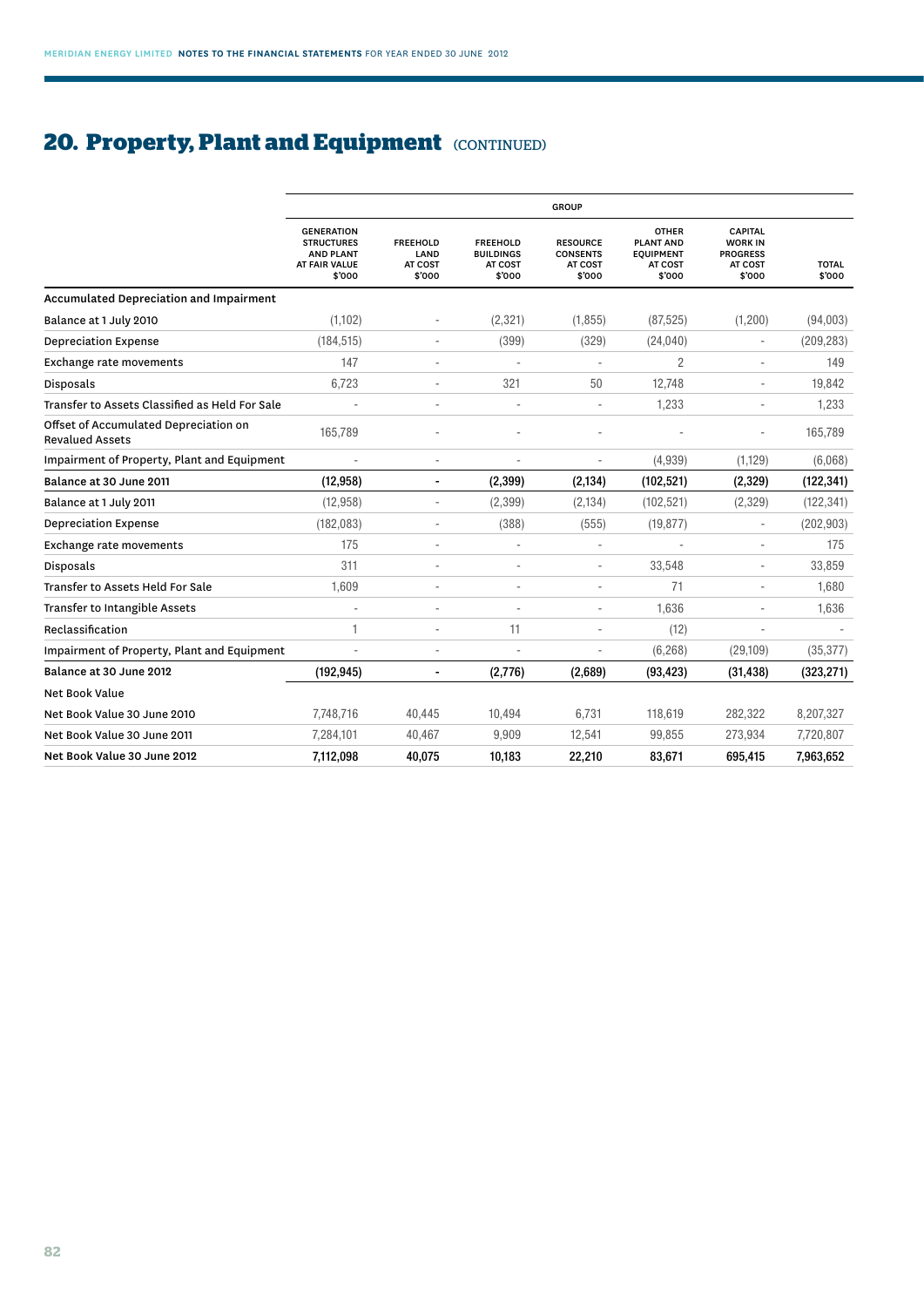## 20. Property, Plant and Equipment (CONTINUED)

| | GROUP | | | | | | |
|---|---|---|---|---|---|---|---|
| | GENERATION STRUCTURES AND PLANT AT FAIR VALUE $'000 | FREEHOLD LAND AT COST $'000 | FREEHOLD BUILDINGS AT COST $'000 | RESOURCE CONSENTS AT COST $'000 | OTHER PLANT AND EQUIPMENT AT COST $'000 | CAPITAL WORK IN PROGRESS AT COST $'000 | TOTAL $'000 |
| **Accumulated Depreciation and Impairment** | | | | | | | |
| Balance at 1 July 2010 | (1,102) | - | (2,321) | (1,855) | (87,525) | (1,200) | (94,003) |
| Depreciation Expense | (184,515) | - | (399) | (329) | (24,040) | - | (209,283) |
| Exchange rate movements | 147 | - | - | - | 2 | - | 149 |
| Disposals | 6,723 | - | 321 | 50 | 12,748 | - | 19,842 |
| Transfer to Assets Classified as Held For Sale | - | - | - | - | 1,233 | - | 1,233 |
| Offset of Accumulated Depreciation on Revalued Assets | 165,789 | - | - | - | - | - | 165,789 |
| Impairment of Property, Plant and Equipment | - | - | - | - | (4,939) | (1,129) | (6,068) |
| **Balance at 30 June 2011** | **(12,958)** | **-** | **(2,399)** | **(2,134)** | **(102,521)** | **(2,329)** | **(122,341)** |
| Balance at 1 July 2011 | (12,958) | - | (2,399) | (2,134) | (102,521) | (2,329) | (122,341) |
| Depreciation Expense | (182,083) | - | (388) | (555) | (19,877) | - | (202,903) |
| Exchange rate movements | 175 | - | - | - | - | - | 175 |
| Disposals | 311 | - | - | - | 33,548 | - | 33,859 |
| Transfer to Assets Held For Sale | 1,609 | - | - | - | 71 | - | 1,680 |
| Transfer to Intangible Assets | - | - | - | - | 1,636 | - | 1,636 |
| Reclassification | 1 | - | 11 | - | (12) | - | - |
| Impairment of Property, Plant and Equipment | - | - | - | - | (6,268) | (29,109) | (35,377) |
| **Balance at 30 June 2012** | **(192,945)** | **-** | **(2,776)** | **(2,689)** | **(93,423)** | **(31,438)** | **(323,271)** |
| Net Book Value | | | | | | | |
| Net Book Value 30 June 2010 | 7,748,716 | 40,445 | 10,494 | 6,731 | 118,619 | 282,322 | 8,207,327 |
| Net Book Value 30 June 2011 | 7,284,101 | 40,467 | 9,909 | 12,541 | 99,855 | 273,934 | 7,720,807 |
| **Net Book Value 30 June 2012** | **7,112,098** | **40,075** | **10,183** | **22,210** | **83,671** | **695,415** | **7,963,652** |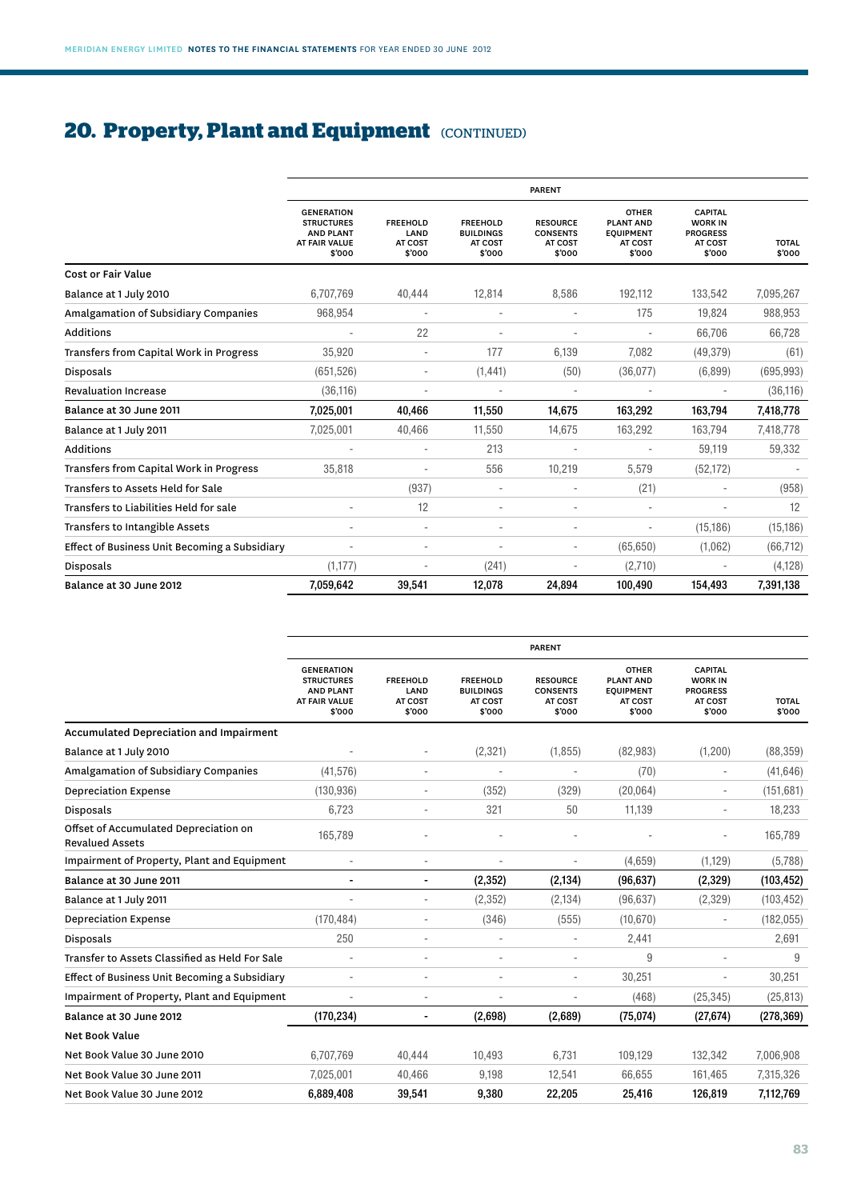# 20. Property, Plant and Equipment (CONTINUED)

| | PARENT | | | | | | |
|---|---|---|---|---|---|---|---|
| | GENERATION STRUCTURES AND PLANT AT FAIR VALUE $'000 | FREEHOLD LAND AT COST $'000 | FREEHOLD BUILDINGS AT COST $'000 | RESOURCE CONSENTS AT COST $'000 | OTHER PLANT AND EQUIPMENT AT COST $'000 | CAPITAL WORK IN PROGRESS AT COST $'000 | TOTAL $'000 |
| **Cost or Fair Value** | | | | | | | |
| Balance at 1 July 2010 | 6,707,769 | 40,444 | 12,814 | 8,586 | 192,112 | 133,542 | 7,095,267 |
| Amalgamation of Subsidiary Companies | 968,954 | - | - | - | 175 | 19,824 | 988,953 |
| Additions | - | 22 | - | - | - | 66,706 | 66,728 |
| Transfers from Capital Work in Progress | 35,920 | - | 177 | 6,139 | 7,082 | (49,379) | (61) |
| Disposals | (651,526) | - | (1,441) | (50) | (36,077) | (6,899) | (695,993) |
| Revaluation Increase | (36,116) | - | - | - | - | - | (36,116) |
| **Balance at 30 June 2011** | **7,025,001** | **40,466** | **11,550** | **14,675** | **163,292** | **163,794** | **7,418,778** |
| Balance at 1 July 2011 | 7,025,001 | 40,466 | 11,550 | 14,675 | 163,292 | 163,794 | 7,418,778 |
| Additions | - | - | 213 | - | - | 59,119 | 59,332 |
| Transfers from Capital Work in Progress | 35,818 | - | 556 | 10,219 | 5,579 | (52,172) | - |
| Transfers to Assets Held for Sale | | (937) | - | - | (21) | - | (958) |
| Transfers to Liabilities Held for sale | - | 12 | - | - | - | - | 12 |
| Transfers to Intangible Assets | - | - | - | - | - | (15,186) | (15,186) |
| Effect of Business Unit Becoming a Subsidiary | - | - | - | - | (65,650) | (1,062) | (66,712) |
| Disposals | (1,177) | - | (241) | - | (2,710) | - | (4,128) |
| **Balance at 30 June 2012** | **7,059,642** | **39,541** | **12,078** | **24,894** | **100,490** | **154,493** | **7,391,138** |

| | PARENT | | | | | | |
|---|---|---|---|---|---|---|---|
| | GENERATION STRUCTURES AND PLANT AT FAIR VALUE $'000 | FREEHOLD LAND AT COST $'000 | FREEHOLD BUILDINGS AT COST $'000 | RESOURCE CONSENTS AT COST $'000 | OTHER PLANT AND EQUIPMENT AT COST $'000 | CAPITAL WORK IN PROGRESS AT COST $'000 | TOTAL $'000 |
| **Accumulated Depreciation and Impairment** | | | | | | | |
| Balance at 1 July 2010 | - | - | (2,321) | (1,855) | (82,983) | (1,200) | (88,359) |
| Amalgamation of Subsidiary Companies | (41,576) | - | - | - | (70) | - | (41,646) |
| Depreciation Expense | (130,936) | - | (352) | (329) | (20,064) | - | (151,681) |
| Disposals | 6,723 | - | 321 | 50 | 11,139 | - | 18,233 |
| Offset of Accumulated Depreciation on Revalued Assets | 165,789 | - | - | - | - | - | 165,789 |
| Impairment of Property, Plant and Equipment | - | - | - | - | (4,659) | (1,129) | (5,788) |
| **Balance at 30 June 2011** | **-** | **-** | **(2,352)** | **(2,134)** | **(96,637)** | **(2,329)** | **(103,452)** |
| Balance at 1 July 2011 | - | - | (2,352) | (2,134) | (96,637) | (2,329) | (103,452) |
| Depreciation Expense | (170,484) | - | (346) | (555) | (10,670) | - | (182,055) |
| Disposals | 250 | - | - | - | 2,441 | | 2,691 |
| Transfer to Assets Classified as Held For Sale | - | - | - | - | 9 | - | 9 |
| Effect of Business Unit Becoming a Subsidiary | - | - | - | - | 30,251 | - | 30,251 |
| Impairment of Property, Plant and Equipment | - | - | - | - | (468) | (25,345) | (25,813) |
| **Balance at 30 June 2012** | **(170,234)** | **-** | **(2,698)** | **(2,689)** | **(75,074)** | **(27,674)** | **(278,369)** |
| **Net Book Value** | | | | | | | |
| Net Book Value 30 June 2010 | 6,707,769 | 40,444 | 10,493 | 6,731 | 109,129 | 132,342 | 7,006,908 |
| Net Book Value 30 June 2011 | 7,025,001 | 40,466 | 9,198 | 12,541 | 66,655 | 161,465 | 7,315,326 |
| **Net Book Value 30 June 2012** | **6,889,408** | **39,541** | **9,380** | **22,205** | **25,416** | **126,819** | **7,112,769** |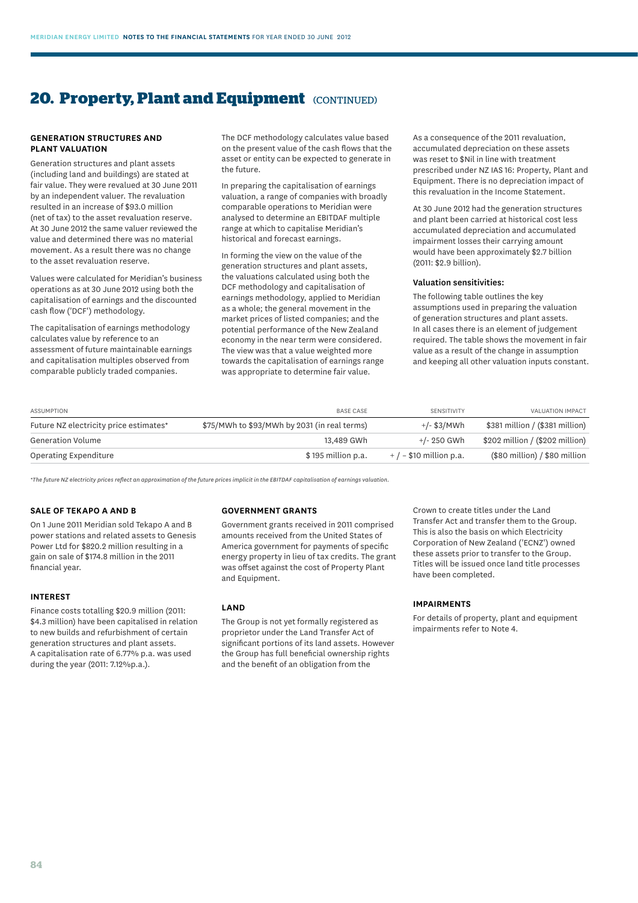# 20. Property, Plant and Equipment (CONTINUED)

### GENERATION STRUCTURES AND PLANT VALUATION

Generation structures and plant assets (including land and buildings) are stated at fair value. They were revalued at 30 June 2011 by an independent valuer. The revaluation resulted in an increase of $93.0 million (net of tax) to the asset revaluation reserve. At 30 June 2012 the same valuer reviewed the value and determined there was no material movement. As a result there was no change to the asset revaluation reserve.

Values were calculated for Meridian's business operations as at 30 June 2012 using both the capitalisation of earnings and the discounted cash flow ('DCF') methodology.

The capitalisation of earnings methodology calculates value by reference to an assessment of future maintainable earnings and capitalisation multiples observed from comparable publicly traded companies.

The DCF methodology calculates value based on the present value of the cash flows that the asset or entity can be expected to generate in the future.

In preparing the capitalisation of earnings valuation, a range of companies with broadly comparable operations to Meridian were analysed to determine an EBITDAF multiple range at which to capitalise Meridian's historical and forecast earnings.

In forming the view on the value of the generation structures and plant assets, the valuations calculated using both the DCF methodology and capitalisation of earnings methodology, applied to Meridian as a whole; the general movement in the market prices of listed companies; and the potential performance of the New Zealand economy in the near term were considered. The view was that a value weighted more towards the capitalisation of earnings range was appropriate to determine fair value.

As a consequence of the 2011 revaluation, accumulated depreciation on these assets was reset to $Nil in line with treatment prescribed under NZ IAS 16: Property, Plant and Equipment. There is no depreciation impact of this revaluation in the Income Statement.

At 30 June 2012 had the generation structures and plant been carried at historical cost less accumulated depreciation and accumulated impairment losses their carrying amount would have been approximately $2.7 billion (2011: $2.9 billion).

#### Valuation sensitivities:

The following table outlines the key assumptions used in preparing the valuation of generation structures and plant assets. In all cases there is an element of judgement required. The table shows the movement in fair value as a result of the change in assumption and keeping all other valuation inputs constant.

| ASSUMPTION | BASE CASE | SENSITIVITY | VALUATION IMPACT |
|---|---|---|---|
| Future NZ electricity price estimates* | $75/MWh to $93/MWh by 2031 (in real terms) | +/- $3/MWh | $381 million / ($381 million) |
| Generation Volume | 13,489 GWh | +/- 250 GWh | $202 million / ($202 million) |
| Operating Expenditure | $ 195 million p.a. | + / – $10 million p.a. | ($80 million) / $80 million |

*\*The future NZ electricity prices reflect an approximation of the future prices implicit in the EBITDAF capitalisation of earnings valuation.*

### SALE OF TEKAPO A AND B

On 1 June 2011 Meridian sold Tekapo A and B power stations and related assets to Genesis Power Ltd for $820.2 million resulting in a gain on sale of $174.8 million in the 2011 financial year.

### INTEREST

Finance costs totalling $20.9 million (2011: $4.3 million) have been capitalised in relation to new builds and refurbishment of certain generation structures and plant assets. A capitalisation rate of 6.77% p.a. was used during the year (2011: 7.12%p.a.).

### GOVERNMENT GRANTS

Government grants received in 2011 comprised amounts received from the United States of America government for payments of specific energy property in lieu of tax credits. The grant was offset against the cost of Property Plant and Equipment.

### LAND

The Group is not yet formally registered as proprietor under the Land Transfer Act of significant portions of its land assets. However the Group has full beneficial ownership rights and the benefit of an obligation from the Crown to create titles under the Land Transfer Act and transfer them to the Group. This is also the basis on which Electricity Corporation of New Zealand ('ECNZ') owned these assets prior to transfer to the Group. Titles will be issued once land title processes have been completed.

### IMPAIRMENTS

For details of property, plant and equipment impairments refer to Note 4.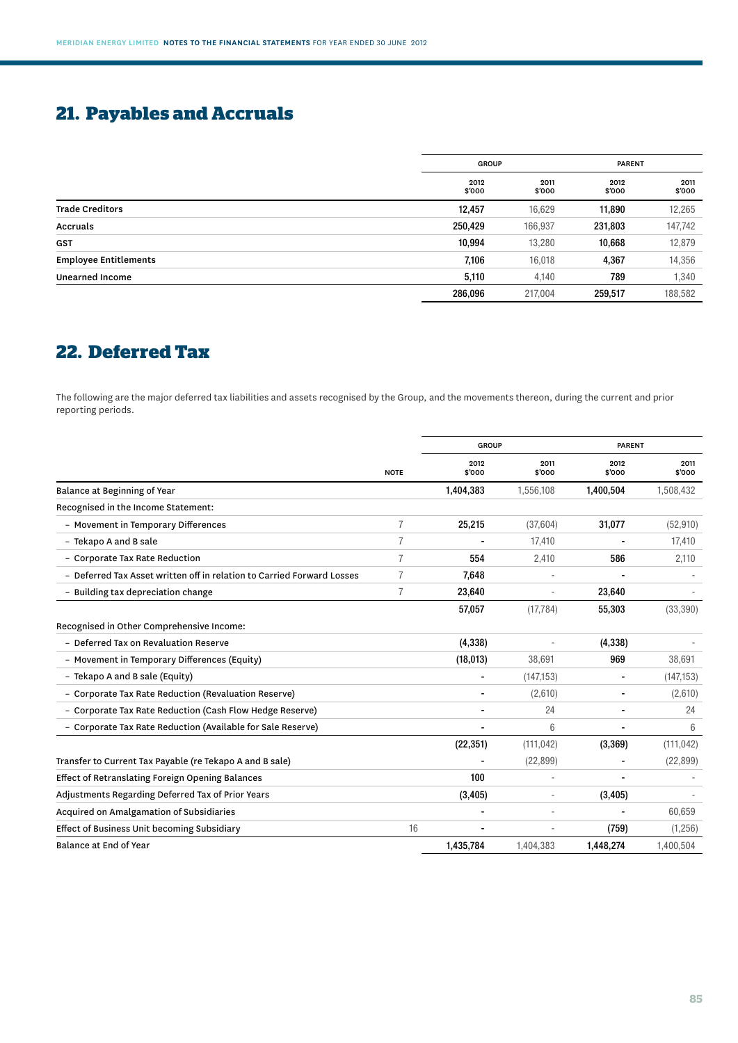# 21. Payables and Accruals

| | GROUP | | PARENT | |
|---|---|---|---|---|
| | 2012 $'000 | 2011 $'000 | 2012 $'000 | 2011 $'000 |
| **Trade Creditors** | **12,457** | 16,629 | **11,890** | 12,265 |
| **Accruals** | **250,429** | 166,937 | **231,803** | 147,742 |
| **GST** | **10,994** | 13,280 | **10,668** | 12,879 |
| **Employee Entitlements** | **7,106** | 16,018 | **4,367** | 14,356 |
| **Unearned Income** | **5,110** | 4,140 | **789** | 1,340 |
| | **286,096** | 217,004 | **259,517** | 188,582 |

# 22. Deferred Tax

The following are the major deferred tax liabilities and assets recognised by the Group, and the movements thereon, during the current and prior reporting periods.

| | | GROUP | | PARENT | |
|---|---|---|---|---|---|
| | NOTE | 2012 $'000 | 2011 $'000 | 2012 $'000 | 2011 $'000 |
| Balance at Beginning of Year | | **1,404,383** | 1,556,108 | **1,400,504** | 1,508,432 |
| Recognised in the Income Statement: | | | | | |
| – Movement in Temporary Differences | 7 | **25,215** | (37,604) | **31,077** | (52,910) |
| – Tekapo A and B sale | 7 | **-** | 17,410 | **-** | 17,410 |
| – Corporate Tax Rate Reduction | 7 | **554** | 2,410 | **586** | 2,110 |
| – Deferred Tax Asset written off in relation to Carried Forward Losses | 7 | **7,648** | - | **-** | - |
| – Building tax depreciation change | 7 | **23,640** | - | **23,640** | - |
| | | **57,057** | (17,784) | **55,303** | (33,390) |
| Recognised in Other Comprehensive Income: | | | | | |
| – Deferred Tax on Revaluation Reserve | | **(4,338)** | - | **(4,338)** | - |
| – Movement in Temporary Differences (Equity) | | **(18,013)** | 38,691 | **969** | 38,691 |
| – Tekapo A and B sale (Equity) | | **-** | (147,153) | **-** | (147,153) |
| – Corporate Tax Rate Reduction (Revaluation Reserve) | | **-** | (2,610) | **-** | (2,610) |
| – Corporate Tax Rate Reduction (Cash Flow Hedge Reserve) | | **-** | 24 | **-** | 24 |
| – Corporate Tax Rate Reduction (Available for Sale Reserve) | | **-** | 6 | **-** | 6 |
| | | **(22,351)** | (111,042) | **(3,369)** | (111,042) |
| Transfer to Current Tax Payable (re Tekapo A and B sale) | | **-** | (22,899) | **-** | (22,899) |
| Effect of Retranslating Foreign Opening Balances | | **100** | - | **-** | - |
| Adjustments Regarding Deferred Tax of Prior Years | | **(3,405)** | - | **(3,405)** | - |
| Acquired on Amalgamation of Subsidiaries | | **-** | - | **-** | 60,659 |
| Effect of Business Unit becoming Subsidiary | 16 | **-** | - | **(759)** | (1,256) |
| Balance at End of Year | | **1,435,784** | 1,404,383 | **1,448,274** | 1,400,504 |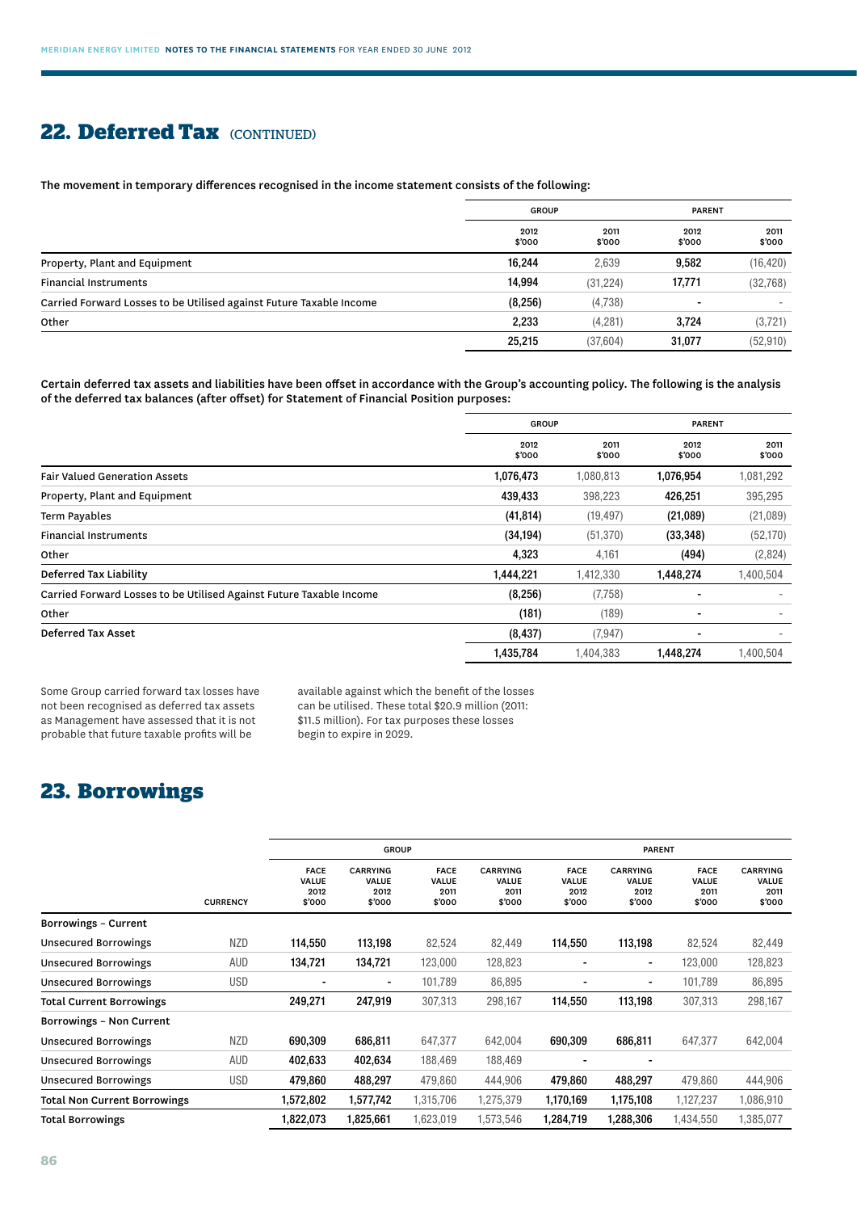## 22. Deferred Tax (CONTINUED)

**The movement in temporary differences recognised in the income statement consists of the following:**

| | GROUP | | PARENT | |
|---|---|---|---|---|
| | 2012 $'000 | 2011 $'000 | 2012 $'000 | 2011 $'000 |
| Property, Plant and Equipment | **16,244** | 2,639 | **9,582** | (16,420) |
| Financial Instruments | **14,994** | (31,224) | **17,771** | (32,768) |
| Carried Forward Losses to be Utilised against Future Taxable Income | **(8,256)** | (4,738) | **-** | - |
| Other | **2,233** | (4,281) | **3,724** | (3,721) |
| | **25,215** | (37,604) | **31,077** | (52,910) |

**Certain deferred tax assets and liabilities have been offset in accordance with the Group's accounting policy. The following is the analysis of the deferred tax balances (after offset) for Statement of Financial Position purposes:**

| | GROUP | | PARENT | |
|---|---|---|---|---|
| | 2012 $'000 | 2011 $'000 | 2012 $'000 | 2011 $'000 |
| Fair Valued Generation Assets | **1,076,473** | 1,080,813 | **1,076,954** | 1,081,292 |
| Property, Plant and Equipment | **439,433** | 398,223 | **426,251** | 395,295 |
| Term Payables | **(41,814)** | (19,497) | **(21,089)** | (21,089) |
| Financial Instruments | **(34,194)** | (51,370) | **(33,348)** | (52,170) |
| Other | **4,323** | 4,161 | **(494)** | (2,824) |
| **Deferred Tax Liability** | **1,444,221** | 1,412,330 | **1,448,274** | 1,400,504 |
| Carried Forward Losses to be Utilised Against Future Taxable Income | **(8,256)** | (7,758) | **-** | - |
| Other | **(181)** | (189) | **-** | - |
| **Deferred Tax Asset** | **(8,437)** | (7,947) | **-** | - |
| | **1,435,784** | 1,404,383 | **1,448,274** | 1,400,504 |

Some Group carried forward tax losses have not been recognised as deferred tax assets as Management have assessed that it is not probable that future taxable profits will be available against which the benefit of the losses can be utilised. These total $20.9 million (2011: $11.5 million). For tax purposes these losses begin to expire in 2029.

## 23. Borrowings

| | | GROUP | | | | PARENT | | | |
|---|---|---|---|---|---|---|---|---|---|
| | CURRENCY | FACE VALUE 2012 $'000 | CARRYING VALUE 2012 $'000 | FACE VALUE 2011 $'000 | CARRYING VALUE 2011 $'000 | FACE VALUE 2012 $'000 | CARRYING VALUE 2012 $'000 | FACE VALUE 2011 $'000 | CARRYING VALUE 2011 $'000 |
| **Borrowings – Current** | | | | | | | | | |
| Unsecured Borrowings | NZD | **114,550** | **113,198** | 82,524 | 82,449 | **114,550** | **113,198** | 82,524 | 82,449 |
| Unsecured Borrowings | AUD | **134,721** | **134,721** | 123,000 | 128,823 | **-** | **-** | 123,000 | 128,823 |
| Unsecured Borrowings | USD | **-** | **-** | 101,789 | 86,895 | **-** | **-** | 101,789 | 86,895 |
| **Total Current Borrowings** | | **249,271** | **247,919** | 307,313 | 298,167 | **114,550** | **113,198** | 307,313 | 298,167 |
| **Borrowings – Non Current** | | | | | | | | | |
| Unsecured Borrowings | NZD | **690,309** | **686,811** | 647,377 | 642,004 | **690,309** | **686,811** | 647,377 | 642,004 |
| Unsecured Borrowings | AUD | **402,633** | **402,634** | 188,469 | 188,469 | **-** | **-** | | |
| Unsecured Borrowings | USD | **479,860** | **488,297** | 479,860 | 444,906 | **479,860** | **488,297** | 479,860 | 444,906 |
| **Total Non Current Borrowings** | | **1,572,802** | **1,577,742** | 1,315,706 | 1,275,379 | **1,170,169** | **1,175,108** | 1,127,237 | 1,086,910 |
| **Total Borrowings** | | **1,822,073** | **1,825,661** | 1,623,019 | 1,573,546 | **1,284,719** | **1,288,306** | 1,434,550 | 1,385,077 |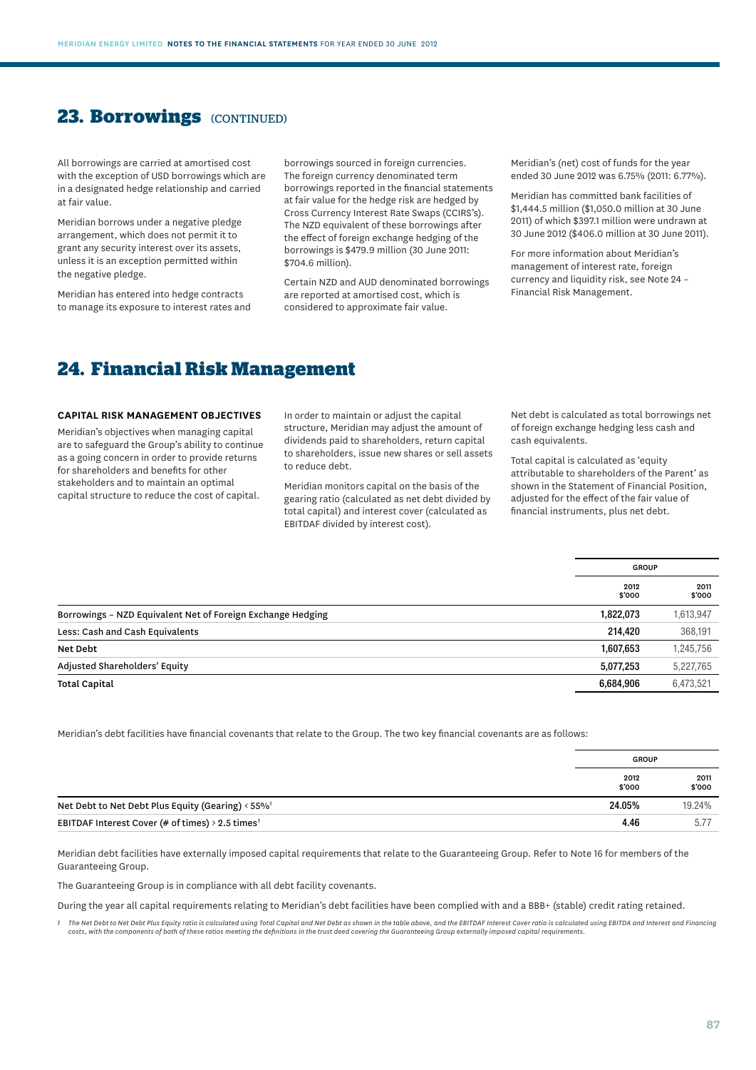## 23. Borrowings (CONTINUED)

All borrowings are carried at amortised cost with the exception of USD borrowings which are in a designated hedge relationship and carried at fair value.

Meridian borrows under a negative pledge arrangement, which does not permit it to grant any security interest over its assets, unless it is an exception permitted within the negative pledge.

Meridian has entered into hedge contracts to manage its exposure to interest rates and borrowings sourced in foreign currencies. The foreign currency denominated term borrowings reported in the financial statements at fair value for the hedge risk are hedged by Cross Currency Interest Rate Swaps (CCIRS's). The NZD equivalent of these borrowings after the effect of foreign exchange hedging of the borrowings is $479.9 million (30 June 2011: $704.6 million).

Certain NZD and AUD denominated borrowings are reported at amortised cost, which is considered to approximate fair value.

Meridian's (net) cost of funds for the year ended 30 June 2012 was 6.75% (2011: 6.77%).

Meridian has committed bank facilities of $1,444.5 million ($1,050.0 million at 30 June 2011) of which $397.1 million were undrawn at 30 June 2012 ($406.0 million at 30 June 2011).

For more information about Meridian's management of interest rate, foreign currency and liquidity risk, see Note 24 – Financial Risk Management.

## 24. Financial Risk Management

### CAPITAL RISK MANAGEMENT OBJECTIVES

Meridian's objectives when managing capital are to safeguard the Group's ability to continue as a going concern in order to provide returns for shareholders and benefits for other stakeholders and to maintain an optimal capital structure to reduce the cost of capital.

In order to maintain or adjust the capital structure, Meridian may adjust the amount of dividends paid to shareholders, return capital to shareholders, issue new shares or sell assets to reduce debt.

Meridian monitors capital on the basis of the gearing ratio (calculated as net debt divided by total capital) and interest cover (calculated as EBITDAF divided by interest cost).

Net debt is calculated as total borrowings net of foreign exchange hedging less cash and cash equivalents.

Total capital is calculated as 'equity attributable to shareholders of the Parent' as shown in the Statement of Financial Position, adjusted for the effect of the fair value of financial instruments, plus net debt.

| | GROUP | |
|---|---|---|
| | 2012 $'000 | 2011 $'000 |
| Borrowings – NZD Equivalent Net of Foreign Exchange Hedging | **1,822,073** | 1,613,947 |
| Less: Cash and Cash Equivalents | **214,420** | 368,191 |
| **Net Debt** | **1,607,653** | 1,245,756 |
| Adjusted Shareholders' Equity | **5,077,253** | 5,227,765 |
| **Total Capital** | **6,684,906** | 6,473,521 |

Meridian's debt facilities have financial covenants that relate to the Group. The two key financial covenants are as follows:

| | GROUP | |
|---|---|---|
| | 2012 $'000 | 2011 $'000 |
| Net Debt to Net Debt Plus Equity (Gearing) < 55%[1] | **24.05%** | 19.24% |
| EBITDAF Interest Cover (# of times) > 2.5 times[1] | **4.46** | 5.77 |

Meridian debt facilities have externally imposed capital requirements that relate to the Guaranteeing Group. Refer to Note 16 for members of the Guaranteeing Group.

The Guaranteeing Group is in compliance with all debt facility covenants.

During the year all capital requirements relating to Meridian's debt facilities have been complied with and a BBB+ (stable) credit rating retained.

1 *The Net Debt to Net Debt Plus Equity ratio is calculated using Total Capital and Net Debt as shown in the table above, and the EBITDAF Interest Cover ratio is calculated using EBITDA and Interest and Financing costs, with the components of both of these ratios meeting the definitions in the trust deed covering the Guaranteeing Group externally imposed capital requirements.*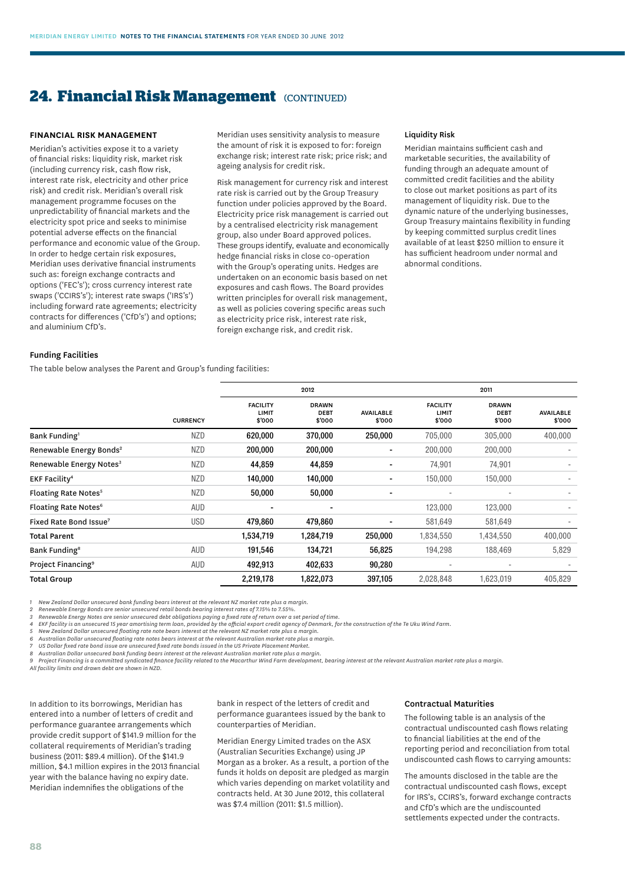# 24. Financial Risk Management (CONTINUED)

## FINANCIAL RISK MANAGEMENT

Meridian's activities expose it to a variety of financial risks: liquidity risk, market risk (including currency risk, cash flow risk, interest rate risk, electricity and other price risk) and credit risk. Meridian's overall risk management programme focuses on the unpredictability of financial markets and the electricity spot price and seeks to minimise potential adverse effects on the financial performance and economic value of the Group. In order to hedge certain risk exposures, Meridian uses derivative financial instruments such as: foreign exchange contracts and options ('FEC's'); cross currency interest rate swaps ('CCIRS's'); interest rate swaps ('IRS's') including forward rate agreements; electricity contracts for differences ('CfD's') and options; and aluminium CfD's.

Meridian uses sensitivity analysis to measure the amount of risk it is exposed to for: foreign exchange risk; interest rate risk; price risk; and ageing analysis for credit risk.

Risk management for currency risk and interest rate risk is carried out by the Group Treasury function under policies approved by the Board. Electricity price risk management is carried out by a centralised electricity risk management group, also under Board approved polices. These groups identify, evaluate and economically hedge financial risks in close co-operation with the Group's operating units. Hedges are undertaken on an economic basis based on net exposures and cash flows. The Board provides written principles for overall risk management, as well as policies covering specific areas such as electricity price risk, interest rate risk, foreign exchange risk, and credit risk.

### Liquidity Risk

Meridian maintains sufficient cash and marketable securities, the availability of funding through an adequate amount of committed credit facilities and the ability to close out market positions as part of its management of liquidity risk. Due to the dynamic nature of the underlying businesses, Group Treasury maintains flexibility in funding by keeping committed surplus credit lines available of at least $250 million to ensure it has sufficient headroom under normal and abnormal conditions.

### Funding Facilities

The table below analyses the Parent and Group's funding facilities:

| | | 2012 | | | 2011 | | |
|---|---|---|---|---|---|---|---|
| | CURRENCY | FACILITY LIMIT $'000 | DRAWN DEBT $'000 | AVAILABLE $'000 | FACILITY LIMIT $'000 | DRAWN DEBT $'000 | AVAILABLE $'000 |
| Bank Funding[1] | NZD | 620,000 | 370,000 | 250,000 | 705,000 | 305,000 | 400,000 |
| Renewable Energy Bonds[2] | NZD | 200,000 | 200,000 | - | 200,000 | 200,000 | - |
| Renewable Energy Notes[3] | NZD | 44,859 | 44,859 | - | 74,901 | 74,901 | - |
| EKF Facility[4] | NZD | 140,000 | 140,000 | - | 150,000 | 150,000 | - |
| Floating Rate Notes[5] | NZD | 50,000 | 50,000 | - | - | - | - |
| Floating Rate Notes[6] | AUD | - | - | | 123,000 | 123,000 | - |
| Fixed Rate Bond Issue[7] | USD | 479,860 | 479,860 | - | 581,649 | 581,649 | - |
| **Total Parent** | | 1,534,719 | 1,284,719 | 250,000 | 1,834,550 | 1,434,550 | 400,000 |
| Bank Funding[8] | AUD | 191,546 | 134,721 | 56,825 | 194,298 | 188,469 | 5,829 |
| Project Financing[9] | AUD | 492,913 | 402,633 | 90,280 | - | - | - |
| **Total Group** | | 2,219,178 | 1,822,073 | 397,105 | 2,028,848 | 1,623,019 | 405,829 |

*1 New Zealand Dollar unsecured bank funding bears interest at the relevant NZ market rate plus a margin.*
*2 Renewable Energy Bonds are senior unsecured retail bonds bearing interest rates of 7.15% to 7.55%.*
*3 Renewable Energy Notes are senior unsecured debt obligations paying a fixed rate of return over a set period of time.*
*4 EKF facility is an unsecured 15 year amortising term loan, provided by the official export credit agency of Denmark, for the construction of the Te Uku Wind Farm.*
*5 New Zealand Dollar unsecured floating rate note bears interest at the relevant NZ market rate plus a margin.*
*6 Australian Dollar unsecured floating rate notes bears interest at the relevant Australian market rate plus a margin.*
*7 US Dollar fixed rate bond issue are unsecured fixed rate bonds issued in the US Private Placement Market.*
*8 Australian Dollar unsecured bank funding bears interest at the relevant Australian market rate plus a margin.*
*9 Project Financing is a committed syndicated finance facility related to the Macarthur Wind Farm development, bearing interest at the relevant Australian market rate plus a margin.*
*All facility limits and drawn debt are shown in NZD.*

In addition to its borrowings, Meridian has entered into a number of letters of credit and performance guarantee arrangements which provide credit support of $141.9 million for the collateral requirements of Meridian's trading business (2011: $89.4 million). Of the $141.9 million, $4.1 million expires in the 2013 financial year with the balance having no expiry date. Meridian indemnifies the obligations of the bank in respect of the letters of credit and performance guarantees issued by the bank to counterparties of Meridian.

Meridian Energy Limited trades on the ASX (Australian Securities Exchange) using JP Morgan as a broker. As a result, a portion of the funds it holds on deposit are pledged as margin which varies depending on market volatility and contracts held. At 30 June 2012, this collateral was $7.4 million (2011: $1.5 million).

### Contractual Maturities

The following table is an analysis of the contractual undiscounted cash flows relating to financial liabilities at the end of the reporting period and reconciliation from total undiscounted cash flows to carrying amounts:

The amounts disclosed in the table are the contractual undiscounted cash flows, except for IRS's, CCIRS's, forward exchange contracts and CfD's which are the undiscounted settlements expected under the contracts.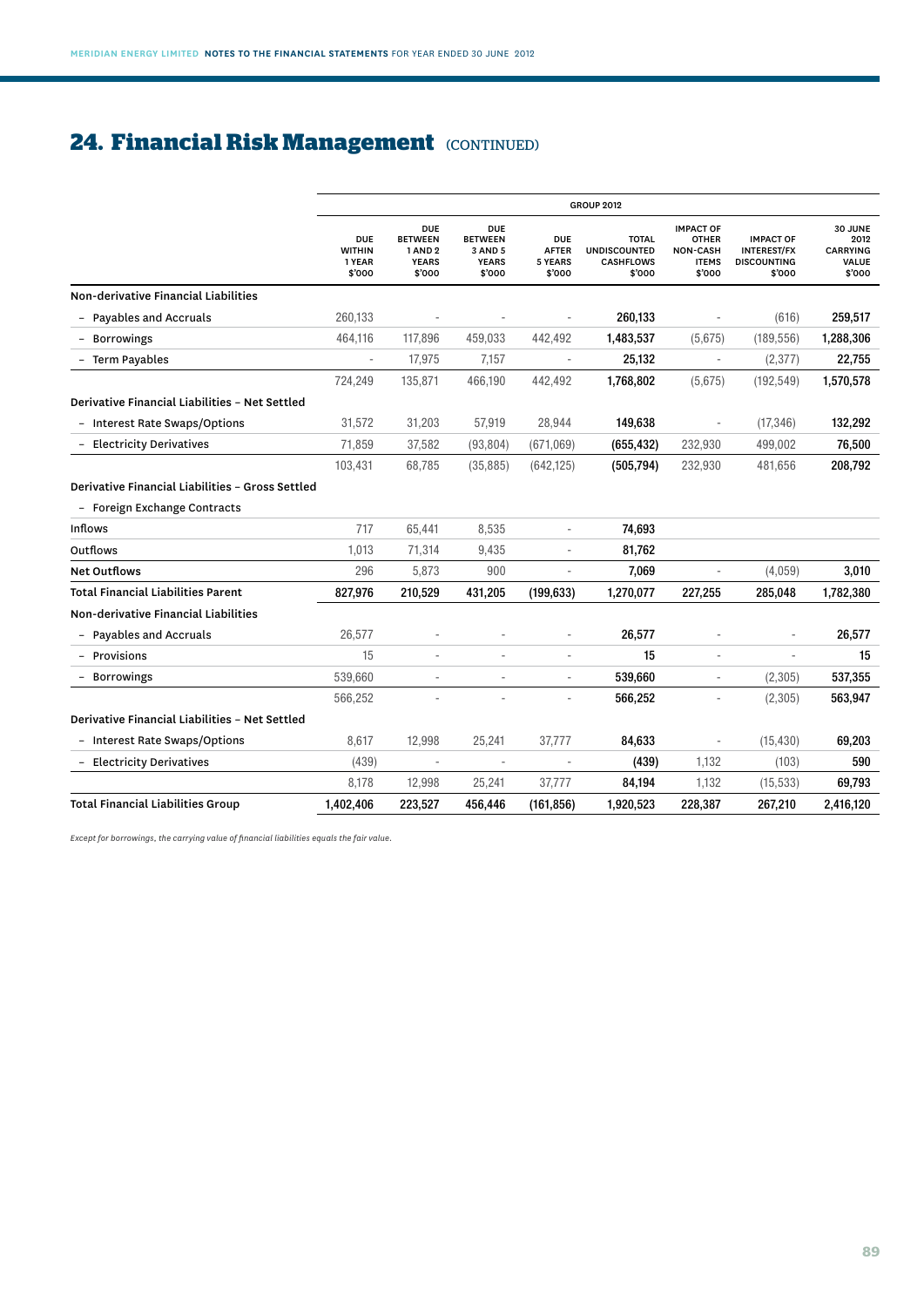# 24. Financial Risk Management (CONTINUED)

| | GROUP 2012 | | | | | | | |
|---|---|---|---|---|---|---|---|---|
| | DUE WITHIN 1 YEAR $'000 | DUE BETWEEN 1 AND 2 YEARS $'000 | DUE BETWEEN 3 AND 5 YEARS $'000 | DUE AFTER 5 YEARS $'000 | TOTAL UNDISCOUNTED CASHFLOWS $'000 | IMPACT OF OTHER NON-CASH ITEMS $'000 | IMPACT OF INTEREST/FX DISCOUNTING $'000 | 30 JUNE 2012 CARRYING VALUE $'000 |
| **Non-derivative Financial Liabilities** | | | | | | | | |
| – Payables and Accruals | 260,133 | - | - | - | **260,133** | - | (616) | **259,517** |
| – Borrowings | 464,116 | 117,896 | 459,033 | 442,492 | **1,483,537** | (5,675) | (189,556) | **1,288,306** |
| – Term Payables | - | 17,975 | 7,157 | - | **25,132** | - | (2,377) | **22,755** |
| | 724,249 | 135,871 | 466,190 | 442,492 | **1,768,802** | (5,675) | (192,549) | **1,570,578** |
| **Derivative Financial Liabilities – Net Settled** | | | | | | | | |
| – Interest Rate Swaps/Options | 31,572 | 31,203 | 57,919 | 28,944 | **149,638** | - | (17,346) | **132,292** |
| – Electricity Derivatives | 71,859 | 37,582 | (93,804) | (671,069) | **(655,432)** | 232,930 | 499,002 | **76,500** |
| | 103,431 | 68,785 | (35,885) | (642,125) | **(505,794)** | 232,930 | 481,656 | **208,792** |
| **Derivative Financial Liabilities – Gross Settled** | | | | | | | | |
| – Foreign Exchange Contracts | | | | | | | | |
| Inflows | 717 | 65,441 | 8,535 | - | **74,693** | | | |
| Outflows | 1,013 | 71,314 | 9,435 | - | **81,762** | | | |
| **Net Outflows** | 296 | 5,873 | 900 | - | **7,069** | - | (4,059) | **3,010** |
| **Total Financial Liabilities Parent** | **827,976** | **210,529** | **431,205** | **(199,633)** | **1,270,077** | **227,255** | **285,048** | **1,782,380** |
| **Non-derivative Financial Liabilities** | | | | | | | | |
| – Payables and Accruals | 26,577 | - | - | - | **26,577** | - | - | **26,577** |
| – Provisions | 15 | - | - | - | **15** | - | - | **15** |
| – Borrowings | 539,660 | - | - | - | **539,660** | - | (2,305) | **537,355** |
| | 566,252 | - | - | - | **566,252** | - | (2,305) | **563,947** |
| **Derivative Financial Liabilities – Net Settled** | | | | | | | | |
| – Interest Rate Swaps/Options | 8,617 | 12,998 | 25,241 | 37,777 | **84,633** | - | (15,430) | **69,203** |
| – Electricity Derivatives | (439) | - | - | - | **(439)** | 1,132 | (103) | **590** |
| | 8,178 | 12,998 | 25,241 | 37,777 | **84,194** | 1,132 | (15,533) | **69,793** |
| **Total Financial Liabilities Group** | **1,402,406** | **223,527** | **456,446** | **(161,856)** | **1,920,523** | **228,387** | **267,210** | **2,416,120** |

*Except for borrowings, the carrying value of financial liabilities equals the fair value.*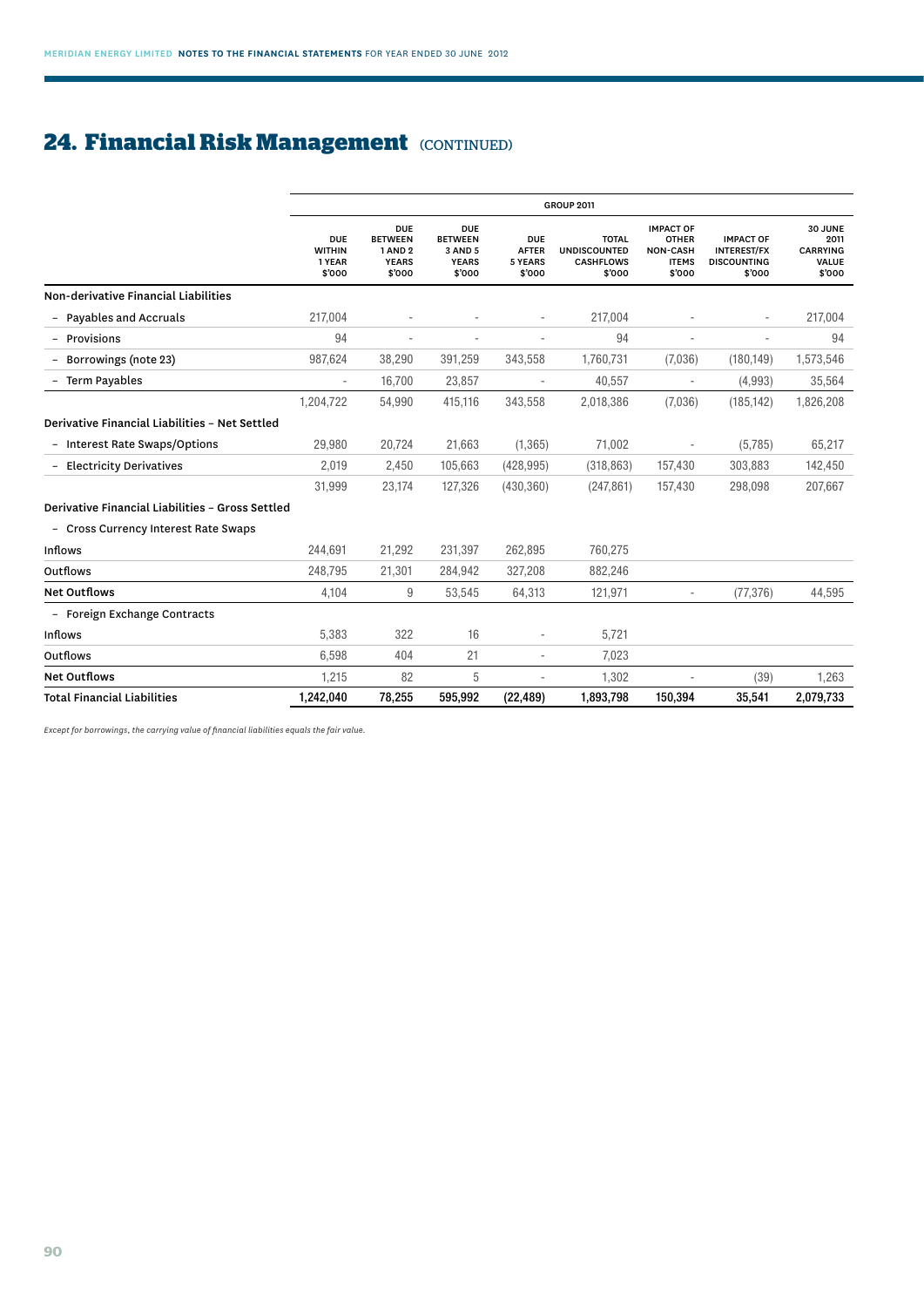## 24. Financial Risk Management (CONTINUED)

| | GROUP 2011 | | | | | | | |
|---|---|---|---|---|---|---|---|---|
| | DUE WITHIN 1 YEAR $'000 | DUE BETWEEN 1 AND 2 YEARS $'000 | DUE BETWEEN 3 AND 5 YEARS $'000 | DUE AFTER 5 YEARS $'000 | TOTAL UNDISCOUNTED CASHFLOWS $'000 | IMPACT OF OTHER NON-CASH ITEMS $'000 | IMPACT OF INTEREST/FX DISCOUNTING $'000 | 30 JUNE 2011 CARRYING VALUE $'000 |
| **Non-derivative Financial Liabilities** | | | | | | | | |
| – Payables and Accruals | 217,004 | - | - | - | 217,004 | - | - | 217,004 |
| – Provisions | 94 | - | - | - | 94 | - | - | 94 |
| – Borrowings (note 23) | 987,624 | 38,290 | 391,259 | 343,558 | 1,760,731 | (7,036) | (180,149) | 1,573,546 |
| – Term Payables | - | 16,700 | 23,857 | - | 40,557 | - | (4,993) | 35,564 |
| | 1,204,722 | 54,990 | 415,116 | 343,558 | 2,018,386 | (7,036) | (185,142) | 1,826,208 |
| **Derivative Financial Liabilities – Net Settled** | | | | | | | | |
| – Interest Rate Swaps/Options | 29,980 | 20,724 | 21,663 | (1,365) | 71,002 | - | (5,785) | 65,217 |
| – Electricity Derivatives | 2,019 | 2,450 | 105,663 | (428,995) | (318,863) | 157,430 | 303,883 | 142,450 |
| | 31,999 | 23,174 | 127,326 | (430,360) | (247,861) | 157,430 | 298,098 | 207,667 |
| **Derivative Financial Liabilities – Gross Settled** | | | | | | | | |
| – Cross Currency Interest Rate Swaps | | | | | | | | |
| Inflows | 244,691 | 21,292 | 231,397 | 262,895 | 760,275 | | | |
| Outflows | 248,795 | 21,301 | 284,942 | 327,208 | 882,246 | | | |
| **Net Outflows** | 4,104 | 9 | 53,545 | 64,313 | 121,971 | - | (77,376) | 44,595 |
| – Foreign Exchange Contracts | | | | | | | | |
| Inflows | 5,383 | 322 | 16 | - | 5,721 | | | |
| Outflows | 6,598 | 404 | 21 | - | 7,023 | | | |
| **Net Outflows** | 1,215 | 82 | 5 | - | 1,302 | - | (39) | 1,263 |
| **Total Financial Liabilities** | **1,242,040** | **78,255** | **595,992** | **(22,489)** | **1,893,798** | **150,394** | **35,541** | **2,079,733** |

*Except for borrowings, the carrying value of financial liabilities equals the fair value.*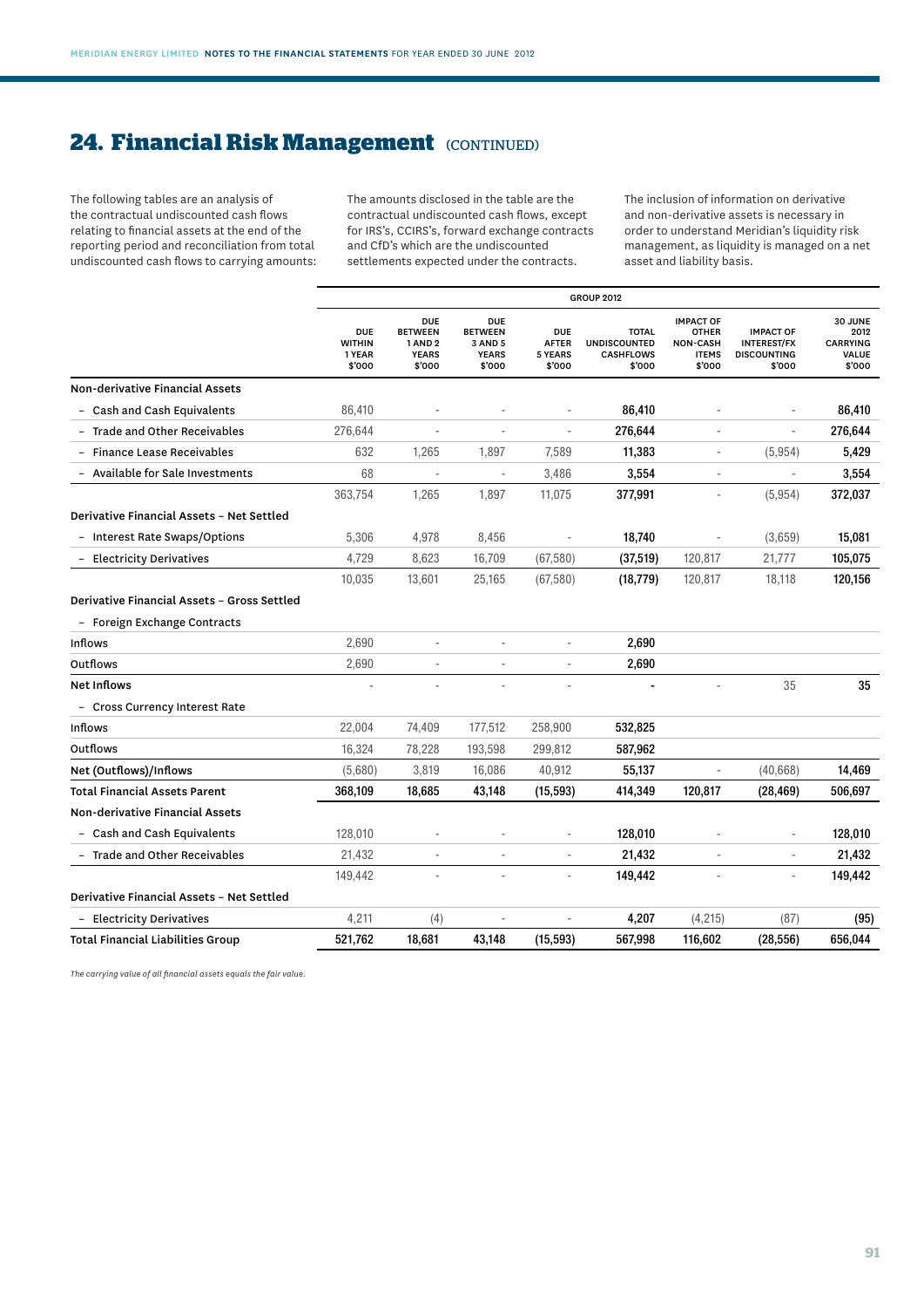## 24. Financial Risk Management (CONTINUED)

The following tables are an analysis of the contractual undiscounted cash flows relating to financial assets at the end of the reporting period and reconciliation from total undiscounted cash flows to carrying amounts:

The amounts disclosed in the table are the contractual undiscounted cash flows, except for IRS's, CCIRS's, forward exchange contracts and CfD's which are the undiscounted settlements expected under the contracts.

The inclusion of information on derivative and non-derivative assets is necessary in order to understand Meridian's liquidity risk management, as liquidity is managed on a net asset and liability basis.

| | GROUP 2012 | | | | | | | |
|---|---|---|---|---|---|---|---|---|
| | DUE WITHIN 1 YEAR $'000 | DUE BETWEEN 1 AND 2 YEARS $'000 | DUE BETWEEN 3 AND 5 YEARS $'000 | DUE AFTER 5 YEARS $'000 | TOTAL UNDISCOUNTED CASHFLOWS $'000 | IMPACT OF OTHER NON-CASH ITEMS $'000 | IMPACT OF INTEREST/FX DISCOUNTING $'000 | 30 JUNE 2012 CARRYING VALUE $'000 |
| **Non-derivative Financial Assets** | | | | | | | | |
| – Cash and Cash Equivalents | 86,410 | - | - | - | **86,410** | - | - | **86,410** |
| – Trade and Other Receivables | 276,644 | - | - | - | **276,644** | - | - | **276,644** |
| – Finance Lease Receivables | 632 | 1,265 | 1,897 | 7,589 | **11,383** | - | (5,954) | **5,429** |
| – Available for Sale Investments | 68 | - | - | 3,486 | **3,554** | - | - | **3,554** |
| | 363,754 | 1,265 | 1,897 | 11,075 | **377,991** | - | (5,954) | **372,037** |
| **Derivative Financial Assets – Net Settled** | | | | | | | | |
| – Interest Rate Swaps/Options | 5,306 | 4,978 | 8,456 | - | **18,740** | - | (3,659) | **15,081** |
| – Electricity Derivatives | 4,729 | 8,623 | 16,709 | (67,580) | **(37,519)** | 120,817 | 21,777 | **105,075** |
| | 10,035 | 13,601 | 25,165 | (67,580) | **(18,779)** | 120,817 | 18,118 | **120,156** |
| **Derivative Financial Assets – Gross Settled** | | | | | | | | |
| – Foreign Exchange Contracts | | | | | | | | |
| Inflows | 2,690 | - | - | - | **2,690** | | | |
| Outflows | 2,690 | - | - | - | **2,690** | | | |
| **Net Inflows** | - | - | - | - | **-** | - | 35 | **35** |
| – Cross Currency Interest Rate | | | | | | | | |
| Inflows | 22,004 | 74,409 | 177,512 | 258,900 | **532,825** | | | |
| Outflows | 16,324 | 78,228 | 193,598 | 299,812 | **587,962** | | | |
| **Net (Outflows)/Inflows** | (5,680) | 3,819 | 16,086 | 40,912 | **55,137** | - | (40,668) | **14,469** |
| **Total Financial Assets Parent** | **368,109** | **18,685** | **43,148** | **(15,593)** | **414,349** | **120,817** | **(28,469)** | **506,697** |
| **Non-derivative Financial Assets** | | | | | | | | |
| – Cash and Cash Equivalents | 128,010 | - | - | - | **128,010** | - | - | **128,010** |
| – Trade and Other Receivables | 21,432 | - | - | - | **21,432** | - | - | **21,432** |
| | 149,442 | - | - | - | **149,442** | - | - | **149,442** |
| **Derivative Financial Assets – Net Settled** | | | | | | | | |
| – Electricity Derivatives | 4,211 | (4) | - | - | **4,207** | (4,215) | (87) | **(95)** |
| **Total Financial Liabilities Group** | **521,762** | **18,681** | **43,148** | **(15,593)** | **567,998** | **116,602** | **(28,556)** | **656,044** |

*The carrying value of all financial assets equals the fair value.*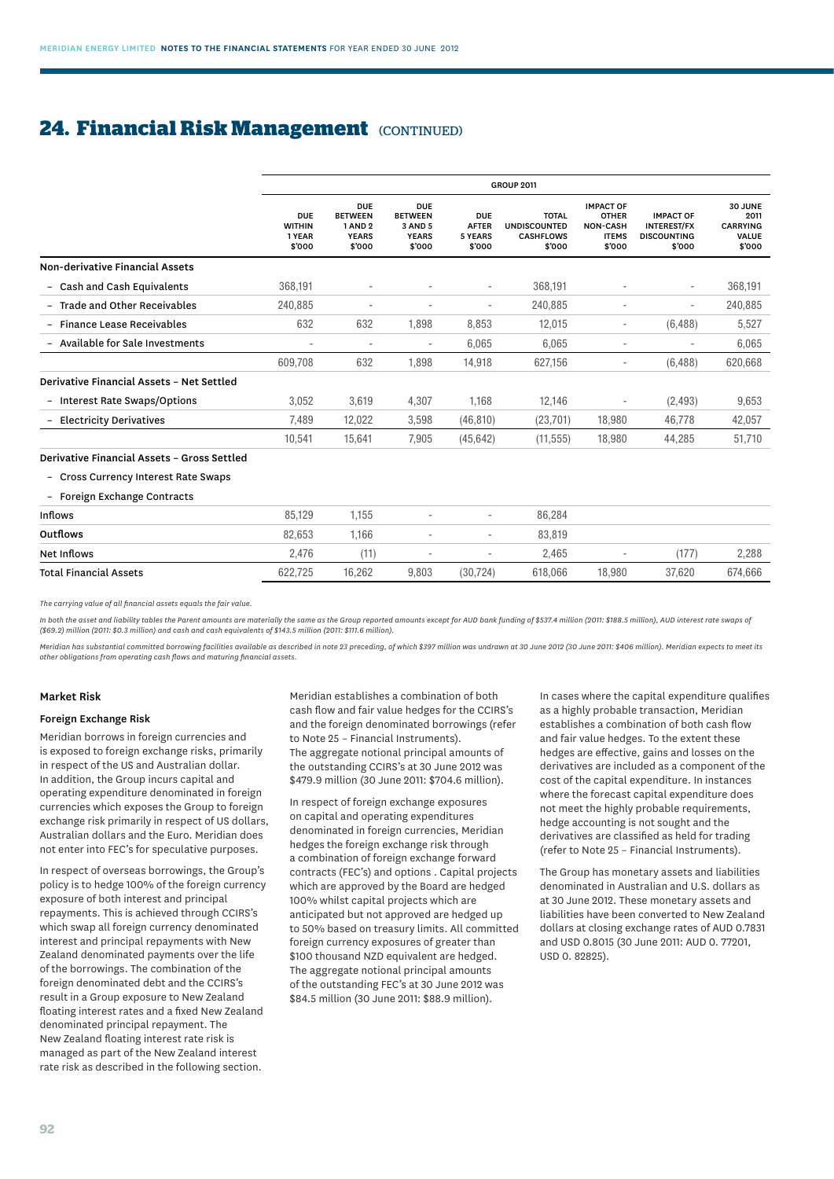## 24. Financial Risk Management (CONTINUED)

| | GROUP 2011 | | | | | | | |
|---|---|---|---|---|---|---|---|---|
| | DUE WITHIN 1 YEAR $'000 | DUE BETWEEN 1 AND 2 YEARS $'000 | DUE BETWEEN 3 AND 5 YEARS $'000 | DUE AFTER 5 YEARS $'000 | TOTAL UNDISCOUNTED CASHFLOWS $'000 | IMPACT OF OTHER NON-CASH ITEMS $'000 | IMPACT OF INTEREST/FX DISCOUNTING $'000 | 30 JUNE 2011 CARRYING VALUE $'000 |
| **Non-derivative Financial Assets** | | | | | | | | |
| – Cash and Cash Equivalents | 368,191 | - | - | - | 368,191 | - | - | 368,191 |
| – Trade and Other Receivables | 240,885 | - | - | - | 240,885 | - | - | 240,885 |
| – Finance Lease Receivables | 632 | 632 | 1,898 | 8,853 | 12,015 | - | (6,488) | 5,527 |
| – Available for Sale Investments | - | - | - | 6,065 | 6,065 | - | - | 6,065 |
| | 609,708 | 632 | 1,898 | 14,918 | 627,156 | - | (6,488) | 620,668 |
| **Derivative Financial Assets – Net Settled** | | | | | | | | |
| – Interest Rate Swaps/Options | 3,052 | 3,619 | 4,307 | 1,168 | 12,146 | - | (2,493) | 9,653 |
| – Electricity Derivatives | 7,489 | 12,022 | 3,598 | (46,810) | (23,701) | 18,980 | 46,778 | 42,057 |
| | 10,541 | 15,641 | 7,905 | (45,642) | (11,555) | 18,980 | 44,285 | 51,710 |
| **Derivative Financial Assets – Gross Settled** | | | | | | | | |
| – Cross Currency Interest Rate Swaps | | | | | | | | |
| – Foreign Exchange Contracts | | | | | | | | |
| Inflows | 85,129 | 1,155 | - | - | 86,284 | | | |
| Outflows | 82,653 | 1,166 | - | - | 83,819 | | | |
| Net Inflows | 2,476 | (11) | - | - | 2,465 | - | (177) | 2,288 |
| Total Financial Assets | 622,725 | 16,262 | 9,803 | (30,724) | 618,066 | 18,980 | 37,620 | 674,666 |

*The carrying value of all financial assets equals the fair value.*

*In both the asset and liability tables the Parent amounts are materially the same as the Group reported amounts except for AUD bank funding of $537.4 million (2011: $188.5 million), AUD interest rate swaps of ($69.2) million (2011: $0.3 million) and cash and cash equivalents of $143.5 million (2011: $111.6 million).*

*Meridian has substantial committed borrowing facilities available as described in note 23 preceding, of which $397 million was undrawn at 30 June 2012 (30 June 2011: $406 million). Meridian expects to meet its other obligations from operating cash flows and maturing financial assets.*

### Market Risk

#### Foreign Exchange Risk

Meridian borrows in foreign currencies and is exposed to foreign exchange risks, primarily in respect of the US and Australian dollar. In addition, the Group incurs capital and operating expenditure denominated in foreign currencies which exposes the Group to foreign exchange risk primarily in respect of US dollars, Australian dollars and the Euro. Meridian does not enter into FEC's for speculative purposes.

In respect of overseas borrowings, the Group's policy is to hedge 100% of the foreign currency exposure of both interest and principal repayments. This is achieved through CCIRS's which swap all foreign currency denominated interest and principal repayments with New Zealand denominated payments over the life of the borrowings. The combination of the foreign denominated debt and the CCIRS's result in a Group exposure to New Zealand floating interest rates and a fixed New Zealand denominated principal repayment. The New Zealand floating interest rate risk is managed as part of the New Zealand interest rate risk as described in the following section.

Meridian establishes a combination of both cash flow and fair value hedges for the CCIRS's and the foreign denominated borrowings (refer to Note 25 – Financial Instruments). The aggregate notional principal amounts of the outstanding CCIRS's at 30 June 2012 was $479.9 million (30 June 2011: $704.6 million).

In respect of foreign exchange exposures on capital and operating expenditures denominated in foreign currencies, Meridian hedges the foreign exchange risk through a combination of foreign exchange forward contracts (FEC's) and options . Capital projects which are approved by the Board are hedged 100% whilst capital projects which are anticipated but not approved are hedged up to 50% based on treasury limits. All committed foreign currency exposures of greater than $100 thousand NZD equivalent are hedged. The aggregate notional principal amounts of the outstanding FEC's at 30 June 2012 was $84.5 million (30 June 2011: $88.9 million).

In cases where the capital expenditure qualifies as a highly probable transaction, Meridian establishes a combination of both cash flow and fair value hedges. To the extent these hedges are effective, gains and losses on the derivatives are included as a component of the cost of the capital expenditure. In instances where the forecast capital expenditure does not meet the highly probable requirements, hedge accounting is not sought and the derivatives are classified as held for trading (refer to Note 25 – Financial Instruments).

The Group has monetary assets and liabilities denominated in Australian and U.S. dollars as at 30 June 2012. These monetary assets and liabilities have been converted to New Zealand dollars at closing exchange rates of AUD 0.7831 and USD 0.8015 (30 June 2011: AUD 0. 77201, USD 0. 82825).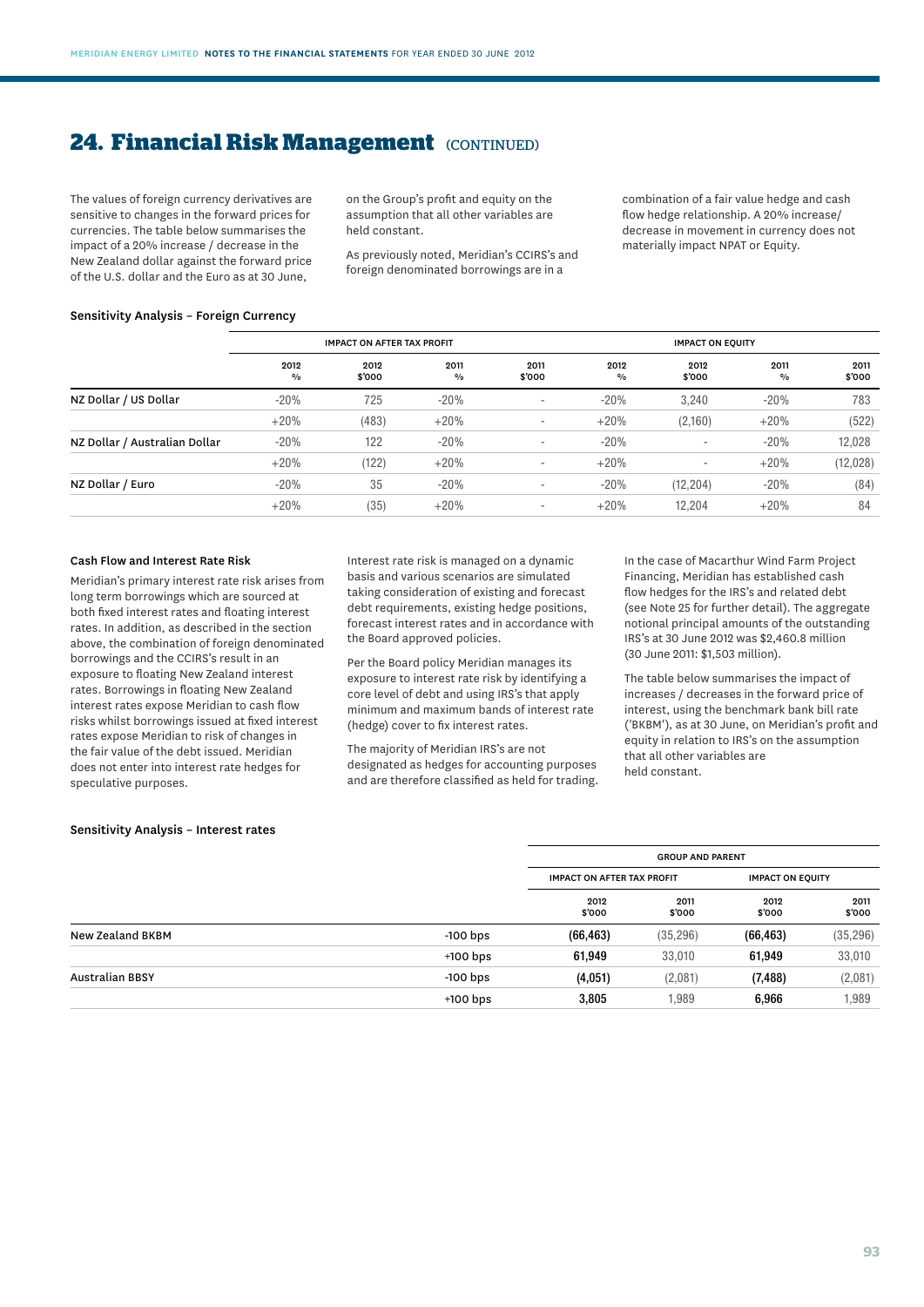## 24. Financial Risk Management (CONTINUED)

The values of foreign currency derivatives are sensitive to changes in the forward prices for currencies. The table below summarises the impact of a 20% increase / decrease in the New Zealand dollar against the forward price of the U.S. dollar and the Euro as at 30 June, on the Group's profit and equity on the assumption that all other variables are held constant.

As previously noted, Meridian's CCIRS's and foreign denominated borrowings are in a combination of a fair value hedge and cash flow hedge relationship. A 20% increase/ decrease in movement in currency does not materially impact NPAT or Equity.

**Sensitivity Analysis – Foreign Currency**

| | IMPACT ON AFTER TAX PROFIT | | | | IMPACT ON EQUITY | | | |
|---|---|---|---|---|---|---|---|---|
| | 2012 % | 2012 $'000 | 2011 % | 2011 $'000 | 2012 % | 2012 $'000 | 2011 % | 2011 $'000 |
| NZ Dollar / US Dollar | -20% | 725 | -20% | - | -20% | 3,240 | -20% | 783 |
| | +20% | (483) | +20% | - | +20% | (2,160) | +20% | (522) |
| NZ Dollar / Australian Dollar | -20% | 122 | -20% | - | -20% | - | -20% | 12,028 |
| | +20% | (122) | +20% | - | +20% | - | +20% | (12,028) |
| NZ Dollar / Euro | -20% | 35 | -20% | - | -20% | (12,204) | -20% | (84) |
| | +20% | (35) | +20% | - | +20% | 12,204 | +20% | 84 |

**Cash Flow and Interest Rate Risk**

Meridian's primary interest rate risk arises from long term borrowings which are sourced at both fixed interest rates and floating interest rates. In addition, as described in the section above, the combination of foreign denominated borrowings and the CCIRS's result in an exposure to floating New Zealand interest rates. Borrowings in floating New Zealand interest rates expose Meridian to cash flow risks whilst borrowings issued at fixed interest rates expose Meridian to risk of changes in the fair value of the debt issued. Meridian does not enter into interest rate hedges for speculative purposes.

Interest rate risk is managed on a dynamic basis and various scenarios are simulated taking consideration of existing and forecast debt requirements, existing hedge positions, forecast interest rates and in accordance with the Board approved policies.

Per the Board policy Meridian manages its exposure to interest rate risk by identifying a core level of debt and using IRS's that apply minimum and maximum bands of interest rate (hedge) cover to fix interest rates.

The majority of Meridian IRS's are not designated as hedges for accounting purposes and are therefore classified as held for trading.

In the case of Macarthur Wind Farm Project Financing, Meridian has established cash flow hedges for the IRS's and related debt (see Note 25 for further detail). The aggregate notional principal amounts of the outstanding IRS's at 30 June 2012 was $2,460.8 million (30 June 2011: $1,503 million).

The table below summarises the impact of increases / decreases in the forward price of interest, using the benchmark bank bill rate ('BKBM'), as at 30 June, on Meridian's profit and equity in relation to IRS's on the assumption that all other variables are held constant.

**Sensitivity Analysis – Interest rates**

| | | GROUP AND PARENT | | | |
|---|---|---|---|---|---|
| | | IMPACT ON AFTER TAX PROFIT | | IMPACT ON EQUITY | |
| | | 2012 $'000 | 2011 $'000 | 2012 $'000 | 2011 $'000 |
| New Zealand BKBM | -100 bps | **(66,463)** | (35,296) | **(66,463)** | (35,296) |
| | +100 bps | **61,949** | 33,010 | **61,949** | 33,010 |
| Australian BBSY | -100 bps | **(4,051)** | (2,081) | **(7,488)** | (2,081) |
| | +100 bps | **3,805** | 1,989 | **6,966** | 1,989 |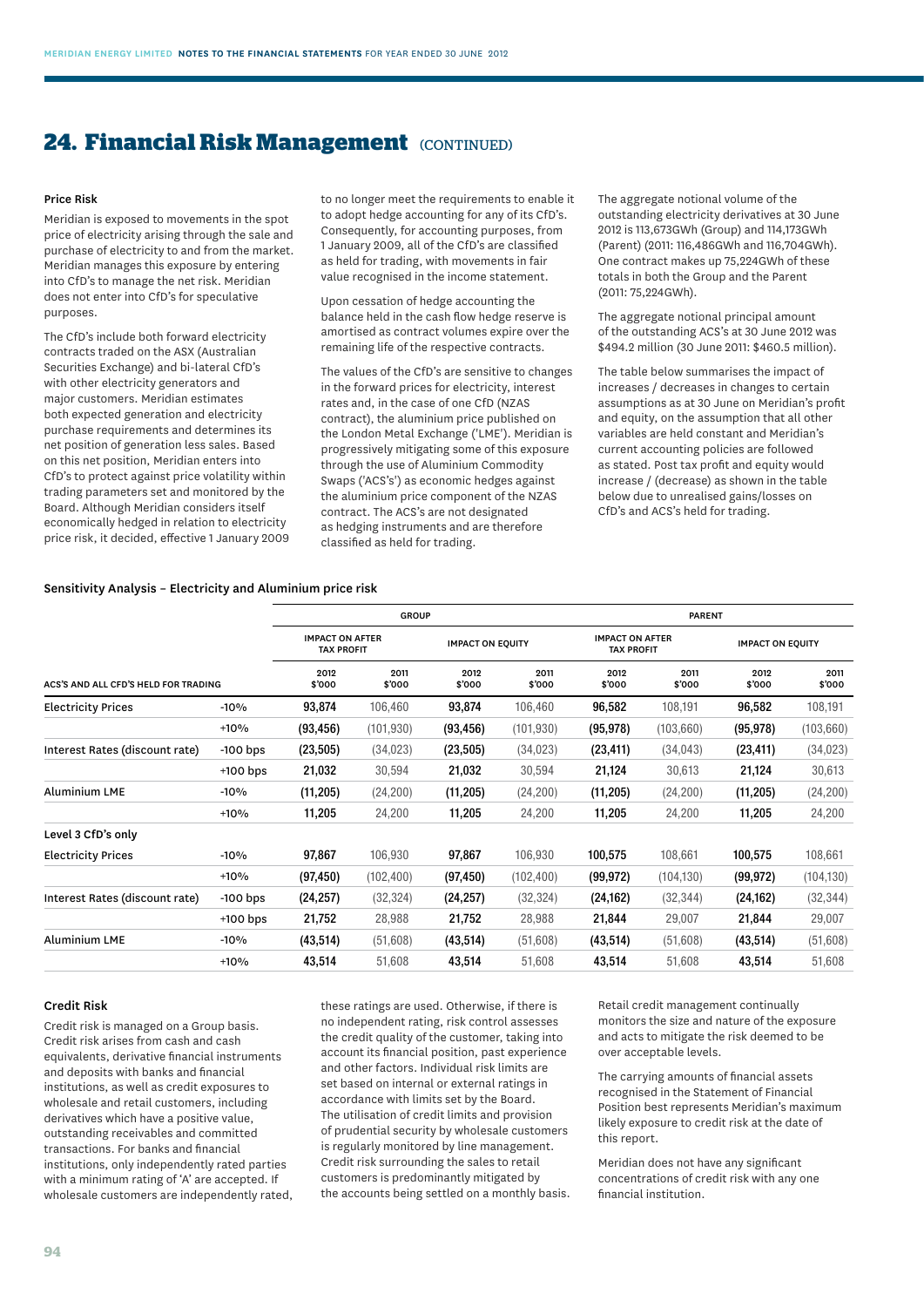# 24. Financial Risk Management (CONTINUED)

### Price Risk

Meridian is exposed to movements in the spot price of electricity arising through the sale and purchase of electricity to and from the market. Meridian manages this exposure by entering into CfD's to manage the net risk. Meridian does not enter into CfD's for speculative purposes.

The CfD's include both forward electricity contracts traded on the ASX (Australian Securities Exchange) and bi-lateral CfD's with other electricity generators and major customers. Meridian estimates both expected generation and electricity purchase requirements and determines its net position of generation less sales. Based on this net position, Meridian enters into CfD's to protect against price volatility within trading parameters set and monitored by the Board. Although Meridian considers itself economically hedged in relation to electricity price risk, it decided, effective 1 January 2009 to no longer meet the requirements to enable it to adopt hedge accounting for any of its CfD's. Consequently, for accounting purposes, from 1 January 2009, all of the CfD's are classified as held for trading, with movements in fair value recognised in the income statement.

Upon cessation of hedge accounting the balance held in the cash flow hedge reserve is amortised as contract volumes expire over the remaining life of the respective contracts.

The values of the CfD's are sensitive to changes in the forward prices for electricity, interest rates and, in the case of one CfD (NZAS contract), the aluminium price published on the London Metal Exchange ('LME'). Meridian is progressively mitigating some of this exposure through the use of Aluminium Commodity Swaps ('ACS's') as economic hedges against the aluminium price component of the NZAS contract. The ACS's are not designated as hedging instruments and are therefore classified as held for trading.

The aggregate notional volume of the outstanding electricity derivatives at 30 June 2012 is 113,673GWh (Group) and 114,173GWh (Parent) (2011: 116,486GWh and 116,704GWh). One contract makes up 75,224GWh of these totals in both the Group and the Parent (2011: 75,224GWh).

The aggregate notional principal amount of the outstanding ACS's at 30 June 2012 was $494.2 million (30 June 2011: $460.5 million).

The table below summarises the impact of increases / decreases in changes to certain assumptions as at 30 June on Meridian's profit and equity, on the assumption that all other variables are held constant and Meridian's current accounting policies are followed as stated. Post tax profit and equity would increase / (decrease) as shown in the table below due to unrealised gains/losses on CfD's and ACS's held for trading.

### Sensitivity Analysis – Electricity and Aluminium price risk

| | | GROUP | | | | PARENT | | | |
|---|---|---|---|---|---|---|---|---|---|
| | | IMPACT ON AFTER TAX PROFIT | | IMPACT ON EQUITY | | IMPACT ON AFTER TAX PROFIT | | IMPACT ON EQUITY | |
| ACS'S AND ALL CFD'S HELD FOR TRADING | | 2012 $'000 | 2011 $'000 | 2012 $'000 | 2011 $'000 | 2012 $'000 | 2011 $'000 | 2012 $'000 | 2011 $'000 |
| Electricity Prices | -10% | 93,874 | 106,460 | 93,874 | 106,460 | 96,582 | 108,191 | 96,582 | 108,191 |
| | +10% | (93,456) | (101,930) | (93,456) | (101,930) | (95,978) | (103,660) | (95,978) | (103,660) |
| Interest Rates (discount rate) | -100 bps | (23,505) | (34,023) | (23,505) | (34,023) | (23,411) | (34,043) | (23,411) | (34,023) |
| | +100 bps | 21,032 | 30,594 | 21,032 | 30,594 | 21,124 | 30,613 | 21,124 | 30,613 |
| Aluminium LME | -10% | (11,205) | (24,200) | (11,205) | (24,200) | (11,205) | (24,200) | (11,205) | (24,200) |
| | +10% | 11,205 | 24,200 | 11,205 | 24,200 | 11,205 | 24,200 | 11,205 | 24,200 |
| Level 3 CfD's only | | | | | | | | | |
| Electricity Prices | -10% | 97,867 | 106,930 | 97,867 | 106,930 | 100,575 | 108,661 | 100,575 | 108,661 |
| | +10% | (97,450) | (102,400) | (97,450) | (102,400) | (99,972) | (104,130) | (99,972) | (104,130) |
| Interest Rates (discount rate) | -100 bps | (24,257) | (32,324) | (24,257) | (32,324) | (24,162) | (32,344) | (24,162) | (32,344) |
| | +100 bps | 21,752 | 28,988 | 21,752 | 28,988 | 21,844 | 29,007 | 21,844 | 29,007 |
| Aluminium LME | -10% | (43,514) | (51,608) | (43,514) | (51,608) | (43,514) | (51,608) | (43,514) | (51,608) |
| | +10% | 43,514 | 51,608 | 43,514 | 51,608 | 43,514 | 51,608 | 43,514 | 51,608 |

### Credit Risk

Credit risk is managed on a Group basis. Credit risk arises from cash and cash equivalents, derivative financial instruments and deposits with banks and financial institutions, as well as credit exposures to wholesale and retail customers, including derivatives which have a positive value, outstanding receivables and committed transactions. For banks and financial institutions, only independently rated parties with a minimum rating of 'A' are accepted. If wholesale customers are independently rated, these ratings are used. Otherwise, if there is no independent rating, risk control assesses the credit quality of the customer, taking into account its financial position, past experience and other factors. Individual risk limits are set based on internal or external ratings in accordance with limits set by the Board. The utilisation of credit limits and provision of prudential security by wholesale customers is regularly monitored by line management. Credit risk surrounding the sales to retail customers is predominantly mitigated by the accounts being settled on a monthly basis.

Retail credit management continually monitors the size and nature of the exposure and acts to mitigate the risk deemed to be over acceptable levels.

The carrying amounts of financial assets recognised in the Statement of Financial Position best represents Meridian's maximum likely exposure to credit risk at the date of this report.

Meridian does not have any significant concentrations of credit risk with any one financial institution.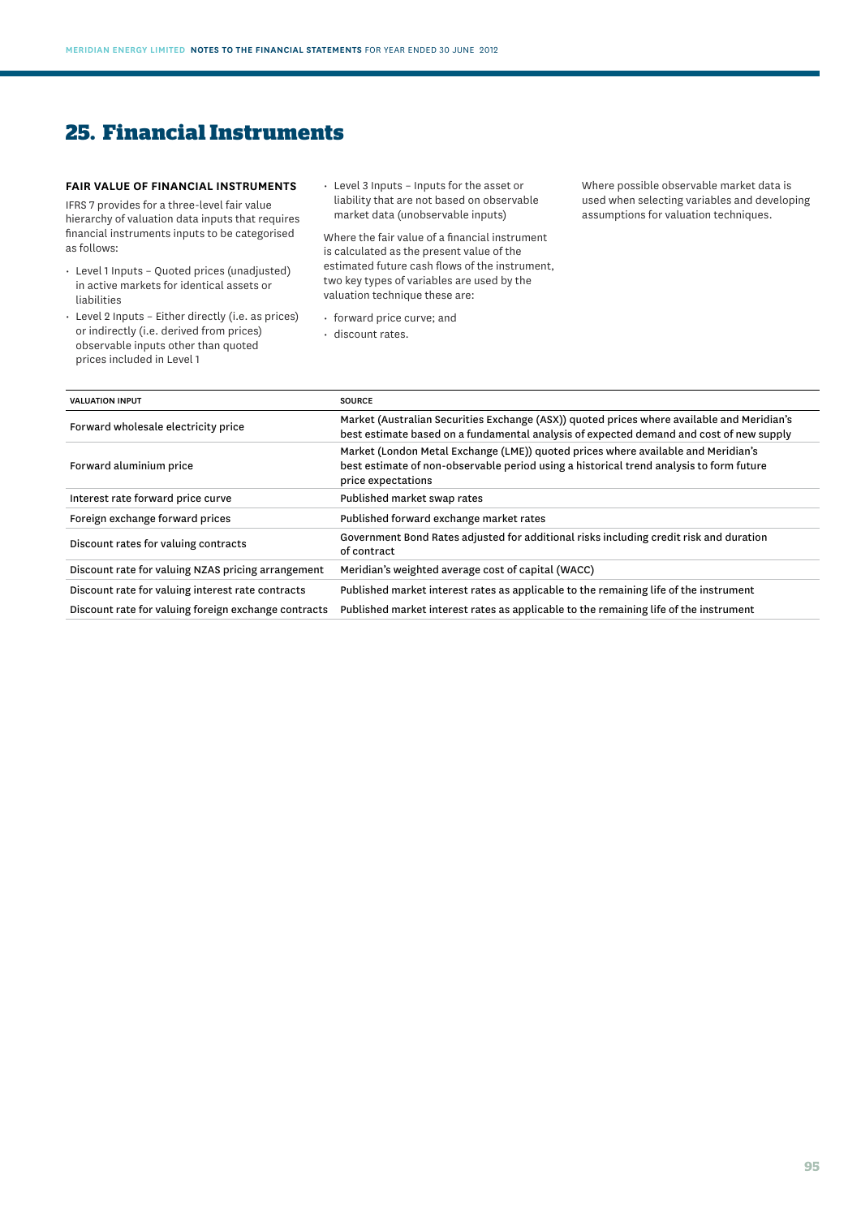# 25. Financial Instruments

### FAIR VALUE OF FINANCIAL INSTRUMENTS

IFRS 7 provides for a three-level fair value hierarchy of valuation data inputs that requires financial instruments inputs to be categorised as follows:

- Level 1 Inputs – Quoted prices (unadjusted) in active markets for identical assets or liabilities
- Level 2 Inputs – Either directly (i.e. as prices) or indirectly (i.e. derived from prices) observable inputs other than quoted prices included in Level 1
- Level 3 Inputs – Inputs for the asset or liability that are not based on observable market data (unobservable inputs)

Where the fair value of a financial instrument is calculated as the present value of the estimated future cash flows of the instrument, two key types of variables are used by the valuation technique these are:

- forward price curve; and
- discount rates.

Where possible observable market data is used when selecting variables and developing assumptions for valuation techniques.

| VALUATION INPUT | SOURCE |
|---|---|
| Forward wholesale electricity price | Market (Australian Securities Exchange (ASX)) quoted prices where available and Meridian's best estimate based on a fundamental analysis of expected demand and cost of new supply |
| Forward aluminium price | Market (London Metal Exchange (LME)) quoted prices where available and Meridian's best estimate of non-observable period using a historical trend analysis to form future price expectations |
| Interest rate forward price curve | Published market swap rates |
| Foreign exchange forward prices | Published forward exchange market rates |
| Discount rates for valuing contracts | Government Bond Rates adjusted for additional risks including credit risk and duration of contract |
| Discount rate for valuing NZAS pricing arrangement | Meridian's weighted average cost of capital (WACC) |
| Discount rate for valuing interest rate contracts | Published market interest rates as applicable to the remaining life of the instrument |
| Discount rate for valuing foreign exchange contracts | Published market interest rates as applicable to the remaining life of the instrument |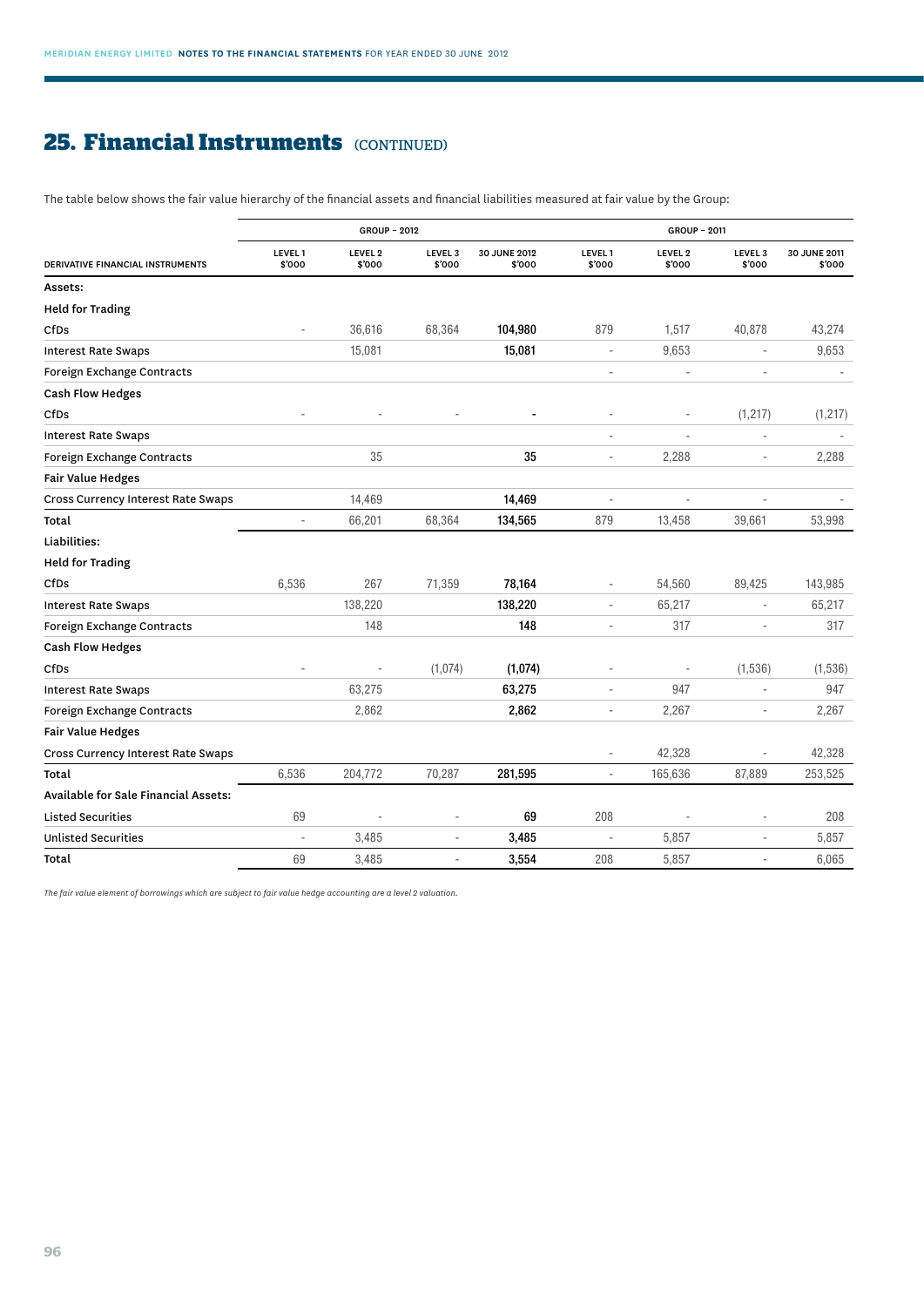## 25. Financial Instruments (CONTINUED)

The table below shows the fair value hierarchy of the financial assets and financial liabilities measured at fair value by the Group:

| | GROUP – 2012 | | | | GROUP – 2011 | | | |
|---|---|---|---|---|---|---|---|---|
| DERIVATIVE FINANCIAL INSTRUMENTS | LEVEL 1 $'000 | LEVEL 2 $'000 | LEVEL 3 $'000 | 30 JUNE 2012 $'000 | LEVEL 1 $'000 | LEVEL 2 $'000 | LEVEL 3 $'000 | 30 JUNE 2011 $'000 |
| **Assets:** | | | | | | | | |
| **Held for Trading** | | | | | | | | |
| CfDs | - | 36,616 | 68,364 | **104,980** | 879 | 1,517 | 40,878 | 43,274 |
| Interest Rate Swaps | | 15,081 | | **15,081** | - | 9,653 | - | 9,653 |
| Foreign Exchange Contracts | | | | | - | - | - | - |
| **Cash Flow Hedges** | | | | | | | | |
| CfDs | - | - | - | **-** | - | - | (1,217) | (1,217) |
| Interest Rate Swaps | | | | | - | - | - | - |
| Foreign Exchange Contracts | | 35 | | **35** | - | 2,288 | - | 2,288 |
| **Fair Value Hedges** | | | | | | | | |
| Cross Currency Interest Rate Swaps | | 14,469 | | **14,469** | - | - | - | - |
| **Total** | - | 66,201 | 68,364 | **134,565** | 879 | 13,458 | 39,661 | 53,998 |
| **Liabilities:** | | | | | | | | |
| **Held for Trading** | | | | | | | | |
| CfDs | 6,536 | 267 | 71,359 | **78,164** | - | 54,560 | 89,425 | 143,985 |
| Interest Rate Swaps | | 138,220 | | **138,220** | - | 65,217 | - | 65,217 |
| Foreign Exchange Contracts | | 148 | | **148** | - | 317 | - | 317 |
| **Cash Flow Hedges** | | | | | | | | |
| CfDs | - | - | (1,074) | **(1,074)** | - | - | (1,536) | (1,536) |
| Interest Rate Swaps | | 63,275 | | **63,275** | - | 947 | - | 947 |
| Foreign Exchange Contracts | | 2,862 | | **2,862** | - | 2,267 | - | 2,267 |
| **Fair Value Hedges** | | | | | | | | |
| Cross Currency Interest Rate Swaps | | | | | - | 42,328 | - | 42,328 |
| **Total** | 6,536 | 204,772 | 70,287 | **281,595** | - | 165,636 | 87,889 | 253,525 |
| **Available for Sale Financial Assets:** | | | | | | | | |
| Listed Securities | 69 | - | - | **69** | 208 | - | - | 208 |
| Unlisted Securities | - | 3,485 | - | **3,485** | - | 5,857 | - | 5,857 |
| **Total** | 69 | 3,485 | - | **3,554** | 208 | 5,857 | - | 6,065 |

*The fair value element of borrowings which are subject to fair value hedge accounting are a level 2 valuation.*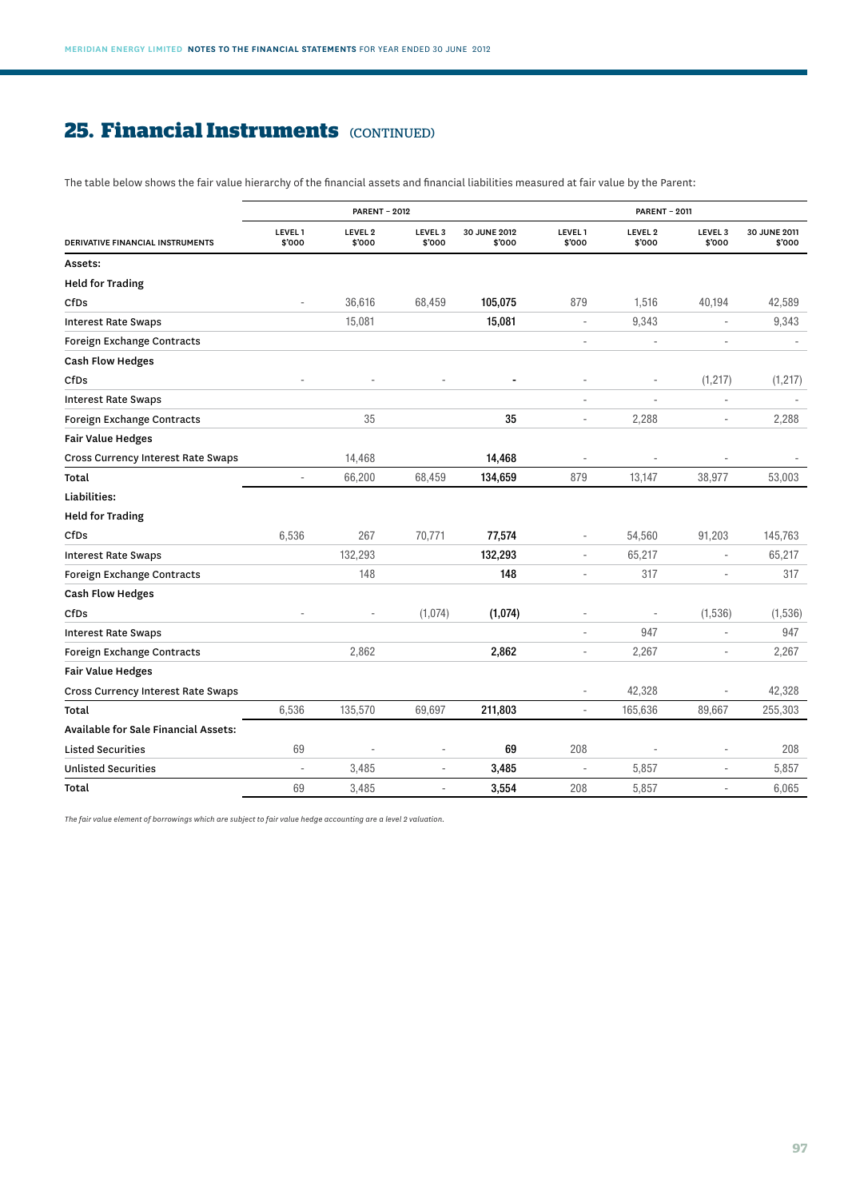## 25. Financial Instruments (CONTINUED)

The table below shows the fair value hierarchy of the financial assets and financial liabilities measured at fair value by the Parent:

| | PARENT – 2012 | | | | PARENT – 2011 | | | |
|---|---|---|---|---|---|---|---|---|
| DERIVATIVE FINANCIAL INSTRUMENTS | LEVEL 1 $'000 | LEVEL 2 $'000 | LEVEL 3 $'000 | 30 JUNE 2012 $'000 | LEVEL 1 $'000 | LEVEL 2 $'000 | LEVEL 3 $'000 | 30 JUNE 2011 $'000 |
| **Assets:** | | | | | | | | |
| **Held for Trading** | | | | | | | | |
| CfDs | - | 36,616 | 68,459 | **105,075** | 879 | 1,516 | 40,194 | 42,589 |
| Interest Rate Swaps | | 15,081 | | **15,081** | - | 9,343 | - | 9,343 |
| Foreign Exchange Contracts | | | | | - | - | - | - |
| **Cash Flow Hedges** | | | | | | | | |
| CfDs | - | - | - | **-** | - | - | (1,217) | (1,217) |
| Interest Rate Swaps | | | | | - | - | - | - |
| Foreign Exchange Contracts | | 35 | | **35** | - | 2,288 | - | 2,288 |
| **Fair Value Hedges** | | | | | | | | |
| Cross Currency Interest Rate Swaps | | 14,468 | | **14,468** | - | - | - | - |
| **Total** | - | 66,200 | 68,459 | **134,659** | 879 | 13,147 | 38,977 | 53,003 |
| **Liabilities:** | | | | | | | | |
| **Held for Trading** | | | | | | | | |
| CfDs | 6,536 | 267 | 70,771 | **77,574** | - | 54,560 | 91,203 | 145,763 |
| Interest Rate Swaps | | 132,293 | | **132,293** | - | 65,217 | - | 65,217 |
| Foreign Exchange Contracts | | 148 | | **148** | - | 317 | - | 317 |
| **Cash Flow Hedges** | | | | | | | | |
| CfDs | - | - | (1,074) | **(1,074)** | - | - | (1,536) | (1,536) |
| Interest Rate Swaps | | | | | - | 947 | - | 947 |
| Foreign Exchange Contracts | | 2,862 | | **2,862** | - | 2,267 | - | 2,267 |
| **Fair Value Hedges** | | | | | | | | |
| Cross Currency Interest Rate Swaps | | | | | - | 42,328 | - | 42,328 |
| **Total** | 6,536 | 135,570 | 69,697 | **211,803** | - | 165,636 | 89,667 | 255,303 |
| **Available for Sale Financial Assets:** | | | | | | | | |
| Listed Securities | 69 | - | - | **69** | 208 | - | - | 208 |
| Unlisted Securities | - | 3,485 | - | **3,485** | - | 5,857 | - | 5,857 |
| **Total** | 69 | 3,485 | - | **3,554** | 208 | 5,857 | - | 6,065 |

*The fair value element of borrowings which are subject to fair value hedge accounting are a level 2 valuation.*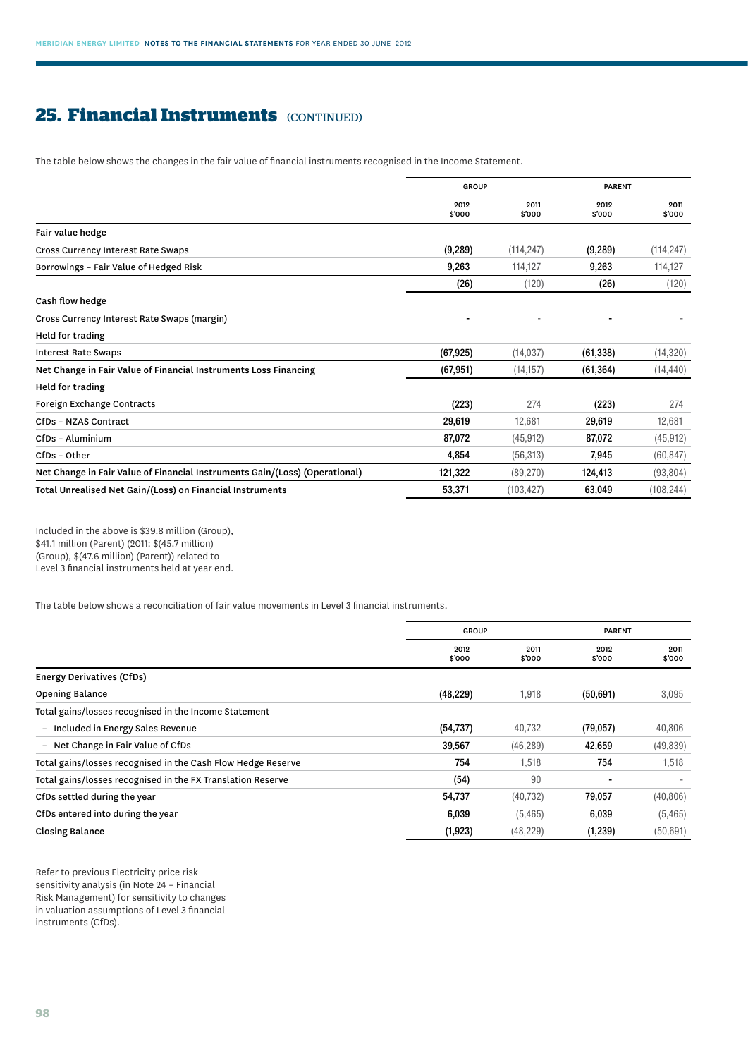## 25. Financial Instruments (CONTINUED)

The table below shows the changes in the fair value of financial instruments recognised in the Income Statement.

| | GROUP | | PARENT | |
|---|---|---|---|---|
| | 2012 $'000 | 2011 $'000 | 2012 $'000 | 2011 $'000 |
| **Fair value hedge** | | | | |
| Cross Currency Interest Rate Swaps | **(9,289)** | (114,247) | **(9,289)** | (114,247) |
| Borrowings – Fair Value of Hedged Risk | **9,263** | 114,127 | **9,263** | 114,127 |
| | **(26)** | (120) | **(26)** | (120) |
| **Cash flow hedge** | | | | |
| Cross Currency Interest Rate Swaps (margin) | **-** | - | **-** | - |
| **Held for trading** | | | | |
| Interest Rate Swaps | **(67,925)** | (14,037) | **(61,338)** | (14,320) |
| **Net Change in Fair Value of Financial Instruments Loss Financing** | **(67,951)** | (14,157) | **(61,364)** | (14,440) |
| **Held for trading** | | | | |
| Foreign Exchange Contracts | **(223)** | 274 | **(223)** | 274 |
| CfDs – NZAS Contract | **29,619** | 12,681 | **29,619** | 12,681 |
| CfDs – Aluminium | **87,072** | (45,912) | **87,072** | (45,912) |
| CfDs – Other | **4,854** | (56,313) | **7,945** | (60,847) |
| **Net Change in Fair Value of Financial Instruments Gain/(Loss) (Operational)** | **121,322** | (89,270) | **124,413** | (93,804) |
| **Total Unrealised Net Gain/(Loss) on Financial Instruments** | **53,371** | (103,427) | **63,049** | (108,244) |

Included in the above is $39.8 million (Group), $41.1 million (Parent) (2011: $(45.7 million) (Group), $(47.6 million) (Parent)) related to Level 3 financial instruments held at year end.

The table below shows a reconciliation of fair value movements in Level 3 financial instruments.

| | GROUP | | PARENT | |
|---|---|---|---|---|
| | 2012 $'000 | 2011 $'000 | 2012 $'000 | 2011 $'000 |
| **Energy Derivatives (CfDs)** | | | | |
| Opening Balance | **(48,229)** | 1,918 | **(50,691)** | 3,095 |
| Total gains/losses recognised in the Income Statement | | | | |
| – Included in Energy Sales Revenue | **(54,737)** | 40,732 | **(79,057)** | 40,806 |
| – Net Change in Fair Value of CfDs | **39,567** | (46,289) | **42,659** | (49,839) |
| Total gains/losses recognised in the Cash Flow Hedge Reserve | **754** | 1,518 | **754** | 1,518 |
| Total gains/losses recognised in the FX Translation Reserve | **(54)** | 90 | **-** | - |
| CfDs settled during the year | **54,737** | (40,732) | **79,057** | (40,806) |
| CfDs entered into during the year | **6,039** | (5,465) | **6,039** | (5,465) |
| **Closing Balance** | **(1,923)** | (48,229) | **(1,239)** | (50,691) |

Refer to previous Electricity price risk sensitivity analysis (in Note 24 – Financial Risk Management) for sensitivity to changes in valuation assumptions of Level 3 financial instruments (CfDs).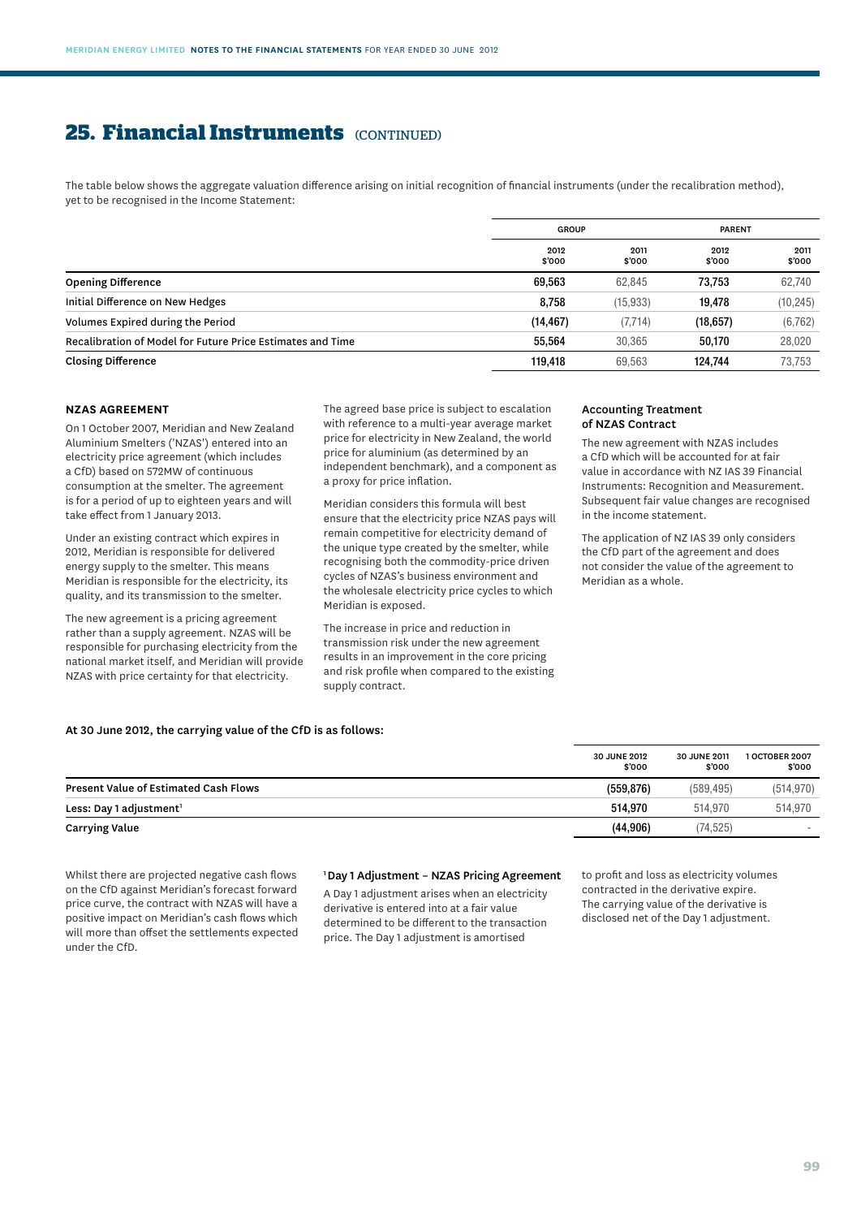# 25. Financial Instruments (CONTINUED)

The table below shows the aggregate valuation difference arising on initial recognition of financial instruments (under the recalibration method), yet to be recognised in the Income Statement:

| | GROUP | | PARENT | |
|---|---|---|---|---|
| | 2012 $'000 | 2011 $'000 | 2012 $'000 | 2011 $'000 |
| **Opening Difference** | **69,563** | 62,845 | **73,753** | 62,740 |
| Initial Difference on New Hedges | **8,758** | (15,933) | **19,478** | (10,245) |
| Volumes Expired during the Period | **(14,467)** | (7,714) | **(18,657)** | (6,762) |
| Recalibration of Model for Future Price Estimates and Time | **55,564** | 30,365 | **50,170** | 28,020 |
| **Closing Difference** | **119,418** | 69,563 | **124,744** | 73,753 |

### NZAS AGREEMENT

On 1 October 2007, Meridian and New Zealand Aluminium Smelters ('NZAS') entered into an electricity price agreement (which includes a CfD) based on 572MW of continuous consumption at the smelter. The agreement is for a period of up to eighteen years and will take effect from 1 January 2013.

Under an existing contract which expires in 2012, Meridian is responsible for delivered energy supply to the smelter. This means Meridian is responsible for the electricity, its quality, and its transmission to the smelter.

The new agreement is a pricing agreement rather than a supply agreement. NZAS will be responsible for purchasing electricity from the national market itself, and Meridian will provide NZAS with price certainty for that electricity.

The agreed base price is subject to escalation with reference to a multi-year average market price for electricity in New Zealand, the world price for aluminium (as determined by an independent benchmark), and a component as a proxy for price inflation.

Meridian considers this formula will best ensure that the electricity price NZAS pays will remain competitive for electricity demand of the unique type created by the smelter, while recognising both the commodity-price driven cycles of NZAS's business environment and the wholesale electricity price cycles to which Meridian is exposed.

The increase in price and reduction in transmission risk under the new agreement results in an improvement in the core pricing and risk profile when compared to the existing supply contract.

### Accounting Treatment of NZAS Contract

The new agreement with NZAS includes a CfD which will be accounted for at fair value in accordance with NZ IAS 39 Financial Instruments: Recognition and Measurement. Subsequent fair value changes are recognised in the income statement.

The application of NZ IAS 39 only considers the CfD part of the agreement and does not consider the value of the agreement to Meridian as a whole.

**At 30 June 2012, the carrying value of the CfD is as follows:**

| | 30 JUNE 2012 $'000 | 30 JUNE 2011 $'000 | 1 OCTOBER 2007 $'000 |
|---|---|---|---|
| Present Value of Estimated Cash Flows | **(559,876)** | (589,495) | (514,970) |
| Less: Day 1 adjustment[1] | **514,970** | 514,970 | 514,970 |
| **Carrying Value** | **(44,906)** | (74,525) | - |

Whilst there are projected negative cash flows on the CfD against Meridian's forecast forward price curve, the contract with NZAS will have a positive impact on Meridian's cash flows which will more than offset the settlements expected under the CfD.

[1] **Day 1 Adjustment – NZAS Pricing Agreement**

A Day 1 adjustment arises when an electricity derivative is entered into at a fair value determined to be different to the transaction price. The Day 1 adjustment is amortised to profit and loss as electricity volumes contracted in the derivative expire. The carrying value of the derivative is disclosed net of the Day 1 adjustment.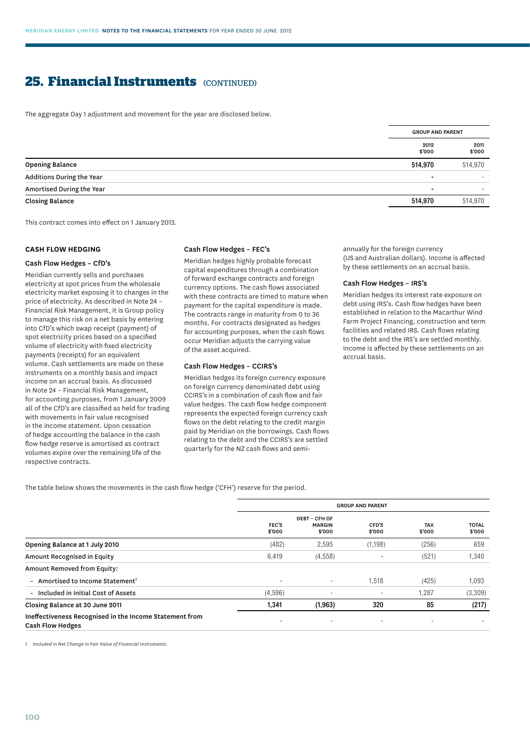# 25. Financial Instruments (CONTINUED)

The aggregate Day 1 adjustment and movement for the year are disclosed below.

| | GROUP AND PARENT | |
|---|---|---|
| | 2012 $'000 | 2011 $'000 |
| **Opening Balance** | **514,970** | 514,970 |
| Additions During the Year | - | - |
| Amortised During the Year | - | - |
| **Closing Balance** | **514,970** | 514,970 |

This contract comes into effect on 1 January 2013.

### CASH FLOW HEDGING

#### Cash Flow Hedges – CfD's

Meridian currently sells and purchases electricity at spot prices from the wholesale electricity market exposing it to changes in the price of electricity. As described in Note 24 – Financial Risk Management, it is Group policy to manage this risk on a net basis by entering into CfD's which swap receipt (payment) of spot electricity prices based on a specified volume of electricity with fixed electricity payments (receipts) for an equivalent volume. Cash settlements are made on these instruments on a monthly basis and impact income on an accrual basis. As discussed in Note 24 – Financial Risk Management, for accounting purposes, from 1 January 2009 all of the CfD's are classified as held for trading with movements in fair value recognised in the income statement. Upon cessation of hedge accounting the balance in the cash flow hedge reserve is amortised as contract volumes expire over the remaining life of the respective contracts.

#### Cash Flow Hedges – FEC's

Meridian hedges highly probable forecast capital expenditures through a combination of forward exchange contracts and foreign currency options. The cash flows associated with these contracts are timed to mature when payment for the capital expenditure is made. The contracts range in maturity from 0 to 36 months. For contracts designated as hedges for accounting purposes, when the cash flows occur Meridian adjusts the carrying value of the asset acquired.

#### Cash Flow Hedges – CCIRS's

Meridian hedges its foreign currency exposure on foreign currency denominated debt using CCIRS's in a combination of cash flow and fair value hedges. The cash flow hedge component represents the expected foreign currency cash flows on the debt relating to the credit margin paid by Meridian on the borrowings. Cash flows relating to the debt and the CCIRS's are settled quarterly for the NZ cash flows and semi-annually for the foreign currency (US and Australian dollars). Income is affected by these settlements on an accrual basis.

#### Cash Flow Hedges – IRS's

Meridian hedges its interest rate exposure on debt using IRS's. Cash flow hedges have been established in relation to the Macarthur Wind Farm Project Financing, construction and term facilities and related IRS. Cash flows relating to the debt and the IRS's are settled monthly. Income is affected by these settlements on an accrual basis.

The table below shows the movements in the cash flow hedge ('CFH') reserve for the period.

| | GROUP AND PARENT | | | | |
|---|---|---|---|---|---|
| | FEC'S $'000 | DEBT – CFH OF MARGIN $'000 | CFD'S $'000 | TAX $'000 | TOTAL $'000 |
| **Opening Balance at 1 July 2010** | (482) | 2,595 | (1,198) | (256) | 659 |
| **Amount Recognised in Equity** | 6,419 | (4,558) | - | (521) | 1,340 |
| **Amount Removed from Equity:** | | | | | |
| – Amortised to Income Statement[1] | - | - | 1,518 | (425) | 1,093 |
| – Included in Initial Cost of Assets | (4,596) | - | - | 1,287 | (3,309) |
| **Closing Balance at 30 June 2011** | **1,341** | **(1,963)** | **320** | **85** | **(217)** |
| **Ineffectiveness Recognised in the Income Statement from Cash Flow Hedges** | - | - | - | - | - |

1 *Included in Net Change in Fair Value of Financial Instruments.*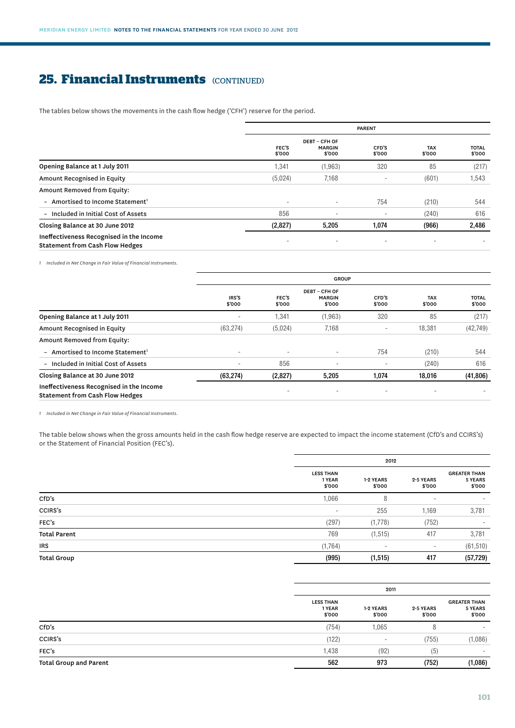## 25. Financial Instruments (CONTINUED)

The tables below shows the movements in the cash flow hedge ('CFH') reserve for the period.

| | PARENT | | | | |
|---|---|---|---|---|---|
| | FEC'S $'000 | DEBT – CFH OF MARGIN $'000 | CFD'S $'000 | TAX $'000 | TOTAL $'000 |
| **Opening Balance at 1 July 2011** | 1,341 | (1,963) | 320 | 85 | (217) |
| Amount Recognised in Equity | (5,024) | 7,168 | - | (601) | 1,543 |
| Amount Removed from Equity: | | | | | |
| – Amortised to Income Statement[1] | - | - | 754 | (210) | 544 |
| – Included in Initial Cost of Assets | 856 | - | - | (240) | 616 |
| **Closing Balance at 30 June 2012** | **(2,827)** | **5,205** | **1,074** | **(966)** | **2,486** |
| **Ineffectiveness Recognised in the Income Statement from Cash Flow Hedges** | - | - | - | - | - |

*1 Included in Net Change in Fair Value of Financial Instruments.*

| | GROUP | | | | | |
|---|---|---|---|---|---|---|
| | IRS'S $'000 | FEC'S $'000 | DEBT – CFH OF MARGIN $'000 | CFD'S $'000 | TAX $'000 | TOTAL $'000 |
| **Opening Balance at 1 July 2011** | - | 1,341 | (1,963) | 320 | 85 | (217) |
| Amount Recognised in Equity | (63,274) | (5,024) | 7,168 | - | 18,381 | (42,749) |
| Amount Removed from Equity: | | | | | | |
| – Amortised to Income Statement[1] | - | - | - | 754 | (210) | 544 |
| – Included in Initial Cost of Assets | - | 856 | - | - | (240) | 616 |
| **Closing Balance at 30 June 2012** | **(63,274)** | **(2,827)** | **5,205** | **1,074** | **18,016** | **(41,806)** |
| **Ineffectiveness Recognised in the Income Statement from Cash Flow Hedges** | | - | - | - | - | - |

*1 Included in Net Change in Fair Value of Financial Instruments.*

The table below shows when the gross amounts held in the cash flow hedge reserve are expected to impact the income statement (CfD's and CCIRS's) or the Statement of Financial Position (FEC's).

| | 2012 | | | |
|---|---|---|---|---|
| | LESS THAN 1 YEAR $'000 | 1-2 YEARS $'000 | 2-5 YEARS $'000 | GREATER THAN 5 YEARS $'000 |
| **CfD's** | 1,066 | 8 | - | - |
| **CCIRS's** | - | 255 | 1,169 | 3,781 |
| **FEC's** | (297) | (1,778) | (752) | - |
| **Total Parent** | 769 | (1,515) | 417 | 3,781 |
| **IRS** | (1,764) | - | - | (61,510) |
| **Total Group** | **(995)** | **(1,515)** | **417** | **(57,729)** |

| | 2011 | | | |
|---|---|---|---|---|
| | LESS THAN 1 YEAR $'000 | 1-2 YEARS $'000 | 2-5 YEARS $'000 | GREATER THAN 5 YEARS $'000 |
| **CfD's** | (754) | 1,065 | 8 | - |
| **CCIRS's** | (122) | - | (755) | (1,086) |
| **FEC's** | 1,438 | (92) | (5) | - |
| **Total Group and Parent** | **562** | **973** | **(752)** | **(1,086)** |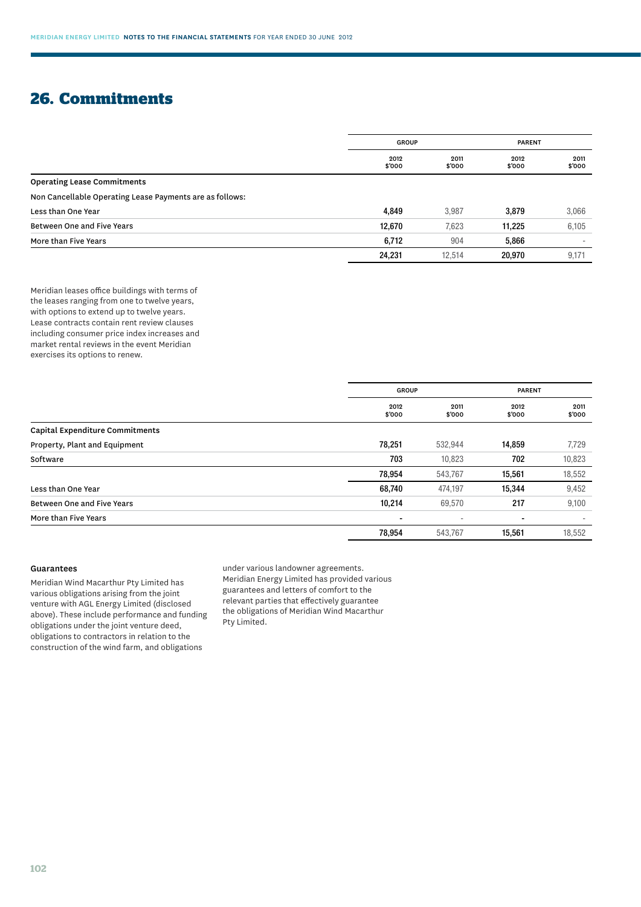## 26. Commitments

| | GROUP | | PARENT | |
|---|---|---|---|---|
| | 2012 $'000 | 2011 $'000 | 2012 $'000 | 2011 $'000 |
| **Operating Lease Commitments** | | | | |
| Non Cancellable Operating Lease Payments are as follows: | | | | |
| Less than One Year | **4,849** | 3,987 | **3,879** | 3,066 |
| Between One and Five Years | **12,670** | 7,623 | **11,225** | 6,105 |
| More than Five Years | **6,712** | 904 | **5,866** | - |
| | **24,231** | 12,514 | **20,970** | 9,171 |

Meridian leases office buildings with terms of the leases ranging from one to twelve years, with options to extend up to twelve years. Lease contracts contain rent review clauses including consumer price index increases and market rental reviews in the event Meridian exercises its options to renew.

| | GROUP | | PARENT | |
|---|---|---|---|---|
| | 2012 $'000 | 2011 $'000 | 2012 $'000 | 2011 $'000 |
| **Capital Expenditure Commitments** | | | | |
| Property, Plant and Equipment | **78,251** | 532,944 | **14,859** | 7,729 |
| Software | **703** | 10,823 | **702** | 10,823 |
| | **78,954** | 543,767 | **15,561** | 18,552 |
| Less than One Year | **68,740** | 474,197 | **15,344** | 9,452 |
| Between One and Five Years | **10,214** | 69,570 | **217** | 9,100 |
| More than Five Years | **-** | - | **-** | - |
| | **78,954** | 543,767 | **15,561** | 18,552 |

### Guarantees

Meridian Wind Macarthur Pty Limited has various obligations arising from the joint venture with AGL Energy Limited (disclosed above). These include performance and funding obligations under the joint venture deed, obligations to contractors in relation to the construction of the wind farm, and obligations under various landowner agreements. Meridian Energy Limited has provided various guarantees and letters of comfort to the relevant parties that effectively guarantee the obligations of Meridian Wind Macarthur Pty Limited.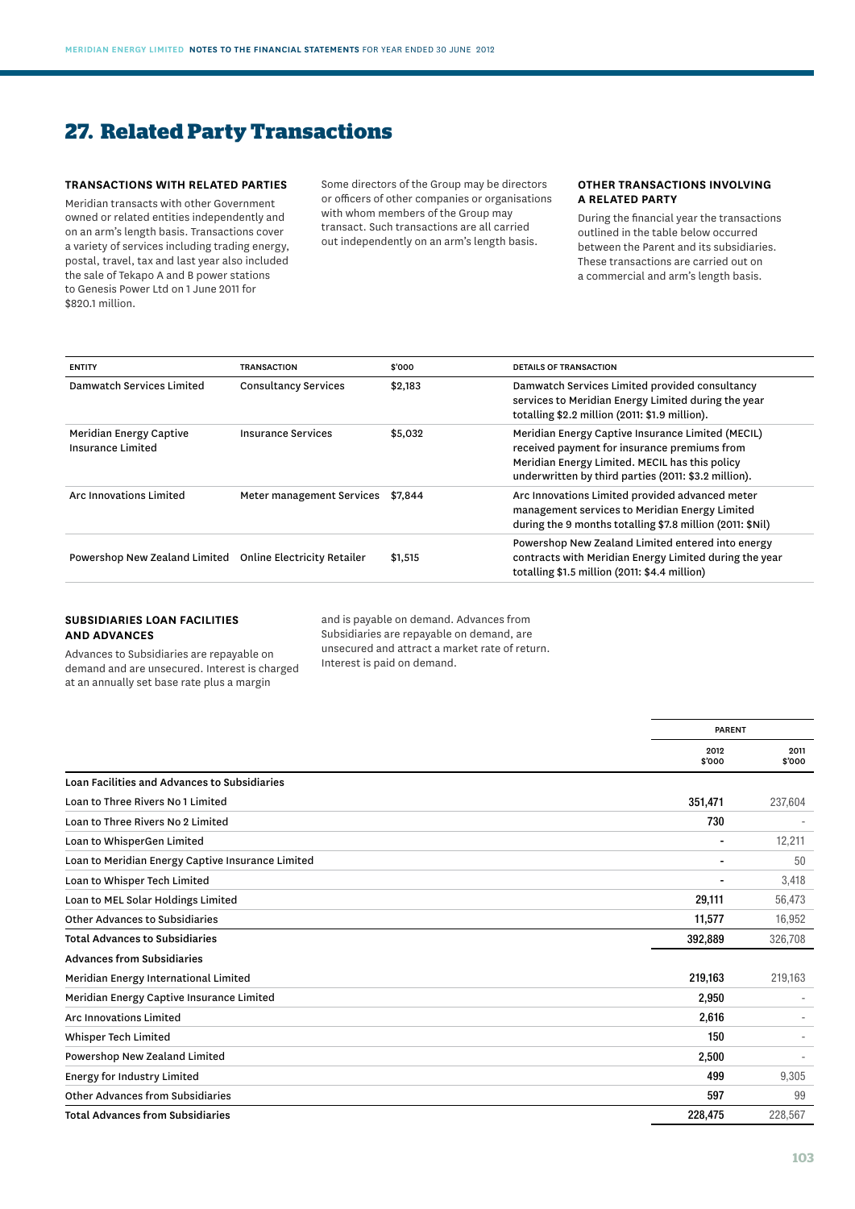# 27. Related Party Transactions

### TRANSACTIONS WITH RELATED PARTIES

Meridian transacts with other Government owned or related entities independently and on an arm's length basis. Transactions cover a variety of services including trading energy, postal, travel, tax and last year also included the sale of Tekapo A and B power stations to Genesis Power Ltd on 1 June 2011 for $820.1 million.

Some directors of the Group may be directors or officers of other companies or organisations with whom members of the Group may transact. Such transactions are all carried out independently on an arm's length basis.

### OTHER TRANSACTIONS INVOLVING A RELATED PARTY

During the financial year the transactions outlined in the table below occurred between the Parent and its subsidiaries. These transactions are carried out on a commercial and arm's length basis.

| ENTITY | TRANSACTION | $'000 | DETAILS OF TRANSACTION |
|---|---|---|---|
| Damwatch Services Limited | Consultancy Services | $2,183 | Damwatch Services Limited provided consultancy services to Meridian Energy Limited during the year totalling $2.2 million (2011: $1.9 million). |
| Meridian Energy Captive Insurance Limited | Insurance Services | $5,032 | Meridian Energy Captive Insurance Limited (MECIL) received payment for insurance premiums from Meridian Energy Limited. MECIL has this policy underwritten by third parties (2011: $3.2 million). |
| Arc Innovations Limited | Meter management Services | $7,844 | Arc Innovations Limited provided advanced meter management services to Meridian Energy Limited during the 9 months totalling $7.8 million (2011: $Nil) |
| Powershop New Zealand Limited | Online Electricity Retailer | $1,515 | Powershop New Zealand Limited entered into energy contracts with Meridian Energy Limited during the year totalling $1.5 million (2011: $4.4 million) |

### SUBSIDIARIES LOAN FACILITIES AND ADVANCES

Advances to Subsidiaries are repayable on demand and are unsecured. Interest is charged at an annually set base rate plus a margin and is payable on demand. Advances from Subsidiaries are repayable on demand, are unsecured and attract a market rate of return. Interest is paid on demand.

| | PARENT | |
|---|---|---|
| | 2012 $'000 | 2011 $'000 |
| **Loan Facilities and Advances to Subsidiaries** | | |
| Loan to Three Rivers No 1 Limited | 351,471 | 237,604 |
| Loan to Three Rivers No 2 Limited | 730 | - |
| Loan to WhisperGen Limited | - | 12,211 |
| Loan to Meridian Energy Captive Insurance Limited | - | 50 |
| Loan to Whisper Tech Limited | - | 3,418 |
| Loan to MEL Solar Holdings Limited | 29,111 | 56,473 |
| Other Advances to Subsidiaries | 11,577 | 16,952 |
| **Total Advances to Subsidiaries** | 392,889 | 326,708 |
| **Advances from Subsidiaries** | | |
| Meridian Energy International Limited | 219,163 | 219,163 |
| Meridian Energy Captive Insurance Limited | 2,950 | - |
| Arc Innovations Limited | 2,616 | - |
| Whisper Tech Limited | 150 | - |
| Powershop New Zealand Limited | 2,500 | - |
| Energy for Industry Limited | 499 | 9,305 |
| Other Advances from Subsidiaries | 597 | 99 |
| **Total Advances from Subsidiaries** | 228,475 | 228,567 |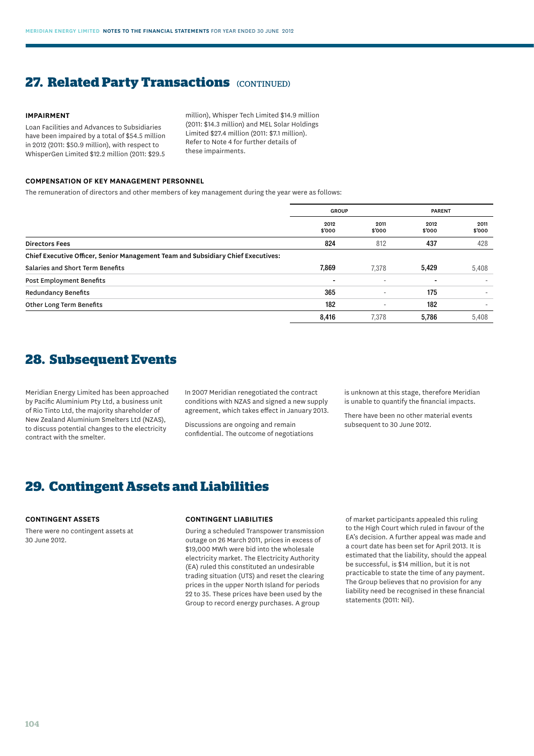## 27. Related Party Transactions (CONTINUED)

### IMPAIRMENT

Loan Facilities and Advances to Subsidiaries have been impaired by a total of $54.5 million in 2012 (2011: $50.9 million), with respect to WhisperGen Limited $12.2 million (2011: $29.5 million), Whisper Tech Limited $14.9 million (2011: $14.3 million) and MEL Solar Holdings Limited $27.4 million (2011: $7.1 million). Refer to Note 4 for further details of these impairments.

### COMPENSATION OF KEY MANAGEMENT PERSONNEL

The remuneration of directors and other members of key management during the year were as follows:

| | GROUP | | PARENT | |
|---|---|---|---|---|
| | 2012 $'000 | 2011 $'000 | 2012 $'000 | 2011 $'000 |
| Directors Fees | **824** | 812 | **437** | 428 |
| Chief Executive Officer, Senior Management Team and Subsidiary Chief Executives: | | | | |
| Salaries and Short Term Benefits | **7,869** | 7,378 | **5,429** | 5,408 |
| Post Employment Benefits | **-** | - | **-** | - |
| Redundancy Benefits | **365** | - | **175** | - |
| Other Long Term Benefits | **182** | - | **182** | - |
| | **8,416** | 7,378 | **5,786** | 5,408 |

## 28. Subsequent Events

Meridian Energy Limited has been approached by Pacific Aluminium Pty Ltd, a business unit of Rio Tinto Ltd, the majority shareholder of New Zealand Aluminium Smelters Ltd (NZAS), to discuss potential changes to the electricity contract with the smelter.

In 2007 Meridian renegotiated the contract conditions with NZAS and signed a new supply agreement, which takes effect in January 2013.

Discussions are ongoing and remain confidential. The outcome of negotiations is unknown at this stage, therefore Meridian is unable to quantify the financial impacts.

There have been no other material events subsequent to 30 June 2012.

## 29. Contingent Assets and Liabilities

### CONTINGENT ASSETS

There were no contingent assets at 30 June 2012.

### CONTINGENT LIABILITIES

During a scheduled Transpower transmission outage on 26 March 2011, prices in excess of $19,000 MWh were bid into the wholesale electricity market. The Electricity Authority (EA) ruled this constituted an undesirable trading situation (UTS) and reset the clearing prices in the upper North Island for periods 22 to 35. These prices have been used by the Group to record energy purchases. A group of market participants appealed this ruling to the High Court which ruled in favour of the EA's decision. A further appeal was made and a court date has been set for April 2013. It is estimated that the liability, should the appeal be successful, is $14 million, but it is not practicable to state the time of any payment. The Group believes that no provision for any liability need be recognised in these financial statements (2011: Nil).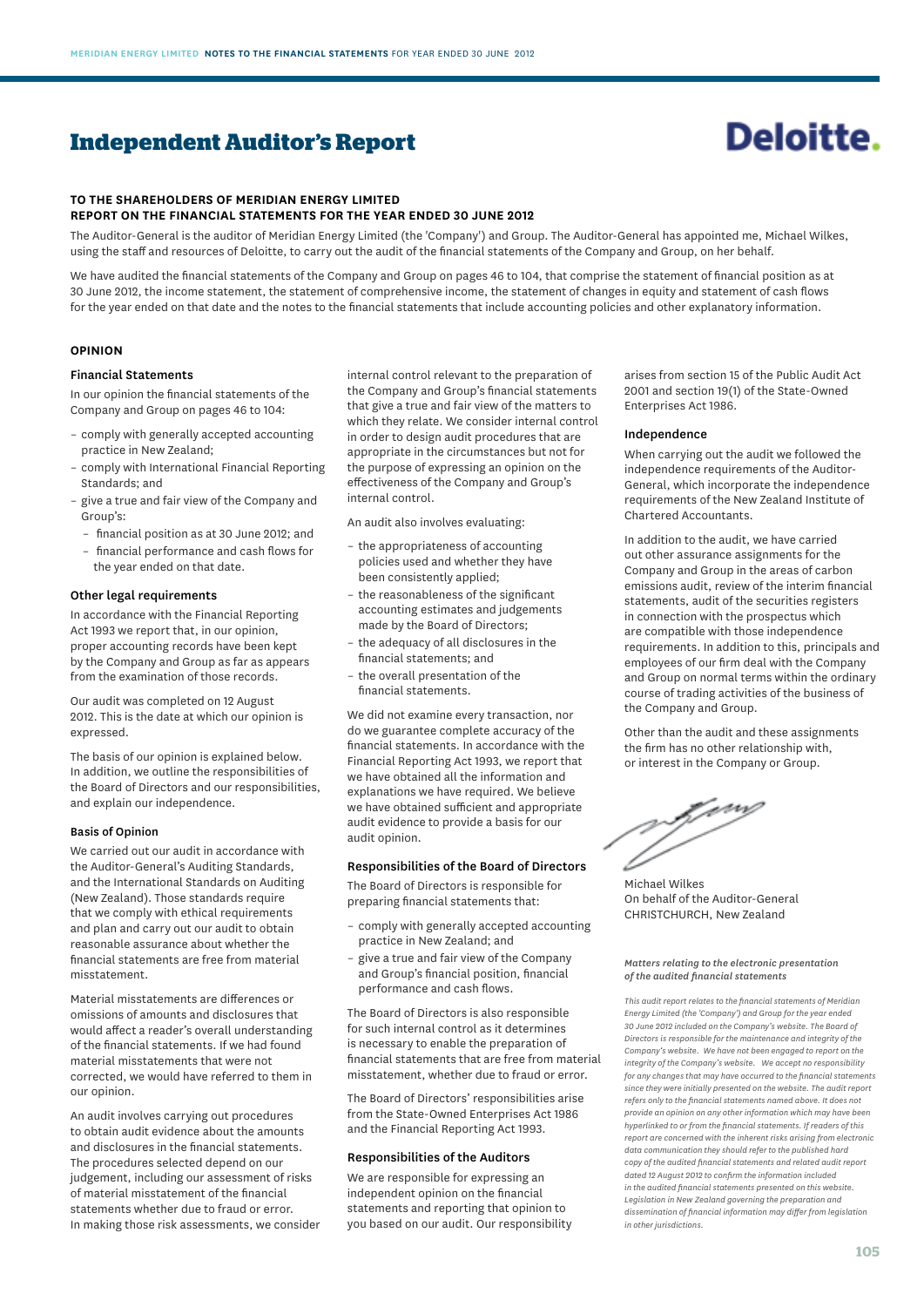# Independent Auditor's Report

Deloitte.

**TO THE SHAREHOLDERS OF MERIDIAN ENERGY LIMITED**
**REPORT ON THE FINANCIAL STATEMENTS FOR THE YEAR ENDED 30 JUNE 2012**

The Auditor-General is the auditor of Meridian Energy Limited (the 'Company') and Group. The Auditor-General has appointed me, Michael Wilkes, using the staff and resources of Deloitte, to carry out the audit of the financial statements of the Company and Group, on her behalf.

We have audited the financial statements of the Company and Group on pages 46 to 104, that comprise the statement of financial position as at 30 June 2012, the income statement, the statement of comprehensive income, the statement of changes in equity and statement of cash flows for the year ended on that date and the notes to the financial statements that include accounting policies and other explanatory information.

## OPINION

### Financial Statements

In our opinion the financial statements of the Company and Group on pages 46 to 104:

- comply with generally accepted accounting practice in New Zealand;
- comply with International Financial Reporting Standards; and
- give a true and fair view of the Company and Group's:
  - financial position as at 30 June 2012; and
  - financial performance and cash flows for the year ended on that date.

### Other legal requirements

In accordance with the Financial Reporting Act 1993 we report that, in our opinion, proper accounting records have been kept by the Company and Group as far as appears from the examination of those records.

Our audit was completed on 12 August 2012. This is the date at which our opinion is expressed.

The basis of our opinion is explained below. In addition, we outline the responsibilities of the Board of Directors and our responsibilities, and explain our independence.

### Basis of Opinion

We carried out our audit in accordance with the Auditor-General's Auditing Standards, and the International Standards on Auditing (New Zealand). Those standards require that we comply with ethical requirements and plan and carry out our audit to obtain reasonable assurance about whether the financial statements are free from material misstatement.

Material misstatements are differences or omissions of amounts and disclosures that would affect a reader's overall understanding of the financial statements. If we had found material misstatements that were not corrected, we would have referred to them in our opinion.

An audit involves carrying out procedures to obtain audit evidence about the amounts and disclosures in the financial statements. The procedures selected depend on our judgement, including our assessment of risks of material misstatement of the financial statements whether due to fraud or error. In making those risk assessments, we consider internal control relevant to the preparation of the Company and Group's financial statements that give a true and fair view of the matters to which they relate. We consider internal control in order to design audit procedures that are appropriate in the circumstances but not for the purpose of expressing an opinion on the effectiveness of the Company and Group's internal control.

An audit also involves evaluating:

- the appropriateness of accounting policies used and whether they have been consistently applied;
- the reasonableness of the significant accounting estimates and judgements made by the Board of Directors;
- the adequacy of all disclosures in the financial statements; and
- the overall presentation of the financial statements.

We did not examine every transaction, nor do we guarantee complete accuracy of the financial statements. In accordance with the Financial Reporting Act 1993, we report that we have obtained all the information and explanations we have required. We believe we have obtained sufficient and appropriate audit evidence to provide a basis for our audit opinion.

### Responsibilities of the Board of Directors

The Board of Directors is responsible for preparing financial statements that:

- comply with generally accepted accounting practice in New Zealand; and
- give a true and fair view of the Company and Group's financial position, financial performance and cash flows.

The Board of Directors is also responsible for such internal control as it determines is necessary to enable the preparation of financial statements that are free from material misstatement, whether due to fraud or error.

The Board of Directors' responsibilities arise from the State-Owned Enterprises Act 1986 and the Financial Reporting Act 1993.

### Responsibilities of the Auditors

We are responsible for expressing an independent opinion on the financial statements and reporting that opinion to you based on our audit. Our responsibility arises from section 15 of the Public Audit Act 2001 and section 19(1) of the State-Owned Enterprises Act 1986.

### Independence

When carrying out the audit we followed the independence requirements of the Auditor-General, which incorporate the independence requirements of the New Zealand Institute of Chartered Accountants.

In addition to the audit, we have carried out other assurance assignments for the Company and Group in the areas of carbon emissions audit, review of the interim financial statements, audit of the securities registers in connection with the prospectus which are compatible with those independence requirements. In addition to this, principals and employees of our firm deal with the Company and Group on normal terms within the ordinary course of trading activities of the business of the Company and Group.

Other than the audit and these assignments the firm has no other relationship with, or interest in the Company or Group.

Michael Wilkes
On behalf of the Auditor-General
CHRISTCHURCH, New Zealand

***Matters relating to the electronic presentation of the audited financial statements***

*This audit report relates to the financial statements of Meridian Energy Limited (the 'Company') and Group for the year ended 30 June 2012 included on the Company's website. The Board of Directors is responsible for the maintenance and integrity of the Company's website. We have not been engaged to report on the integrity of the Company's website. We accept no responsibility for any changes that may have occurred to the financial statements since they were initially presented on the website. The audit report refers only to the financial statements named above. It does not provide an opinion on any other information which may have been hyperlinked to or from the financial statements. If readers of this report are concerned with the inherent risks arising from electronic data communication they should refer to the published hard copy of the audited financial statements and related audit report dated 12 August 2012 to confirm the information included in the audited financial statements presented on this website. Legislation in New Zealand governing the preparation and dissemination of financial information may differ from legislation in other jurisdictions.*